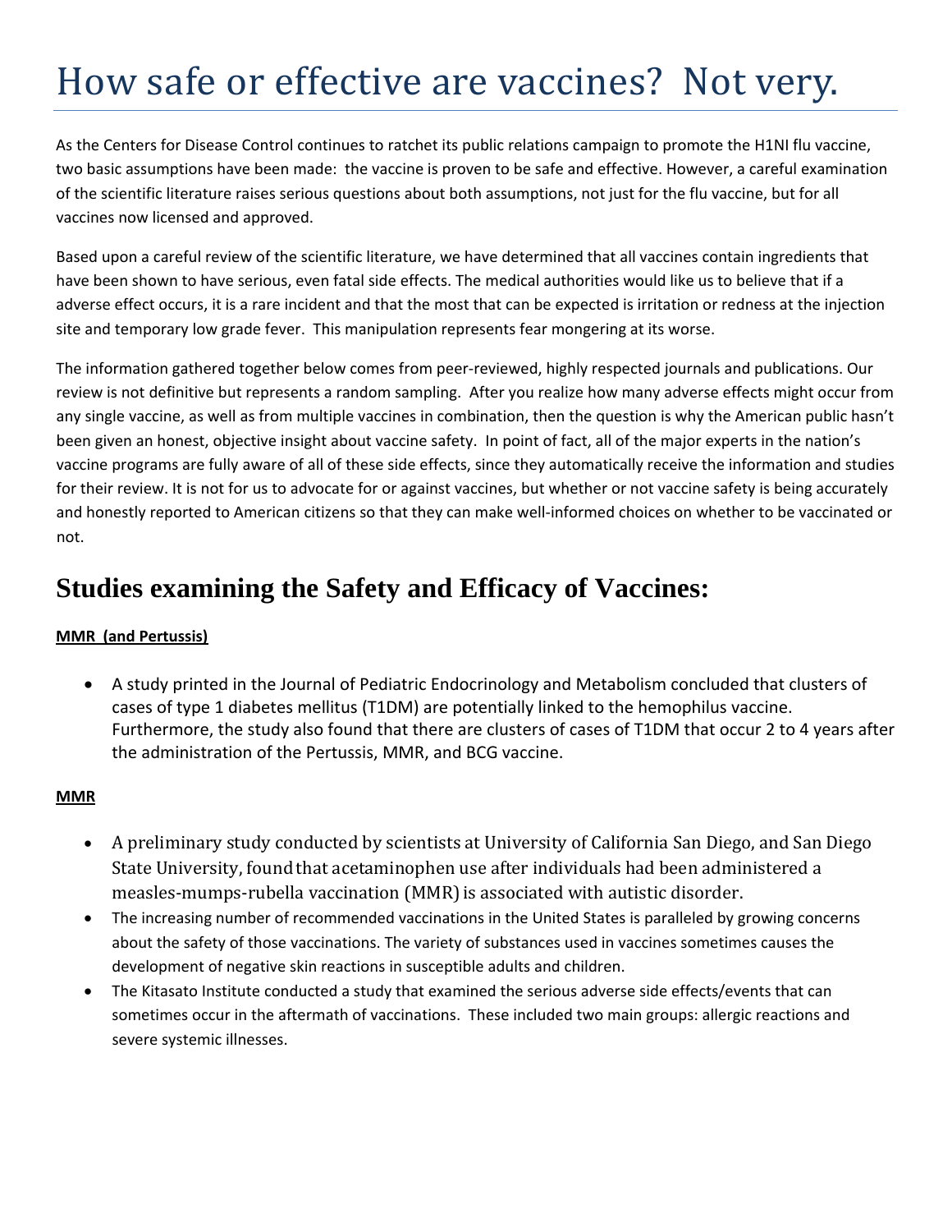# How safe or effective are vaccines? Not very.

As the Centers for Disease Control continues to ratchet its public relations campaign to promote the H1NI flu vaccine, two basic assumptions have been made: the vaccine is proven to be safe and effective. However, a careful examination of the scientific literature raises serious questions about both assumptions, not just for the flu vaccine, but for all vaccines now licensed and approved.

Based upon a careful review of the scientific literature, we have determined that all vaccines contain ingredients that have been shown to have serious, even fatal side effects. The medical authorities would like us to believe that if a adverse effect occurs, it is a rare incident and that the most that can be expected is irritation or redness at the injection site and temporary low grade fever. This manipulation represents fear mongering at its worse.

The information gathered together below comes from peer-reviewed, highly respected journals and publications. Our review is not definitive but represents a random sampling. After you realize how many adverse effects might occur from any single vaccine, as well as from multiple vaccines in combination, then the question is why the American public hasn't been given an honest, objective insight about vaccine safety. In point of fact, all of the major experts in the nation's vaccine programs are fully aware of all of these side effects, since they automatically receive the information and studies for their review. It is not for us to advocate for or against vaccines, but whether or not vaccine safety is being accurately and honestly reported to American citizens so that they can make well-informed choices on whether to be vaccinated or not.

## Studies examining the Safety and Efficacy of Vaccines:

**MMR (and Pertussis)**

- A study printed in the Journal of Pediatric Endocrinology and Metabolism concluded that clusters of cases of type 1 diabetes mellitus (T1DM) are potentially linked to the hemophilus vaccine. Furthermore, the study also found that there are clusters of cases of T1DM that occur 2 to 4 years after the administration of the Pertussis, MMR, and BCG vaccine.

**MMR**

- A preliminary study conducted by scientists at University of California San Diego, and San Diego State University, found that acetaminophen use after individuals had been administered a measles-mumps-rubella vaccination (MMR) is associated with autistic disorder.
- The increasing number of recommended vaccinations in the United States is paralleled by growing concerns about the safety of those vaccinations. The variety of substances used in vaccines sometimes causes the development of negative skin reactions in susceptible adults and children.
- The Kitasato Institute conducted a study that examined the serious adverse side effects/events that can sometimes occur in the aftermath of vaccinations. These included two main groups: allergic reactions and severe systemic illnesses.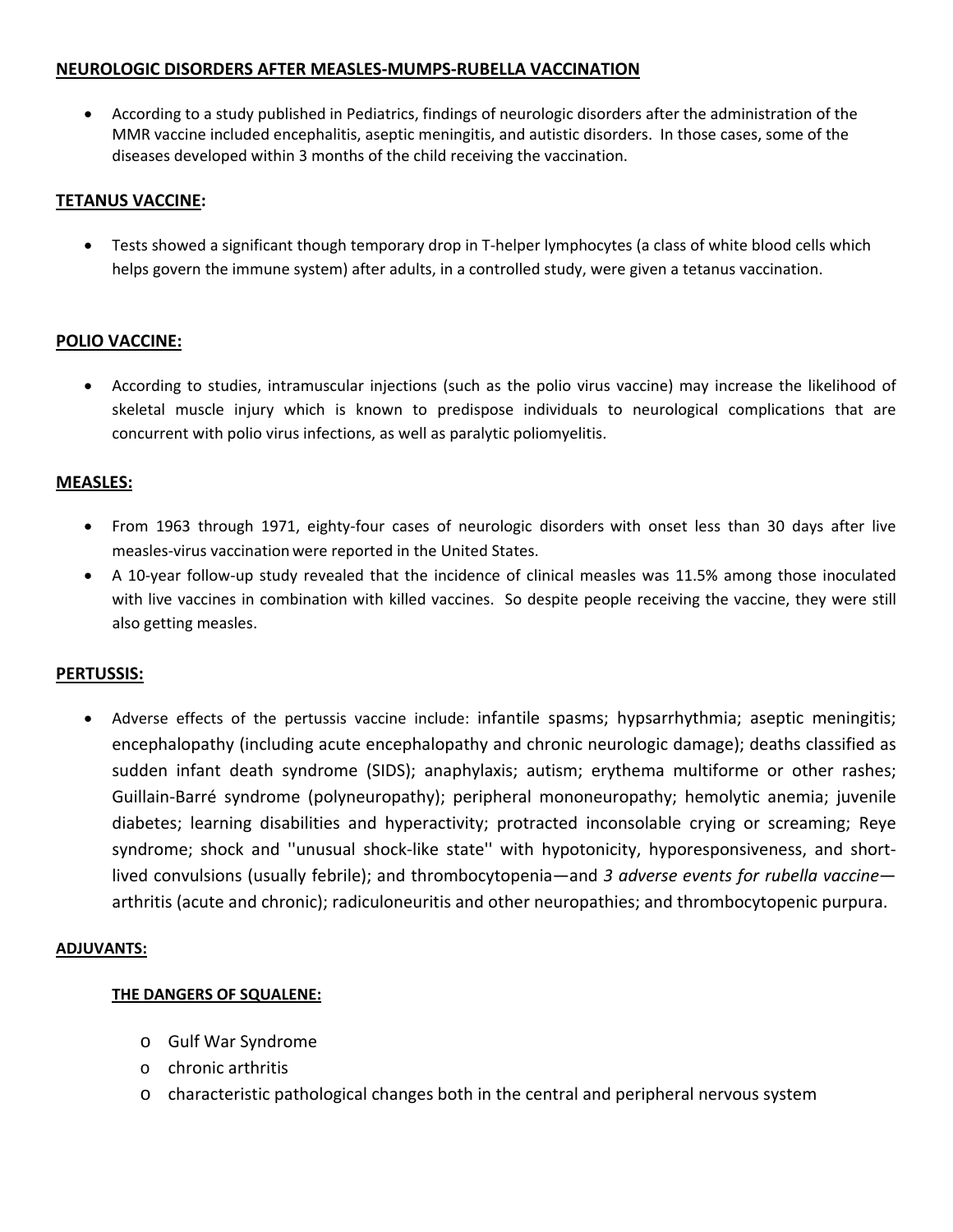## NEURLOGIC DISORDERS AFTER MEASLES-MUMPS-RUBELLA VACCINATION

- According to a study published in Pediatrics, findings of neurologic disorders after the administration of the MMR vaccine included encephalitis, aseptic meningitis, and autistic disorders. In those cases, some of the diseases developed within 3 months of the child receiving the vaccination.

## TETANUS VACCINE:

- Tests showed a significant though temporary drop in T-helper lymphocytes (a class of white blood cells which helps govern the immune system) after adults, in a controlled study, were given a tetanus vaccination.

## POLIO VACCINE:

- According to studies, intramuscular injections (such as the polio virus vaccine) may increase the likelihood of skeletal muscle injury which is known to predispose individuals to neurological complications that are concurrent with polio virus infections, as well as paralytic poliomyelitis.

## MEASLES:

- From 1963 through 1971, eighty-four cases of neurologic disorders with onset less than 30 days after live measles-virus vaccination were reported in the United States.
- A 10-year follow-up study revealed that the incidence of clinical measles was 11.5% among those inoculated with live vaccines in combination with killed vaccines. So despite people receiving the vaccine, they were still also getting measles.

## PERTUSSIS:

- Adverse effects of the pertussis vaccine include: infantile spasms; hypsarrhythmia; aseptic meningitis; encephalopathy (including acute encephalopathy and chronic neurologic damage); deaths classified as sudden infant death syndrome (SIDS); anaphylaxis; autism; erythema multiforme or other rashes; Guillain-Barré syndrome (polyneuropathy); peripheral mononeuropathy; hemolytic anemia; juvenile diabetes; learning disabilities and hyperactivity; protracted inconsolable crying or screaming; Reye syndrome; shock and ''unusual shock-like state'' with hypotonicity, hyporesponsiveness, and short-lived convulsions (usually febrile); and thrombocytopenia—and *3 adverse events for rubella vaccine*—arthritis (acute and chronic); radiculoneuritis and other neuropathies; and thrombocytopenic purpura.

## ADJUVANTS:

### THE DANGERS OF SQUALENE:

- Gulf War Syndrome
- chronic arthritis
- characteristic pathological changes both in the central and peripheral nervous system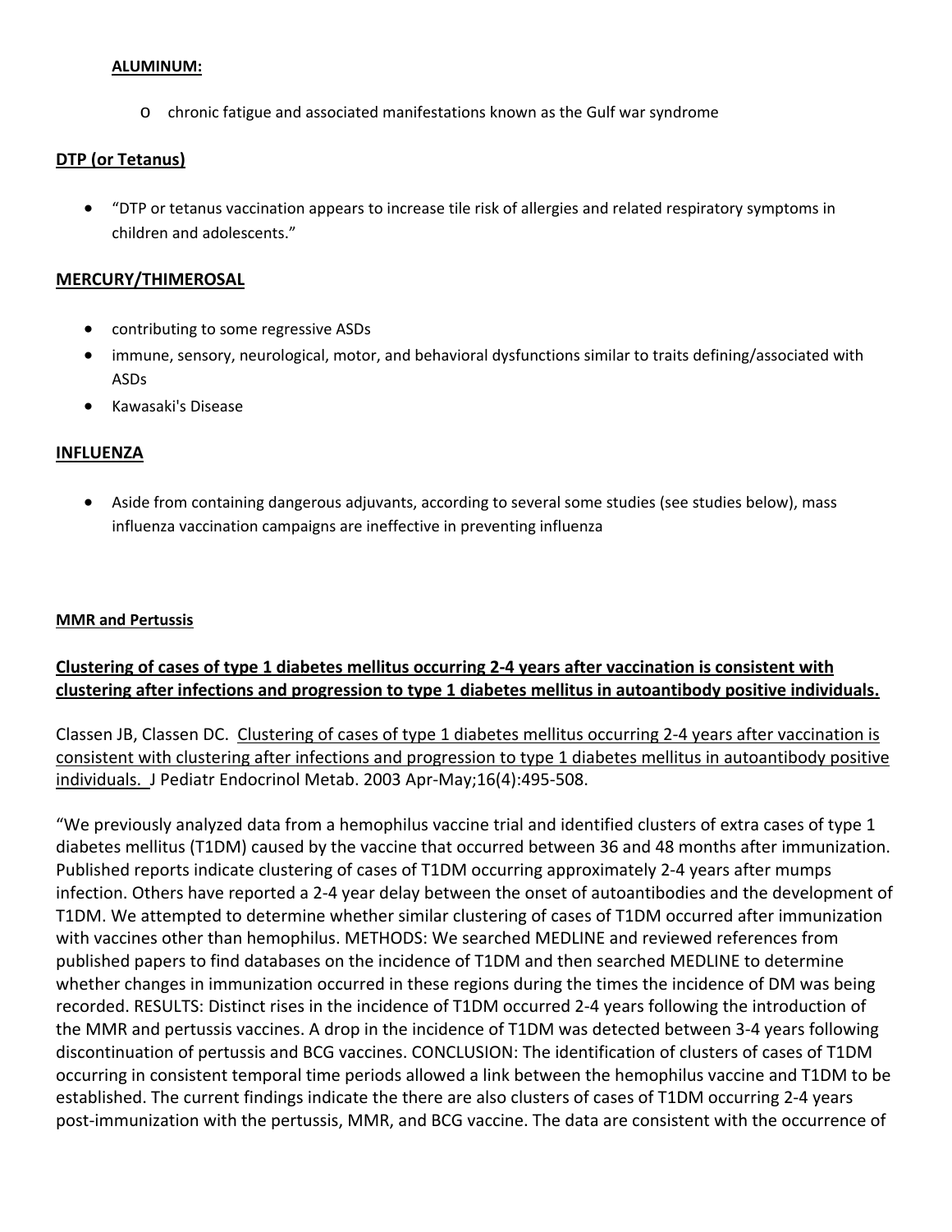**ALUMINUM:**

- chronic fatigue and associated manifestations known as the Gulf war syndrome

**DTP (or Tetanus)**

- "DTP or tetanus vaccination appears to increase tile risk of allergies and related respiratory symptoms in children and adolescents."

**MERCURY/THIMEROSAL**

- contributing to some regressive ASDs
- immune, sensory, neurological, motor, and behavioral dysfunctions similar to traits defining/associated with ASDs
- Kawasaki's Disease

**INFLUENZA**

- Aside from containing dangerous adjuvants, according to several some studies (see studies below), mass influenza vaccination campaigns are ineffective in preventing influenza

**MMR and Pertussis**

### Clustering of cases of type 1 diabetes mellitus occurring 2-4 years after vaccination is consistent with clustering after infections and progression to type 1 diabetes mellitus in autoantibody positive individuals.

Classen JB, Classen DC. Clustering of cases of type 1 diabetes mellitus occurring 2-4 years after vaccination is consistent with clustering after infections and progression to type 1 diabetes mellitus in autoantibody positive individuals. J Pediatr Endocrinol Metab. 2003 Apr-May;16(4):495-508.

"We previously analyzed data from a hemophilus vaccine trial and identified clusters of extra cases of type 1 diabetes mellitus (T1DM) caused by the vaccine that occurred between 36 and 48 months after immunization. Published reports indicate clustering of cases of T1DM occurring approximately 2-4 years after mumps infection. Others have reported a 2-4 year delay between the onset of autoantibodies and the development of T1DM. We attempted to determine whether similar clustering of cases of T1DM occurred after immunization with vaccines other than hemophilus. METHODS: We searched MEDLINE and reviewed references from published papers to find databases on the incidence of T1DM and then searched MEDLINE to determine whether changes in immunization occurred in these regions during the times the incidence of DM was being recorded. RESULTS: Distinct rises in the incidence of T1DM occurred 2-4 years following the introduction of the MMR and pertussis vaccines. A drop in the incidence of T1DM was detected between 3-4 years following discontinuation of pertussis and BCG vaccines. CONCLUSION: The identification of clusters of cases of T1DM occurring in consistent temporal time periods allowed a link between the hemophilus vaccine and T1DM to be established. The current findings indicate the there are also clusters of cases of T1DM occurring 2-4 years post-immunization with the pertussis, MMR, and BCG vaccine. The data are consistent with the occurrence of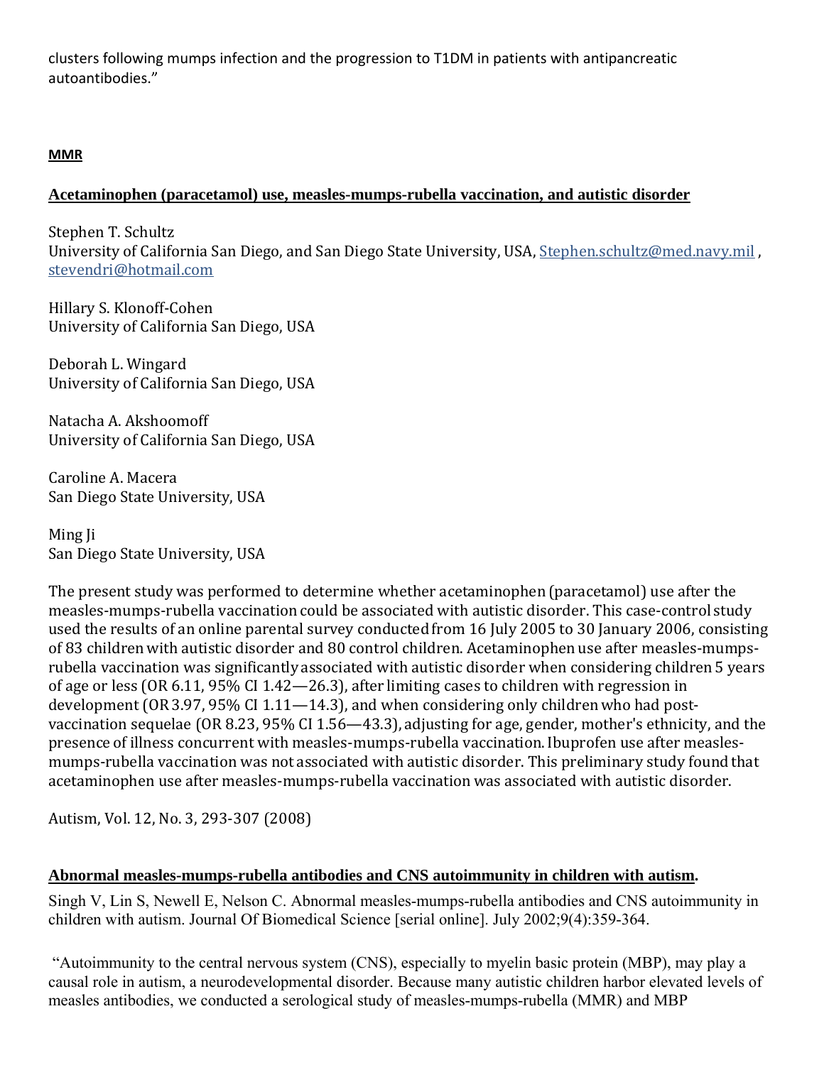clusters following mumps infection and the progression to T1DM in patients with antipancreatic autoantibodies."

**MMR**

**Acetaminophen (paracetamol) use, measles-mumps-rubella vaccination, and autistic disorder**

Stephen T. Schultz
University of California San Diego, and San Diego State University, USA, Stephen.schultz@med.navy.mil , stevendri@hotmail.com

Hillary S. Klonoff-Cohen
University of California San Diego, USA

Deborah L. Wingard
University of California San Diego, USA

Natacha A. Akshoomoff
University of California San Diego, USA

Caroline A. Macera
San Diego State University, USA

Ming Ji
San Diego State University, USA

The present study was performed to determine whether acetaminophen (paracetamol) use after the measles-mumps-rubella vaccination could be associated with autistic disorder. This case-control study used the results of an online parental survey conducted from 16 July 2005 to 30 January 2006, consisting of 83 children with autistic disorder and 80 control children. Acetaminophen use after measles-mumps-rubella vaccination was significantly associated with autistic disorder when considering children 5 years of age or less (OR 6.11, 95% CI 1.42—26.3), after limiting cases to children with regression in development (OR 3.97, 95% CI 1.11—14.3), and when considering only children who had post-vaccination sequelae (OR 8.23, 95% CI 1.56—43.3), adjusting for age, gender, mother's ethnicity, and the presence of illness concurrent with measles-mumps-rubella vaccination. Ibuprofen use after measles-mumps-rubella vaccination was not associated with autistic disorder. This preliminary study found that acetaminophen use after measles-mumps-rubella vaccination was associated with autistic disorder.

Autism, Vol. 12, No. 3, 293-307 (2008)

**Abnormal measles-mumps-rubella antibodies and CNS autoimmunity in children with autism.**

Singh V, Lin S, Newell E, Nelson C. Abnormal measles-mumps-rubella antibodies and CNS autoimmunity in children with autism. Journal Of Biomedical Science [serial online]. July 2002;9(4):359-364.

"Autoimmunity to the central nervous system (CNS), especially to myelin basic protein (MBP), may play a causal role in autism, a neurodevelopmental disorder. Because many autistic children harbor elevated levels of measles antibodies, we conducted a serological study of measles-mumps-rubella (MMR) and MBP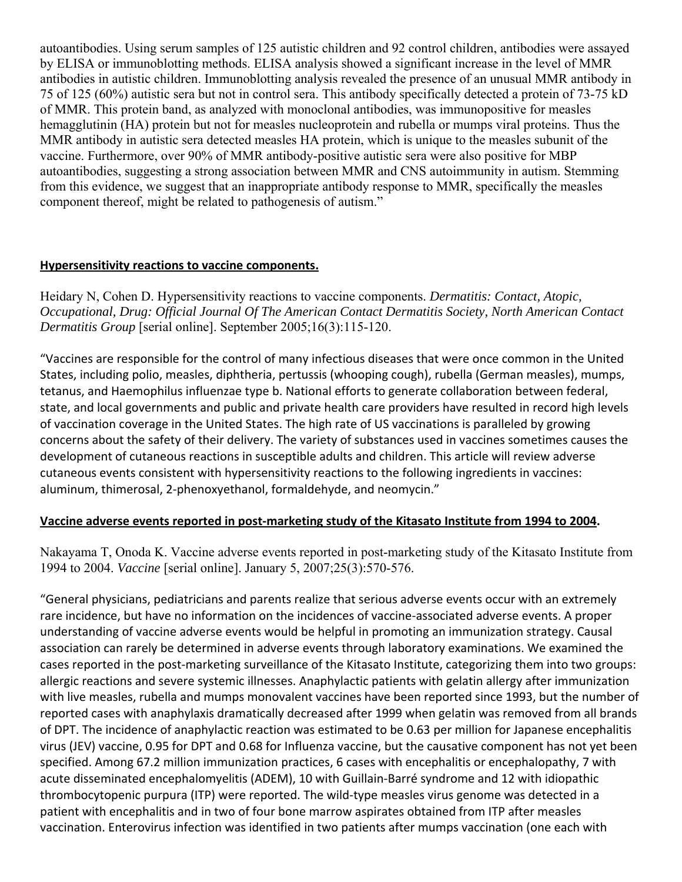autoantibodies. Using serum samples of 125 autistic children and 92 control children, antibodies were assayed by ELISA or immunoblotting methods. ELISA analysis showed a significant increase in the level of MMR antibodies in autistic children. Immunoblotting analysis revealed the presence of an unusual MMR antibody in 75 of 125 (60%) autistic sera but not in control sera. This antibody specifically detected a protein of 73-75 kD of MMR. This protein band, as analyzed with monoclonal antibodies, was immunopositive for measles hemagglutinin (HA) protein but not for measles nucleoprotein and rubella or mumps viral proteins. Thus the MMR antibody in autistic sera detected measles HA protein, which is unique to the measles subunit of the vaccine. Furthermore, over 90% of MMR antibody-positive autistic sera were also positive for MBP autoantibodies, suggesting a strong association between MMR and CNS autoimmunity in autism. Stemming from this evidence, we suggest that an inappropriate antibody response to MMR, specifically the measles component thereof, might be related to pathogenesis of autism."

**Hypersensitivity reactions to vaccine components.**

Heidary N, Cohen D. Hypersensitivity reactions to vaccine components. *Dermatitis: Contact, Atopic, Occupational, Drug: Official Journal Of The American Contact Dermatitis Society, North American Contact Dermatitis Group* [serial online]. September 2005;16(3):115-120.

"Vaccines are responsible for the control of many infectious diseases that were once common in the United States, including polio, measles, diphtheria, pertussis (whooping cough), rubella (German measles), mumps, tetanus, and Haemophilus influenzae type b. National efforts to generate collaboration between federal, state, and local governments and public and private health care providers have resulted in record high levels of vaccination coverage in the United States. The high rate of US vaccinations is paralleled by growing concerns about the safety of their delivery. The variety of substances used in vaccines sometimes causes the development of cutaneous reactions in susceptible adults and children. This article will review adverse cutaneous events consistent with hypersensitivity reactions to the following ingredients in vaccines: aluminum, thimerosal, 2-phenoxyethanol, formaldehyde, and neomycin."

**Vaccine adverse events reported in post-marketing study of the Kitasato Institute from 1994 to 2004.**

Nakayama T, Onoda K. Vaccine adverse events reported in post-marketing study of the Kitasato Institute from 1994 to 2004. *Vaccine* [serial online]. January 5, 2007;25(3):570-576.

"General physicians, pediatricians and parents realize that serious adverse events occur with an extremely rare incidence, but have no information on the incidences of vaccine-associated adverse events. A proper understanding of vaccine adverse events would be helpful in promoting an immunization strategy. Causal association can rarely be determined in adverse events through laboratory examinations. We examined the cases reported in the post-marketing surveillance of the Kitasato Institute, categorizing them into two groups: allergic reactions and severe systemic illnesses. Anaphylactic patients with gelatin allergy after immunization with live measles, rubella and mumps monovalent vaccines have been reported since 1993, but the number of reported cases with anaphylaxis dramatically decreased after 1999 when gelatin was removed from all brands of DPT. The incidence of anaphylactic reaction was estimated to be 0.63 per million for Japanese encephalitis virus (JEV) vaccine, 0.95 for DPT and 0.68 for Influenza vaccine, but the causative component has not yet been specified. Among 67.2 million immunization practices, 6 cases with encephalitis or encephalopathy, 7 with acute disseminated encephalomyelitis (ADEM), 10 with Guillain-Barré syndrome and 12 with idiopathic thrombocytopenic purpura (ITP) were reported. The wild-type measles virus genome was detected in a patient with encephalitis and in two of four bone marrow aspirates obtained from ITP after measles vaccination. Enterovirus infection was identified in two patients after mumps vaccination (one each with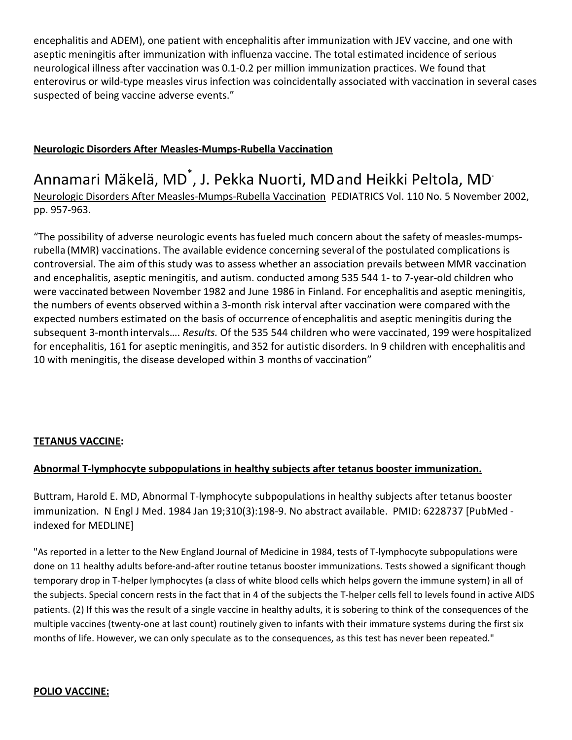encephalitis and ADEM), one patient with encephalitis after immunization with JEV vaccine, and one with aseptic meningitis after immunization with influenza vaccine. The total estimated incidence of serious neurological illness after vaccination was 0.1-0.2 per million immunization practices. We found that enterovirus or wild-type measles virus infection was coincidentally associated with vaccination in several cases suspected of being vaccine adverse events."

**Neurologic Disorders After Measles-Mumps-Rubella Vaccination**

# Annamari Mäkelä, MD*, J. Pekka Nuorti, MD and Heikki Peltola, MD·

Neurologic Disorders After Measles-Mumps-Rubella Vaccination PEDIATRICS Vol. 110 No. 5 November 2002, pp. 957-963.

"The possibility of adverse neurologic events has fueled much concern about the safety of measles-mumps-rubella (MMR) vaccinations. The available evidence concerning several of the postulated complications is controversial. The aim of this study was to assess whether an association prevails between MMR vaccination and encephalitis, aseptic meningitis, and autism. conducted among 535 544 1- to 7-year-old children who were vaccinated between November 1982 and June 1986 in Finland. For encephalitis and aseptic meningitis, the numbers of events observed within a 3-month risk interval after vaccination were compared with the expected numbers estimated on the basis of occurrence of encephalitis and aseptic meningitis during the subsequent 3-month intervals…. *Results.* Of the 535 544 children who were vaccinated, 199 were hospitalized for encephalitis, 161 for aseptic meningitis, and 352 for autistic disorders. In 9 children with encephalitis and 10 with meningitis, the disease developed within 3 months of vaccination"

**TETANUS VACCINE:**

**Abnormal T-lymphocyte subpopulations in healthy subjects after tetanus booster immunization.**

Buttram, Harold E. MD, Abnormal T-lymphocyte subpopulations in healthy subjects after tetanus booster immunization. N Engl J Med. 1984 Jan 19;310(3):198-9. No abstract available. PMID: 6228737 [PubMed - indexed for MEDLINE]

"As reported in a letter to the New England Journal of Medicine in 1984, tests of T-lymphocyte subpopulations were done on 11 healthy adults before-and-after routine tetanus booster immunizations. Tests showed a significant though temporary drop in T-helper lymphocytes (a class of white blood cells which helps govern the immune system) in all of the subjects. Special concern rests in the fact that in 4 of the subjects the T-helper cells fell to levels found in active AIDS patients. (2) If this was the result of a single vaccine in healthy adults, it is sobering to think of the consequences of the multiple vaccines (twenty-one at last count) routinely given to infants with their immature systems during the first six months of life. However, we can only speculate as to the consequences, as this test has never been repeated."

**POLIO VACCINE:**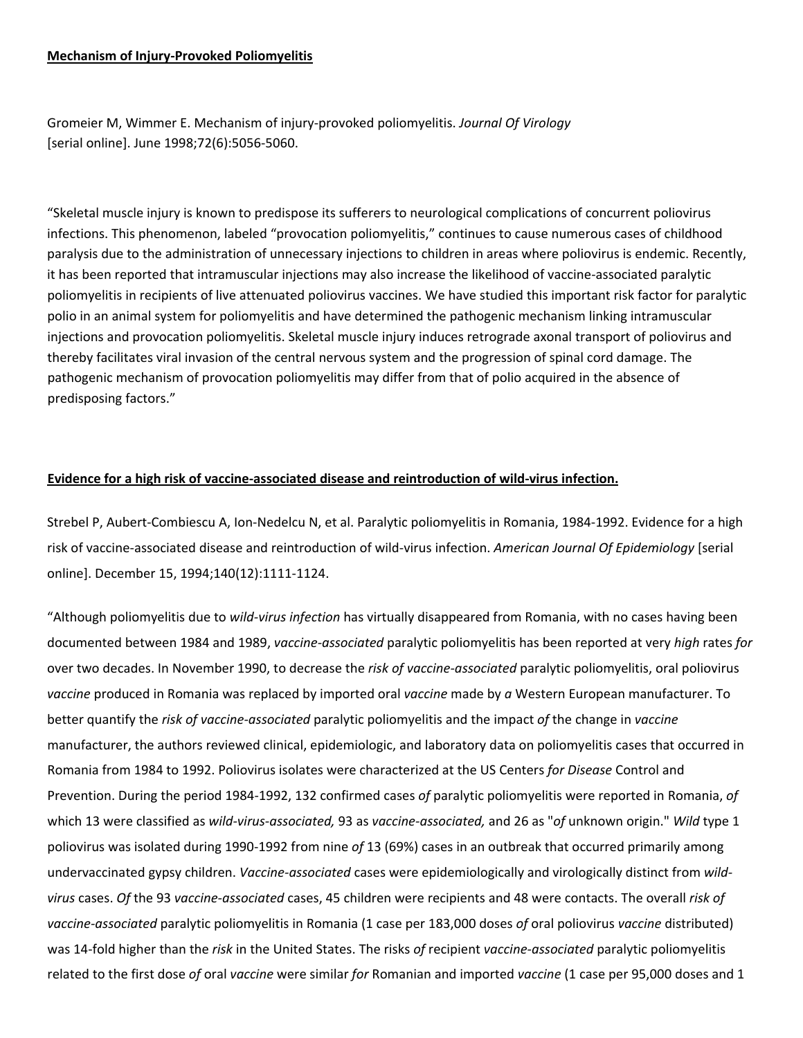**Mechanism of Injury-Provoked Poliomyelitis**

Gromeier M, Wimmer E. Mechanism of injury-provoked poliomyelitis. *Journal Of Virology* [serial online]. June 1998;72(6):5056-5060.

“Skeletal muscle injury is known to predispose its sufferers to neurological complications of concurrent poliovirus infections. This phenomenon, labeled “provocation poliomyelitis,” continues to cause numerous cases of childhood paralysis due to the administration of unnecessary injections to children in areas where poliovirus is endemic. Recently, it has been reported that intramuscular injections may also increase the likelihood of vaccine-associated paralytic poliomyelitis in recipients of live attenuated poliovirus vaccines. We have studied this important risk factor for paralytic polio in an animal system for poliomyelitis and have determined the pathogenic mechanism linking intramuscular injections and provocation poliomyelitis. Skeletal muscle injury induces retrograde axonal transport of poliovirus and thereby facilitates viral invasion of the central nervous system and the progression of spinal cord damage. The pathogenic mechanism of provocation poliomyelitis may differ from that of polio acquired in the absence of predisposing factors.”

**Evidence for a high risk of vaccine-associated disease and reintroduction of wild-virus infection.**

Strebel P, Aubert-Combiescu A, Ion-Nedelcu N, et al. Paralytic poliomyelitis in Romania, 1984-1992. Evidence for a high risk of vaccine-associated disease and reintroduction of wild-virus infection. *American Journal Of Epidemiology* [serial online]. December 15, 1994;140(12):1111-1124.

“Although poliomyelitis due to *wild-virus infection* has virtually disappeared from Romania, with no cases having been documented between 1984 and 1989, *vaccine-associated* paralytic poliomyelitis has been reported at very *high* rates *for* over two decades. In November 1990, to decrease the *risk of vaccine-associated* paralytic poliomyelitis, oral poliovirus *vaccine* produced in Romania was replaced by imported oral *vaccine* made by *a* Western European manufacturer. To better quantify the *risk of vaccine-associated* paralytic poliomyelitis and the impact *of* the change in *vaccine* manufacturer, the authors reviewed clinical, epidemiologic, and laboratory data on poliomyelitis cases that occurred in Romania from 1984 to 1992. Poliovirus isolates were characterized at the US Centers *for Disease* Control and Prevention. During the period 1984-1992, 132 confirmed cases *of* paralytic poliomyelitis were reported in Romania, *of* which 13 were classified as *wild-virus-associated,* 93 as *vaccine-associated,* and 26 as "*of* unknown origin." *Wild* type 1 poliovirus was isolated during 1990-1992 from nine *of* 13 (69%) cases in an outbreak that occurred primarily among undervaccinated gypsy children. *Vaccine-associated* cases were epidemiologically and virologically distinct from *wild-virus* cases. *Of* the 93 *vaccine-associated* cases, 45 children were recipients and 48 were contacts. The overall *risk of vaccine-associated* paralytic poliomyelitis in Romania (1 case per 183,000 doses *of* oral poliovirus *vaccine* distributed) was 14-fold higher than the *risk* in the United States. The risks *of* recipient *vaccine-associated* paralytic poliomyelitis related to the first dose *of* oral *vaccine* were similar *for* Romanian and imported *vaccine* (1 case per 95,000 doses and 1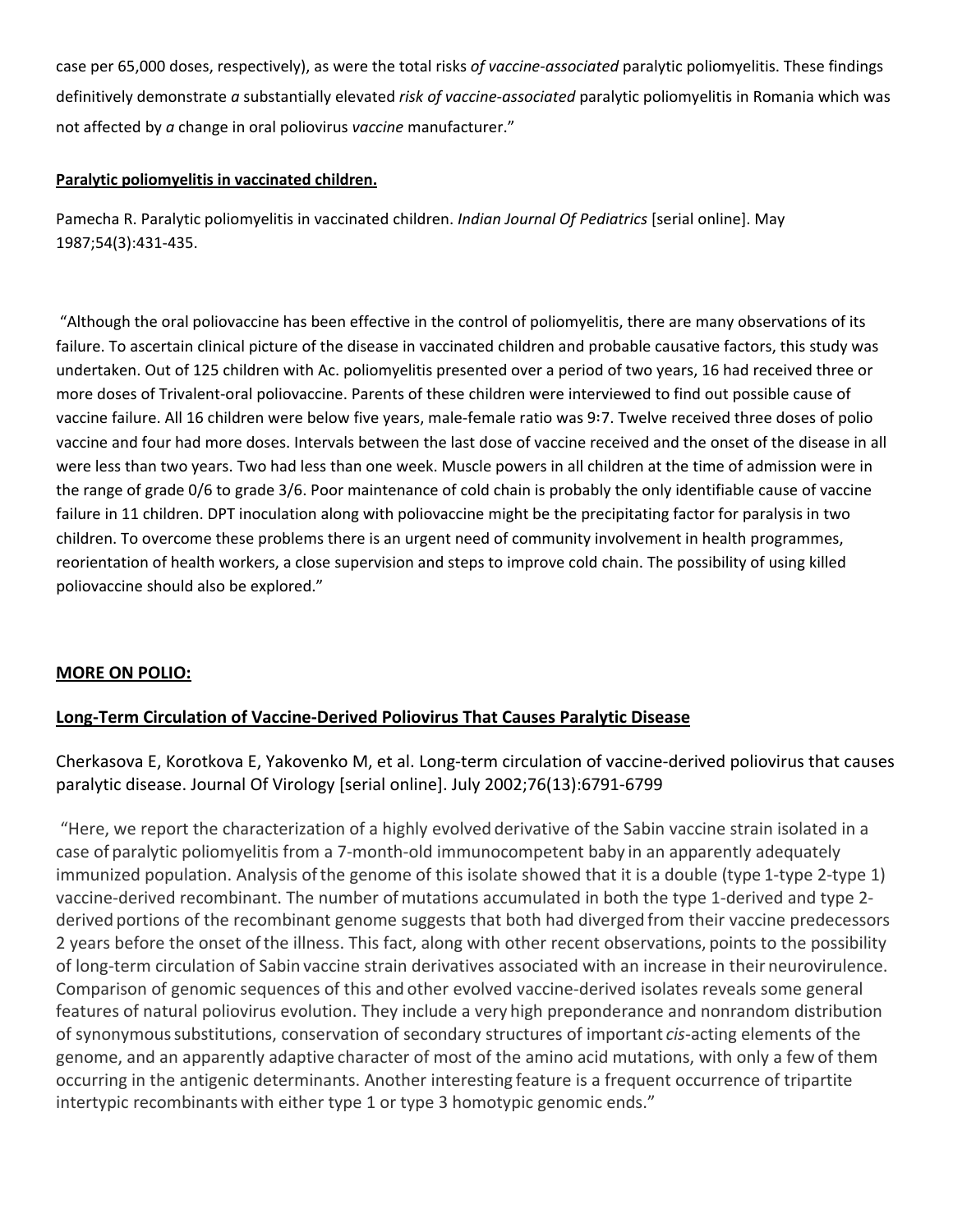case per 65,000 doses, respectively), as were the total risks *of vaccine-associated* paralytic poliomyelitis. These findings definitively demonstrate *a* substantially elevated *risk of vaccine-associated* paralytic poliomyelitis in Romania which was not affected by *a* change in oral poliovirus *vaccine* manufacturer."

**Paralytic poliomyelitis in vaccinated children.**

Pamecha R. Paralytic poliomyelitis in vaccinated children. *Indian Journal Of Pediatrics* [serial online]. May 1987;54(3):431-435.

"Although the oral poliovaccine has been effective in the control of poliomyelitis, there are many observations of its failure. To ascertain clinical picture of the disease in vaccinated children and probable causative factors, this study was undertaken. Out of 125 children with Ac. poliomyelitis presented over a period of two years, 16 had received three or more doses of Trivalent-oral poliovaccine. Parents of these children were interviewed to find out possible cause of vaccine failure. All 16 children were below five years, male-female ratio was 9:7. Twelve received three doses of polio vaccine and four had more doses. Intervals between the last dose of vaccine received and the onset of the disease in all were less than two years. Two had less than one week. Muscle powers in all children at the time of admission were in the range of grade 0/6 to grade 3/6. Poor maintenance of cold chain is probably the only identifiable cause of vaccine failure in 11 children. DPT inoculation along with poliovaccine might be the precipitating factor for paralysis in two children. To overcome these problems there is an urgent need of community involvement in health programmes, reorientation of health workers, a close supervision and steps to improve cold chain. The possibility of using killed poliovaccine should also be explored."

**MORE ON POLIO:**

**Long-Term Circulation of Vaccine-Derived Poliovirus That Causes Paralytic Disease**

Cherkasova E, Korotkova E, Yakovenko M, et al. Long-term circulation of vaccine-derived poliovirus that causes paralytic disease. Journal Of Virology [serial online]. July 2002;76(13):6791-6799

"Here, we report the characterization of a highly evolved derivative of the Sabin vaccine strain isolated in a case of paralytic poliomyelitis from a 7-month-old immunocompetent baby in an apparently adequately immunized population. Analysis of the genome of this isolate showed that it is a double (type 1-type 2-type 1) vaccine-derived recombinant. The number of mutations accumulated in both the type 1-derived and type 2-derived portions of the recombinant genome suggests that both had diverged from their vaccine predecessors 2 years before the onset of the illness. This fact, along with other recent observations, points to the possibility of long-term circulation of Sabin vaccine strain derivatives associated with an increase in their neurovirulence. Comparison of genomic sequences of this and other evolved vaccine-derived isolates reveals some general features of natural poliovirus evolution. They include a very high preponderance and nonrandom distribution of synonymous substitutions, conservation of secondary structures of important *cis*-acting elements of the genome, and an apparently adaptive character of most of the amino acid mutations, with only a few of them occurring in the antigenic determinants. Another interesting feature is a frequent occurrence of tripartite intertypic recombinants with either type 1 or type 3 homotypic genomic ends."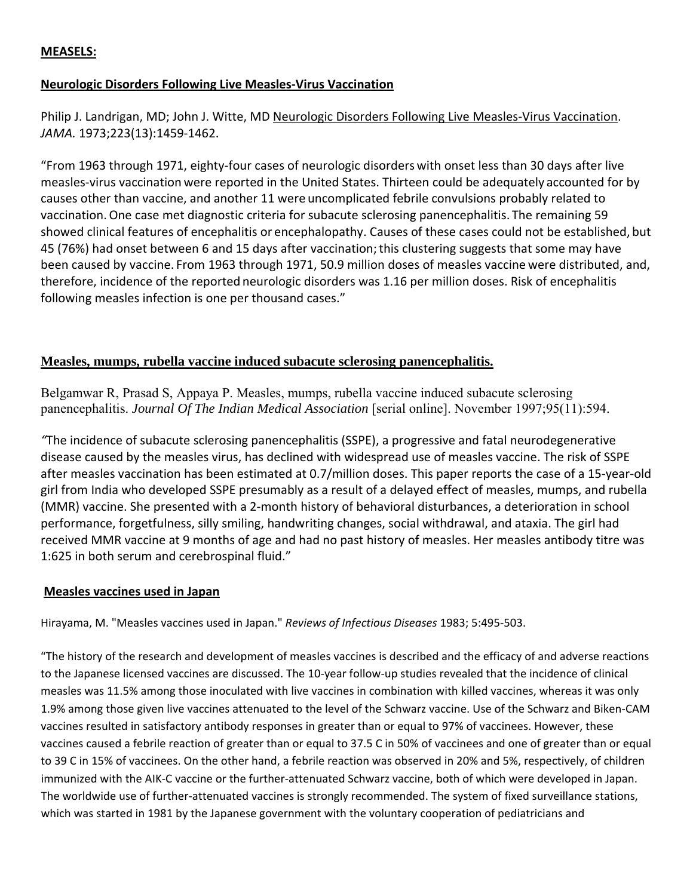**MEASELS:**

**Neurologic Disorders Following Live Measles-Virus Vaccination**

Philip J. Landrigan, MD; John J. Witte, MD Neurologic Disorders Following Live Measles-Virus Vaccination. *JAMA.* 1973;223(13):1459-1462.

"From 1963 through 1971, eighty-four cases of neurologic disorders with onset less than 30 days after live measles-virus vaccination were reported in the United States. Thirteen could be adequately accounted for by causes other than vaccine, and another 11 were uncomplicated febrile convulsions probably related to vaccination. One case met diagnostic criteria for subacute sclerosing panencephalitis. The remaining 59 showed clinical features of encephalitis or encephalopathy. Causes of these cases could not be established, but 45 (76%) had onset between 6 and 15 days after vaccination; this clustering suggests that some may have been caused by vaccine. From 1963 through 1971, 50.9 million doses of measles vaccine were distributed, and, therefore, incidence of the reported neurologic disorders was 1.16 per million doses. Risk of encephalitis following measles infection is one per thousand cases."

**Measles, mumps, rubella vaccine induced subacute sclerosing panencephalitis.**

Belgamwar R, Prasad S, Appaya P. Measles, mumps, rubella vaccine induced subacute sclerosing panencephalitis. *Journal Of The Indian Medical Association* [serial online]. November 1997;95(11):594.

*"*The incidence of subacute sclerosing panencephalitis (SSPE), a progressive and fatal neurodegenerative disease caused by the measles virus, has declined with widespread use of measles vaccine. The risk of SSPE after measles vaccination has been estimated at 0.7/million doses. This paper reports the case of a 15-year-old girl from India who developed SSPE presumably as a result of a delayed effect of measles, mumps, and rubella (MMR) vaccine. She presented with a 2-month history of behavioral disturbances, a deterioration in school performance, forgetfulness, silly smiling, handwriting changes, social withdrawal, and ataxia. The girl had received MMR vaccine at 9 months of age and had no past history of measles. Her measles antibody titre was 1:625 in both serum and cerebrospinal fluid."

**Measles vaccines used in Japan**

Hirayama, M. "Measles vaccines used in Japan." *Reviews of Infectious Diseases* 1983; 5:495-503.

"The history of the research and development of measles vaccines is described and the efficacy of and adverse reactions to the Japanese licensed vaccines are discussed. The 10-year follow-up studies revealed that the incidence of clinical measles was 11.5% among those inoculated with live vaccines in combination with killed vaccines, whereas it was only 1.9% among those given live vaccines attenuated to the level of the Schwarz vaccine. Use of the Schwarz and Biken-CAM vaccines resulted in satisfactory antibody responses in greater than or equal to 97% of vaccinees. However, these vaccines caused a febrile reaction of greater than or equal to 37.5 C in 50% of vaccinees and one of greater than or equal to 39 C in 15% of vaccinees. On the other hand, a febrile reaction was observed in 20% and 5%, respectively, of children immunized with the AIK-C vaccine or the further-attenuated Schwarz vaccine, both of which were developed in Japan. The worldwide use of further-attenuated vaccines is strongly recommended. The system of fixed surveillance stations, which was started in 1981 by the Japanese government with the voluntary cooperation of pediatricians and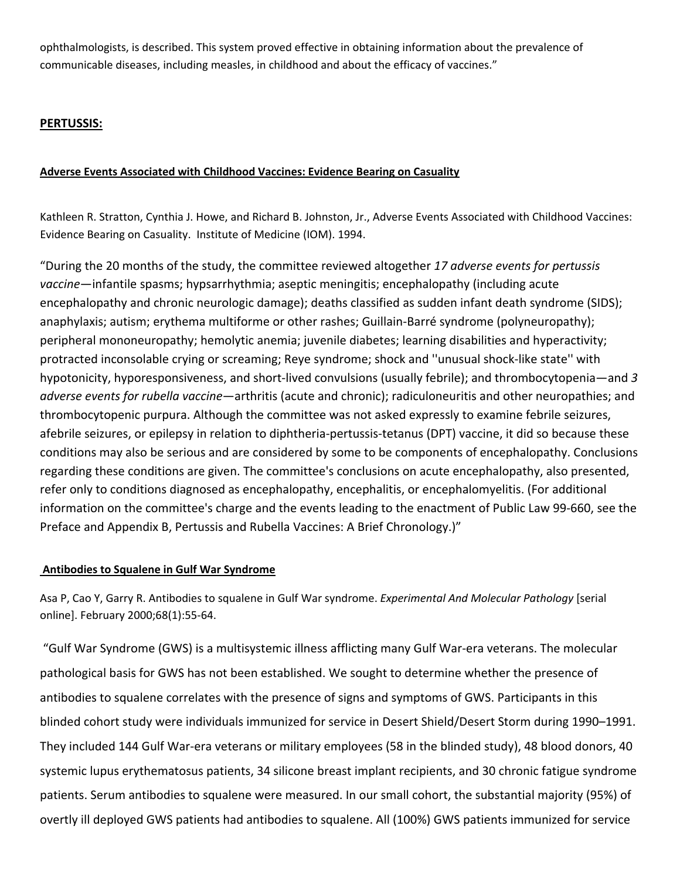ophthalmologists, is described. This system proved effective in obtaining information about the prevalence of communicable diseases, including measles, in childhood and about the efficacy of vaccines."

## **PERTUSSIS:**

### **Adverse Events Associated with Childhood Vaccines: Evidence Bearing on Casuality**

Kathleen R. Stratton, Cynthia J. Howe, and Richard B. Johnston, Jr., Adverse Events Associated with Childhood Vaccines: Evidence Bearing on Casuality. Institute of Medicine (IOM). 1994.

"During the 20 months of the study, the committee reviewed altogether *17 adverse events for pertussis vaccine*—infantile spasms; hypsarrhythmia; aseptic meningitis; encephalopathy (including acute encephalopathy and chronic neurologic damage); deaths classified as sudden infant death syndrome (SIDS); anaphylaxis; autism; erythema multiforme or other rashes; Guillain-Barré syndrome (polyneuropathy); peripheral mononeuropathy; hemolytic anemia; juvenile diabetes; learning disabilities and hyperactivity; protracted inconsolable crying or screaming; Reye syndrome; shock and ''unusual shock-like state'' with hypotonicity, hyporesponsiveness, and short-lived convulsions (usually febrile); and thrombocytopenia—and *3 adverse events for rubella vaccine*—arthritis (acute and chronic); radiculoneuritis and other neuropathies; and thrombocytopenic purpura. Although the committee was not asked expressly to examine febrile seizures, afebrile seizures, or epilepsy in relation to diphtheria-pertussis-tetanus (DPT) vaccine, it did so because these conditions may also be serious and are considered by some to be components of encephalopathy. Conclusions regarding these conditions are given. The committee's conclusions on acute encephalopathy, also presented, refer only to conditions diagnosed as encephalopathy, encephalitis, or encephalomyelitis. (For additional information on the committee's charge and the events leading to the enactment of Public Law 99-660, see the Preface and Appendix B, Pertussis and Rubella Vaccines: A Brief Chronology.)"

### **Antibodies to Squalene in Gulf War Syndrome**

Asa P, Cao Y, Garry R. Antibodies to squalene in Gulf War syndrome. *Experimental And Molecular Pathology* [serial online]. February 2000;68(1):55-64.

"Gulf War Syndrome (GWS) is a multisystemic illness afflicting many Gulf War-era veterans. The molecular pathological basis for GWS has not been established. We sought to determine whether the presence of antibodies to squalene correlates with the presence of signs and symptoms of GWS. Participants in this blinded cohort study were individuals immunized for service in Desert Shield/Desert Storm during 1990–1991. They included 144 Gulf War-era veterans or military employees (58 in the blinded study), 48 blood donors, 40 systemic lupus erythematosus patients, 34 silicone breast implant recipients, and 30 chronic fatigue syndrome patients. Serum antibodies to squalene were measured. In our small cohort, the substantial majority (95%) of overtly ill deployed GWS patients had antibodies to squalene. All (100%) GWS patients immunized for service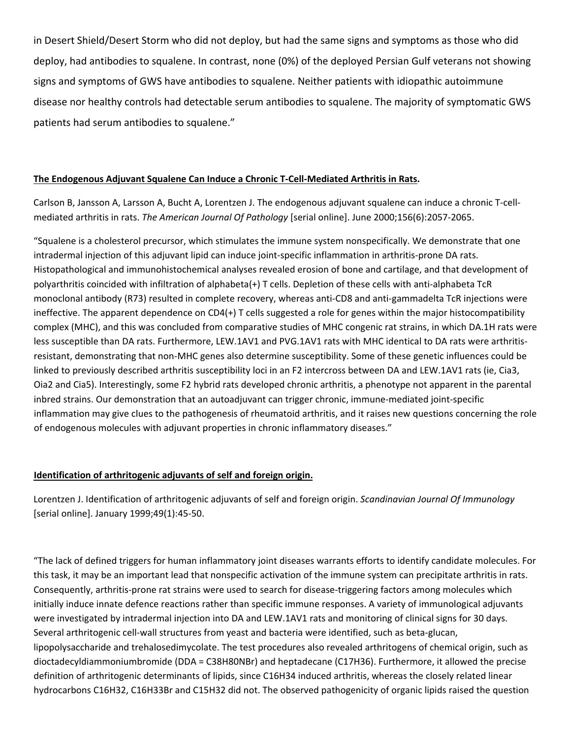in Desert Shield/Desert Storm who did not deploy, but had the same signs and symptoms as those who did deploy, had antibodies to squalene. In contrast, none (0%) of the deployed Persian Gulf veterans not showing signs and symptoms of GWS have antibodies to squalene. Neither patients with idiopathic autoimmune disease nor healthy controls had detectable serum antibodies to squalene. The majority of symptomatic GWS patients had serum antibodies to squalene."

**The Endogenous Adjuvant Squalene Can Induce a Chronic T-Cell-Mediated Arthritis in Rats.**

Carlson B, Jansson A, Larsson A, Bucht A, Lorentzen J. The endogenous adjuvant squalene can induce a chronic T-cell-mediated arthritis in rats. *The American Journal Of Pathology* [serial online]. June 2000;156(6):2057-2065.

"Squalene is a cholesterol precursor, which stimulates the immune system nonspecifically. We demonstrate that one intradermal injection of this adjuvant lipid can induce joint-specific inflammation in arthritis-prone DA rats. Histopathological and immunohistochemical analyses revealed erosion of bone and cartilage, and that development of polyarthritis coincided with infiltration of alphabeta(+) T cells. Depletion of these cells with anti-alphabeta TcR monoclonal antibody (R73) resulted in complete recovery, whereas anti-CD8 and anti-gammadelta TcR injections were ineffective. The apparent dependence on CD4(+) T cells suggested a role for genes within the major histocompatibility complex (MHC), and this was concluded from comparative studies of MHC congenic rat strains, in which DA.1H rats were less susceptible than DA rats. Furthermore, LEW.1AV1 and PVG.1AV1 rats with MHC identical to DA rats were arthritis-resistant, demonstrating that non-MHC genes also determine susceptibility. Some of these genetic influences could be linked to previously described arthritis susceptibility loci in an F2 intercross between DA and LEW.1AV1 rats (ie, Cia3, Oia2 and Cia5). Interestingly, some F2 hybrid rats developed chronic arthritis, a phenotype not apparent in the parental inbred strains. Our demonstration that an autoadjuvant can trigger chronic, immune-mediated joint-specific inflammation may give clues to the pathogenesis of rheumatoid arthritis, and it raises new questions concerning the role of endogenous molecules with adjuvant properties in chronic inflammatory diseases."

**Identification of arthritogenic adjuvants of self and foreign origin.**

Lorentzen J. Identification of arthritogenic adjuvants of self and foreign origin. *Scandinavian Journal Of Immunology* [serial online]. January 1999;49(1):45-50.

"The lack of defined triggers for human inflammatory joint diseases warrants efforts to identify candidate molecules. For this task, it may be an important lead that nonspecific activation of the immune system can precipitate arthritis in rats. Consequently, arthritis-prone rat strains were used to search for disease-triggering factors among molecules which initially induce innate defence reactions rather than specific immune responses. A variety of immunological adjuvants were investigated by intradermal injection into DA and LEW.1AV1 rats and monitoring of clinical signs for 30 days. Several arthritogenic cell-wall structures from yeast and bacteria were identified, such as beta-glucan, lipopolysaccharide and trehalosedimycolate. The test procedures also revealed arthritogens of chemical origin, such as dioctadecyldiammoniumbromide (DDA = $C_{38}H_{80}NBr$) and heptadecane ($C_{17}H_{36}$). Furthermore, it allowed the precise definition of arthritogenic determinants of lipids, since $C_{16}H_{34}$ induced arthritis, whereas the closely related linear hydrocarbons $C_{16}H_{32}$, $C_{16}H_{33}Br$ and $C_{15}H_{32}$ did not. The observed pathogenicity of organic lipids raised the question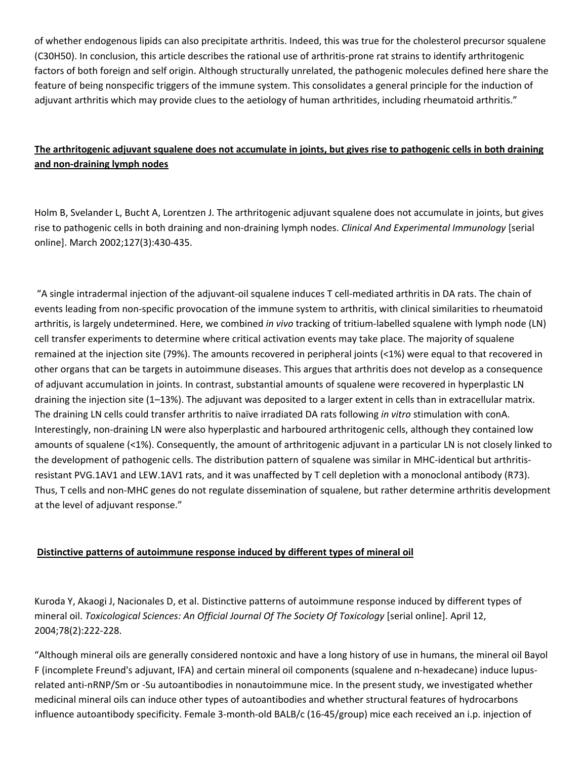of whether endogenous lipids can also precipitate arthritis. Indeed, this was true for the cholesterol precursor squalene ($C_{30}H_{50}$). In conclusion, this article describes the rational use of arthritis-prone rat strains to identify arthritogenic factors of both foreign and self origin. Although structurally unrelated, the pathogenic molecules defined here share the feature of being nonspecific triggers of the immune system. This consolidates a general principle for the induction of adjuvant arthritis which may provide clues to the aetiology of human arthritides, including rheumatoid arthritis."

**The arthritogenic adjuvant squalene does not accumulate in joints, but gives rise to pathogenic cells in both draining and non-draining lymph nodes**

Holm B, Svelander L, Bucht A, Lorentzen J. The arthritogenic adjuvant squalene does not accumulate in joints, but gives rise to pathogenic cells in both draining and non-draining lymph nodes. *Clinical And Experimental Immunology* [serial online]. March 2002;127(3):430-435.

"A single intradermal injection of the adjuvant-oil squalene induces T cell-mediated arthritis in DA rats. The chain of events leading from non-specific provocation of the immune system to arthritis, with clinical similarities to rheumatoid arthritis, is largely undetermined. Here, we combined *in vivo* tracking of tritium-labelled squalene with lymph node (LN) cell transfer experiments to determine where critical activation events may take place. The majority of squalene remained at the injection site (79%). The amounts recovered in peripheral joints (<1%) were equal to that recovered in other organs that can be targets in autoimmune diseases. This argues that arthritis does not develop as a consequence of adjuvant accumulation in joints. In contrast, substantial amounts of squalene were recovered in hyperplastic LN draining the injection site (1–13%). The adjuvant was deposited to a larger extent in cells than in extracellular matrix. The draining LN cells could transfer arthritis to naïve irradiated DA rats following *in vitro* stimulation with conA. Interestingly, non-draining LN were also hyperplastic and harboured arthritogenic cells, although they contained low amounts of squalene (<1%). Consequently, the amount of arthritogenic adjuvant in a particular LN is not closely linked to the development of pathogenic cells. The distribution pattern of squalene was similar in MHC-identical but arthritis-resistant PVG.1AV1 and LEW.1AV1 rats, and it was unaffected by T cell depletion with a monoclonal antibody (R73). Thus, T cells and non-MHC genes do not regulate dissemination of squalene, but rather determine arthritis development at the level of adjuvant response."

**Distinctive patterns of autoimmune response induced by different types of mineral oil**

Kuroda Y, Akaogi J, Nacionales D, et al. Distinctive patterns of autoimmune response induced by different types of mineral oil. *Toxicological Sciences: An Official Journal Of The Society Of Toxicology* [serial online]. April 12, 2004;78(2):222-228.

"Although mineral oils are generally considered nontoxic and have a long history of use in humans, the mineral oil Bayol F (incomplete Freund's adjuvant, IFA) and certain mineral oil components (squalene and n-hexadecane) induce lupus-related anti-nRNP/Sm or -Su autoantibodies in nonautoimmune mice. In the present study, we investigated whether medicinal mineral oils can induce other types of autoantibodies and whether structural features of hydrocarbons influence autoantibody specificity. Female 3-month-old BALB/c (16-45/group) mice each received an i.p. injection of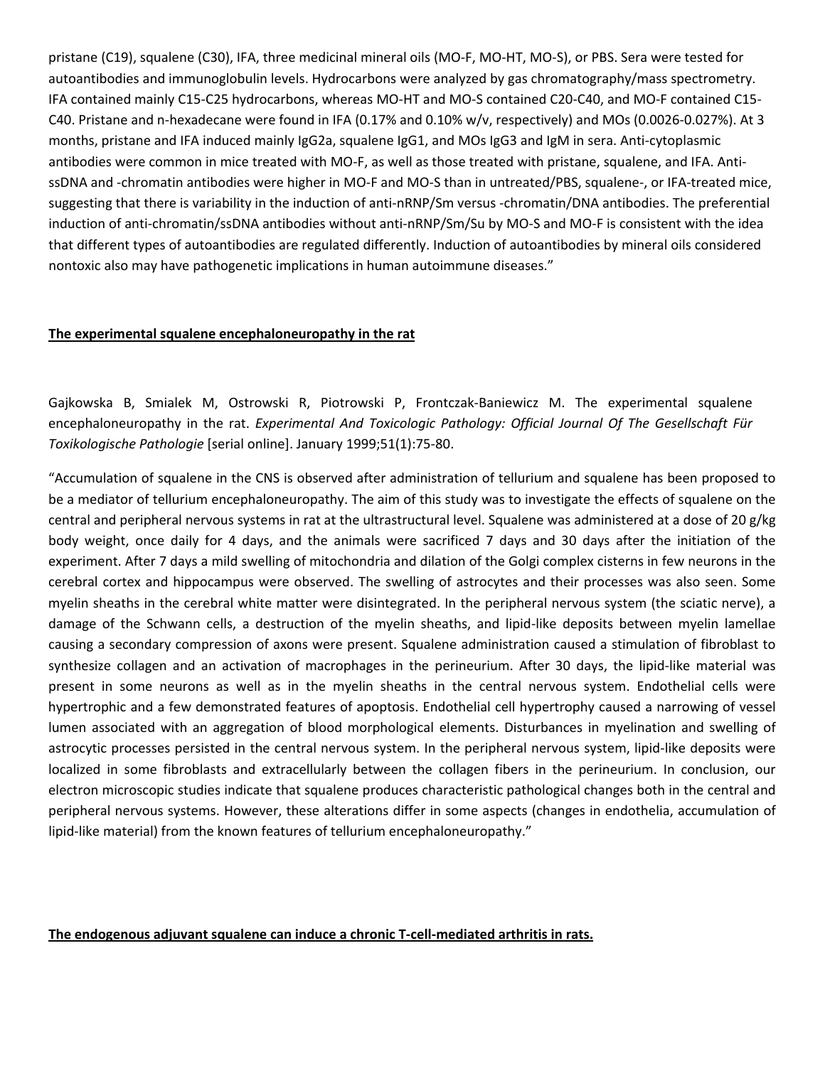pristane (C19), squalene (C30), IFA, three medicinal mineral oils (MO-F, MO-HT, MO-S), or PBS. Sera were tested for autoantibodies and immunoglobulin levels. Hydrocarbons were analyzed by gas chromatography/mass spectrometry. IFA contained mainly C15-C25 hydrocarbons, whereas MO-HT and MO-S contained C20-C40, and MO-F contained C15-C40. Pristane and n-hexadecane were found in IFA (0.17% and 0.10% w/v, respectively) and MOs (0.0026-0.027%). At 3 months, pristane and IFA induced mainly IgG2a, squalene IgG1, and MOs IgG3 and IgM in sera. Anti-cytoplasmic antibodies were common in mice treated with MO-F, as well as those treated with pristane, squalene, and IFA. Anti-ssDNA and -chromatin antibodies were higher in MO-F and MO-S than in untreated/PBS, squalene-, or IFA-treated mice, suggesting that there is variability in the induction of anti-nRNP/Sm versus -chromatin/DNA antibodies. The preferential induction of anti-chromatin/ssDNA antibodies without anti-nRNP/Sm/Su by MO-S and MO-F is consistent with the idea that different types of autoantibodies are regulated differently. Induction of autoantibodies by mineral oils considered nontoxic also may have pathogenetic implications in human autoimmune diseases."

## The experimental squalene encephaloneuropathy in the rat

Gajkowska B, Smialek M, Ostrowski R, Piotrowski P, Frontczak-Baniewicz M. The experimental squalene encephaloneuropathy in the rat. *Experimental And Toxicologic Pathology: Official Journal Of The Gesellschaft Für Toxikologische Pathologie* [serial online]. January 1999;51(1):75-80.

"Accumulation of squalene in the CNS is observed after administration of tellurium and squalene has been proposed to be a mediator of tellurium encephaloneuropathy. The aim of this study was to investigate the effects of squalene on the central and peripheral nervous systems in rat at the ultrastructural level. Squalene was administered at a dose of 20 g/kg body weight, once daily for 4 days, and the animals were sacrificed 7 days and 30 days after the initiation of the experiment. After 7 days a mild swelling of mitochondria and dilation of the Golgi complex cisterns in few neurons in the cerebral cortex and hippocampus were observed. The swelling of astrocytes and their processes was also seen. Some myelin sheaths in the cerebral white matter were disintegrated. In the peripheral nervous system (the sciatic nerve), a damage of the Schwann cells, a destruction of the myelin sheaths, and lipid-like deposits between myelin lamellae causing a secondary compression of axons were present. Squalene administration caused a stimulation of fibroblast to synthesize collagen and an activation of macrophages in the perineurium. After 30 days, the lipid-like material was present in some neurons as well as in the myelin sheaths in the central nervous system. Endothelial cells were hypertrophic and a few demonstrated features of apoptosis. Endothelial cell hypertrophy caused a narrowing of vessel lumen associated with an aggregation of blood morphological elements. Disturbances in myelination and swelling of astrocytic processes persisted in the central nervous system. In the peripheral nervous system, lipid-like deposits were localized in some fibroblasts and extracellularly between the collagen fibers in the perineurium. In conclusion, our electron microscopic studies indicate that squalene produces characteristic pathological changes both in the central and peripheral nervous systems. However, these alterations differ in some aspects (changes in endothelia, accumulation of lipid-like material) from the known features of tellurium encephaloneuropathy."

## The endogenous adjuvant squalene can induce a chronic T-cell-mediated arthritis in rats.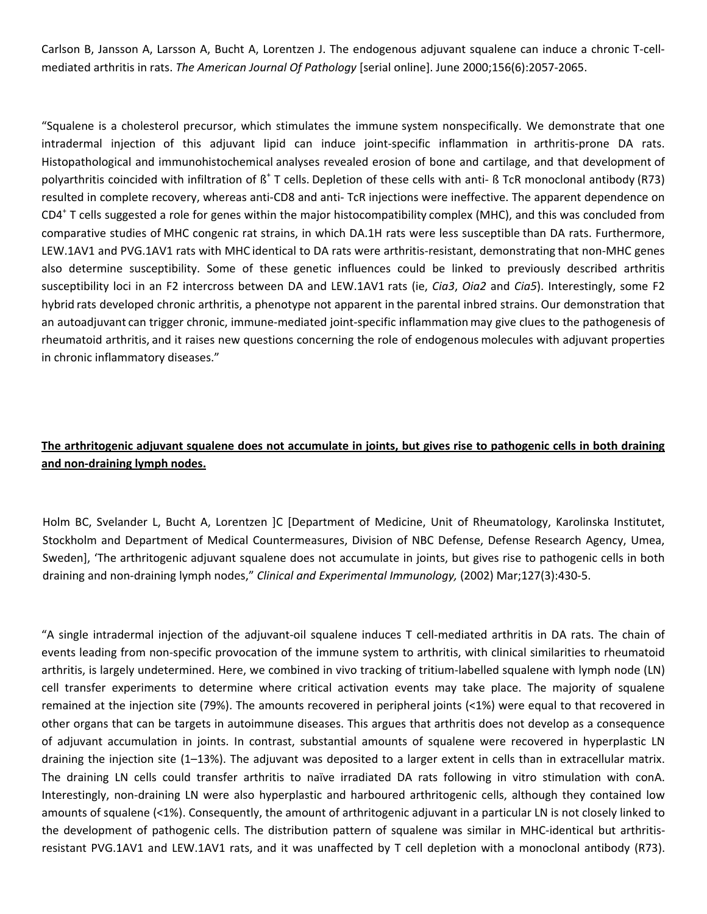Carlson B, Jansson A, Larsson A, Bucht A, Lorentzen J. The endogenous adjuvant squalene can induce a chronic T-cell-mediated arthritis in rats. *The American Journal Of Pathology* [serial online]. June 2000;156(6):2057-2065.

"Squalene is a cholesterol precursor, which stimulates the immune system nonspecifically. We demonstrate that one intradermal injection of this adjuvant lipid can induce joint-specific inflammation in arthritis-prone DA rats. Histopathological and immunohistochemical analyses revealed erosion of bone and cartilage, and that development of polyarthritis coincided with infiltration of ß$^+$ T cells. Depletion of these cells with anti- ß TcR monoclonal antibody (R73) resulted in complete recovery, whereas anti-CD8 and anti- TcR injections were ineffective. The apparent dependence on CD4$^+$ T cells suggested a role for genes within the major histocompatibility complex (MHC), and this was concluded from comparative studies of MHC congenic rat strains, in which DA.1H rats were less susceptible than DA rats. Furthermore, LEW.1AV1 and PVG.1AV1 rats with MHC identical to DA rats were arthritis-resistant, demonstrating that non-MHC genes also determine susceptibility. Some of these genetic influences could be linked to previously described arthritis susceptibility loci in an F2 intercross between DA and LEW.1AV1 rats (ie, *Cia3*, *Oia2* and *Cia5*). Interestingly, some F2 hybrid rats developed chronic arthritis, a phenotype not apparent in the parental inbred strains. Our demonstration that an autoadjuvant can trigger chronic, immune-mediated joint-specific inflammation may give clues to the pathogenesis of rheumatoid arthritis, and it raises new questions concerning the role of endogenous molecules with adjuvant properties in chronic inflammatory diseases."

**<u>The arthritogenic adjuvant squalene does not accumulate in joints, but gives rise to pathogenic cells in both draining and non-draining lymph nodes.</u>**

Holm BC, Svelander L, Bucht A, Lorentzen ]C [Department of Medicine, Unit of Rheumatology, Karolinska Institutet, Stockholm and Department of Medical Countermeasures, Division of NBC Defense, Defense Research Agency, Umea, Sweden], 'The arthritogenic adjuvant squalene does not accumulate in joints, but gives rise to pathogenic cells in both draining and non-draining lymph nodes," *Clinical and Experimental Immunology,* (2002) Mar;127(3):430-5.

"A single intradermal injection of the adjuvant-oil squalene induces T cell-mediated arthritis in DA rats. The chain of events leading from non-specific provocation of the immune system to arthritis, with clinical similarities to rheumatoid arthritis, is largely undetermined. Here, we combined in vivo tracking of tritium-labelled squalene with lymph node (LN) cell transfer experiments to determine where critical activation events may take place. The majority of squalene remained at the injection site (79%). The amounts recovered in peripheral joints (<1%) were equal to that recovered in other organs that can be targets in autoimmune diseases. This argues that arthritis does not develop as a consequence of adjuvant accumulation in joints. In contrast, substantial amounts of squalene were recovered in hyperplastic LN draining the injection site (1–13%). The adjuvant was deposited to a larger extent in cells than in extracellular matrix. The draining LN cells could transfer arthritis to naïve irradiated DA rats following in vitro stimulation with conA. Interestingly, non-draining LN were also hyperplastic and harboured arthritogenic cells, although they contained low amounts of squalene (<1%). Consequently, the amount of arthritogenic adjuvant in a particular LN is not closely linked to the development of pathogenic cells. The distribution pattern of squalene was similar in MHC-identical but arthritis-resistant PVG.1AV1 and LEW.1AV1 rats, and it was unaffected by T cell depletion with a monoclonal antibody (R73).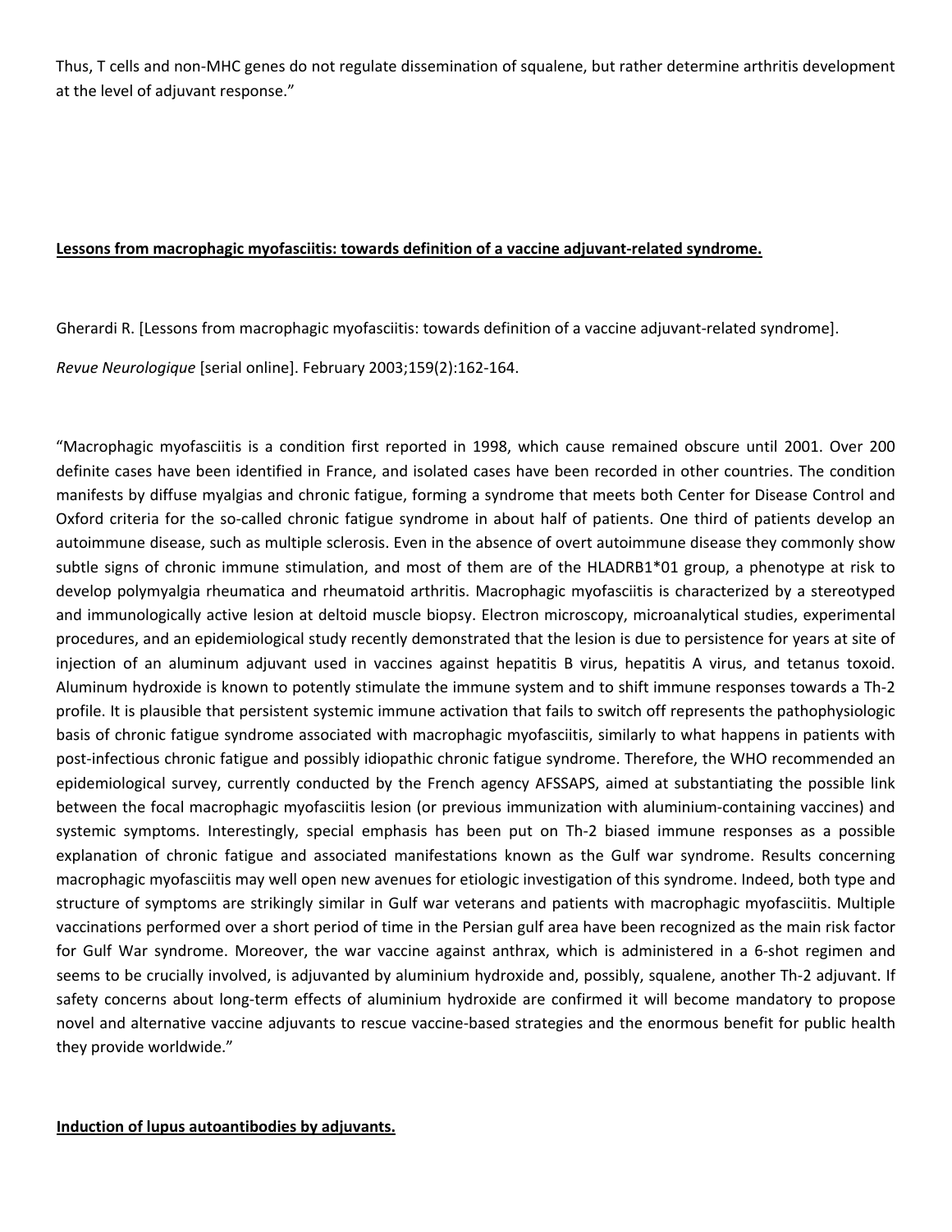Thus, T cells and non-MHC genes do not regulate dissemination of squalene, but rather determine arthritis development at the level of adjuvant response."

**Lessons from macrophagic myofasciitis: towards definition of a vaccine adjuvant-related syndrome.**

Gherardi R. [Lessons from macrophagic myofasciitis: towards definition of a vaccine adjuvant-related syndrome].

*Revue Neurologique* [serial online]. February 2003;159(2):162-164.

"Macrophagic myofasciitis is a condition first reported in 1998, which cause remained obscure until 2001. Over 200 definite cases have been identified in France, and isolated cases have been recorded in other countries. The condition manifests by diffuse myalgias and chronic fatigue, forming a syndrome that meets both Center for Disease Control and Oxford criteria for the so-called chronic fatigue syndrome in about half of patients. One third of patients develop an autoimmune disease, such as multiple sclerosis. Even in the absence of overt autoimmune disease they commonly show subtle signs of chronic immune stimulation, and most of them are of the HLADRB1*01 group, a phenotype at risk to develop polymyalgia rheumatica and rheumatoid arthritis. Macrophagic myofasciitis is characterized by a stereotyped and immunologically active lesion at deltoid muscle biopsy. Electron microscopy, microanalytical studies, experimental procedures, and an epidemiological study recently demonstrated that the lesion is due to persistence for years at site of injection of an aluminum adjuvant used in vaccines against hepatitis B virus, hepatitis A virus, and tetanus toxoid. Aluminum hydroxide is known to potently stimulate the immune system and to shift immune responses towards a Th-2 profile. It is plausible that persistent systemic immune activation that fails to switch off represents the pathophysiologic basis of chronic fatigue syndrome associated with macrophagic myofasciitis, similarly to what happens in patients with post-infectious chronic fatigue and possibly idiopathic chronic fatigue syndrome. Therefore, the WHO recommended an epidemiological survey, currently conducted by the French agency AFSSAPS, aimed at substantiating the possible link between the focal macrophagic myofasciitis lesion (or previous immunization with aluminium-containing vaccines) and systemic symptoms. Interestingly, special emphasis has been put on Th-2 biased immune responses as a possible explanation of chronic fatigue and associated manifestations known as the Gulf war syndrome. Results concerning macrophagic myofasciitis may well open new avenues for etiologic investigation of this syndrome. Indeed, both type and structure of symptoms are strikingly similar in Gulf war veterans and patients with macrophagic myofasciitis. Multiple vaccinations performed over a short period of time in the Persian gulf area have been recognized as the main risk factor for Gulf War syndrome. Moreover, the war vaccine against anthrax, which is administered in a 6-shot regimen and seems to be crucially involved, is adjuvanted by aluminium hydroxide and, possibly, squalene, another Th-2 adjuvant. If safety concerns about long-term effects of aluminium hydroxide are confirmed it will become mandatory to propose novel and alternative vaccine adjuvants to rescue vaccine-based strategies and the enormous benefit for public health they provide worldwide."

**Induction of lupus autoantibodies by adjuvants.**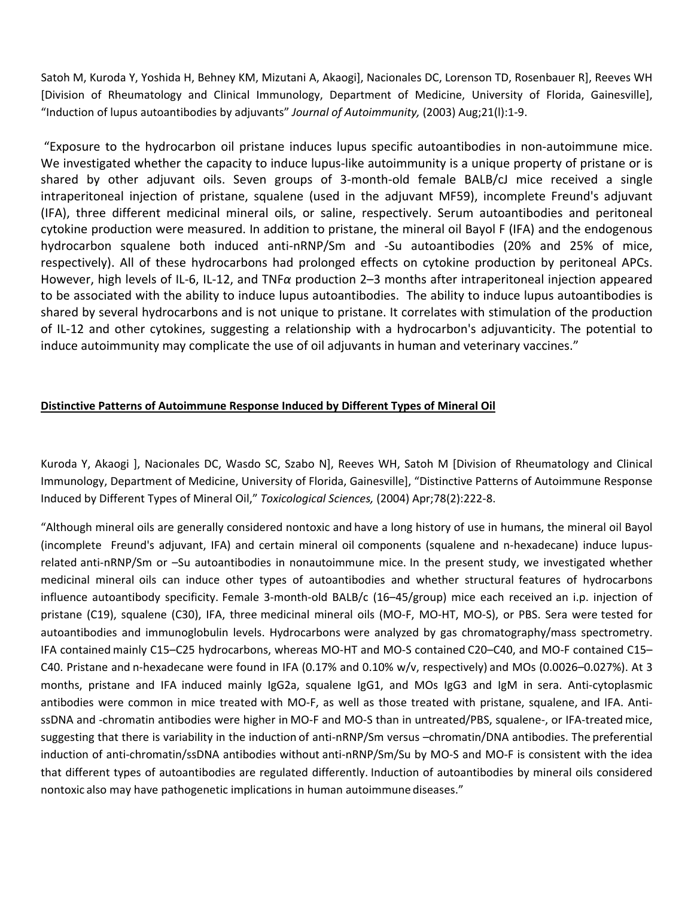Satoh M, Kuroda Y, Yoshida H, Behney KM, Mizutani A, Akaogi], Nacionales DC, Lorenson TD, Rosenbauer R], Reeves WH [Division of Rheumatology and Clinical Immunology, Department of Medicine, University of Florida, Gainesville], “Induction of lupus autoantibodies by adjuvants” *Journal of Autoimmunity,* (2003) Aug;21(l):1-9.

“Exposure to the hydrocarbon oil pristane induces lupus specific autoantibodies in non-autoimmune mice. We investigated whether the capacity to induce lupus-like autoimmunity is a unique property of pristane or is shared by other adjuvant oils. Seven groups of 3-month-old female BALB/cJ mice received a single intraperitoneal injection of pristane, squalene (used in the adjuvant MF59), incomplete Freund's adjuvant (IFA), three different medicinal mineral oils, or saline, respectively. Serum autoantibodies and peritoneal cytokine production were measured. In addition to pristane, the mineral oil Bayol F (IFA) and the endogenous hydrocarbon squalene both induced anti-nRNP/Sm and -Su autoantibodies (20% and 25% of mice, respectively). All of these hydrocarbons had prolonged effects on cytokine production by peritoneal APCs. However, high levels of IL-6, IL-12, and TNF$\alpha$ production 2–3 months after intraperitoneal injection appeared to be associated with the ability to induce lupus autoantibodies. The ability to induce lupus autoantibodies is shared by several hydrocarbons and is not unique to pristane. It correlates with stimulation of the production of IL-12 and other cytokines, suggesting a relationship with a hydrocarbon's adjuvanticity. The potential to induce autoimmunity may complicate the use of oil adjuvants in human and veterinary vaccines.”

## Distinctive Patterns of Autoimmune Response Induced by Different Types of Mineral Oil

Kuroda Y, Akaogi ], Nacionales DC, Wasdo SC, Szabo N], Reeves WH, Satoh M [Division of Rheumatology and Clinical Immunology, Department of Medicine, University of Florida, Gainesville], “Distinctive Patterns of Autoimmune Response Induced by Different Types of Mineral Oil,” *Toxicological Sciences,* (2004) Apr;78(2):222-8.

“Although mineral oils are generally considered nontoxic and have a long history of use in humans, the mineral oil Bayol (incomplete Freund's adjuvant, IFA) and certain mineral oil components (squalene and n-hexadecane) induce lupus-related anti-nRNP/Sm or –Su autoantibodies in nonautoimmune mice. In the present study, we investigated whether medicinal mineral oils can induce other types of autoantibodies and whether structural features of hydrocarbons influence autoantibody specificity. Female 3-month-old BALB/c (16–45/group) mice each received an i.p. injection of pristane (C19), squalene (C30), IFA, three medicinal mineral oils (MO-F, MO-HT, MO-S), or PBS. Sera were tested for autoantibodies and immunoglobulin levels. Hydrocarbons were analyzed by gas chromatography/mass spectrometry. IFA contained mainly C15–C25 hydrocarbons, whereas MO-HT and MO-S contained C20–C40, and MO-F contained C15–C40. Pristane and n-hexadecane were found in IFA (0.17% and 0.10% w/v, respectively) and MOs (0.0026–0.027%). At 3 months, pristane and IFA induced mainly IgG2a, squalene IgG1, and MOs IgG3 and IgM in sera. Anti-cytoplasmic antibodies were common in mice treated with MO-F, as well as those treated with pristane, squalene, and IFA. Anti-ssDNA and -chromatin antibodies were higher in MO-F and MO-S than in untreated/PBS, squalene-, or IFA-treated mice, suggesting that there is variability in the induction of anti-nRNP/Sm versus –chromatin/DNA antibodies. The preferential induction of anti-chromatin/ssDNA antibodies without anti-nRNP/Sm/Su by MO-S and MO-F is consistent with the idea that different types of autoantibodies are regulated differently. Induction of autoantibodies by mineral oils considered nontoxic also may have pathogenetic implications in human autoimmune diseases.”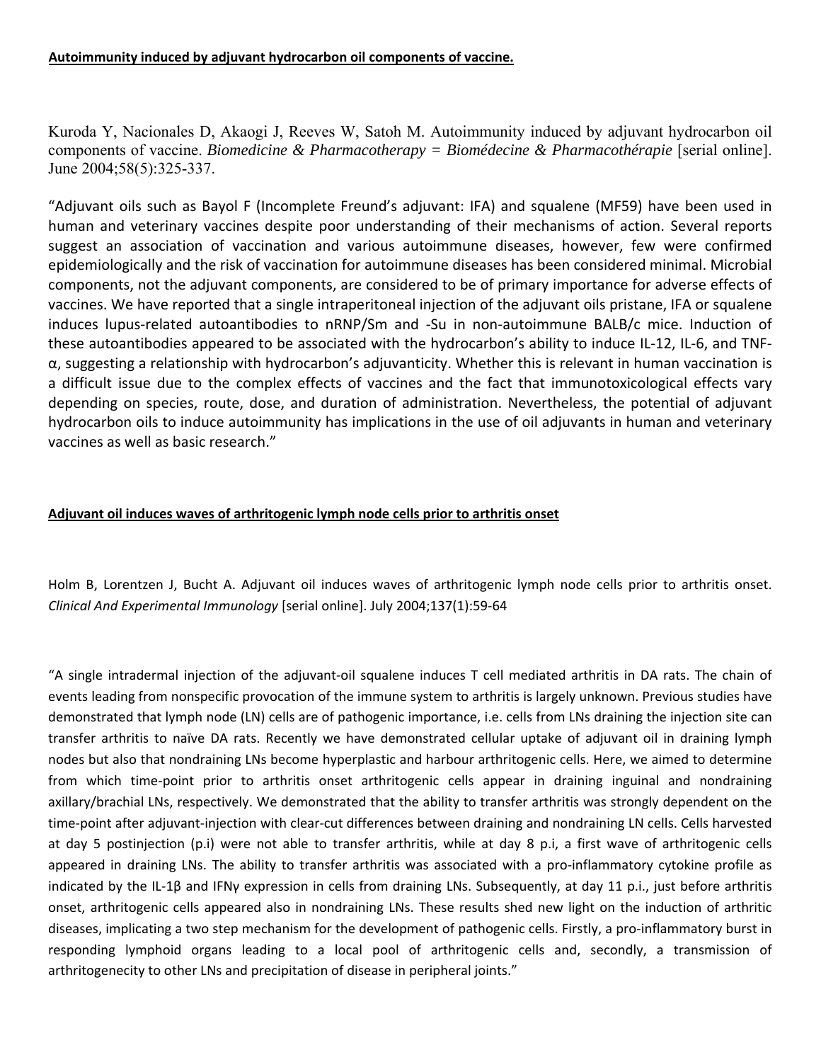**Autoimmunity induced by adjuvant hydrocarbon oil components of vaccine.**

Kuroda Y, Nacionales D, Akaogi J, Reeves W, Satoh M. Autoimmunity induced by adjuvant hydrocarbon oil components of vaccine. *Biomedicine & Pharmacotherapy = Biomédecine & Pharmacothérapie* [serial online]. June 2004;58(5):325-337.

"Adjuvant oils such as Bayol F (Incomplete Freund's adjuvant: IFA) and squalene (MF59) have been used in human and veterinary vaccines despite poor understanding of their mechanisms of action. Several reports suggest an association of vaccination and various autoimmune diseases, however, few were confirmed epidemiologically and the risk of vaccination for autoimmune diseases has been considered minimal. Microbial components, not the adjuvant components, are considered to be of primary importance for adverse effects of vaccines. We have reported that a single intraperitoneal injection of the adjuvant oils pristane, IFA or squalene induces lupus-related autoantibodies to nRNP/Sm and -Su in non-autoimmune BALB/c mice. Induction of these autoantibodies appeared to be associated with the hydrocarbon's ability to induce IL-12, IL-6, and TNF-α, suggesting a relationship with hydrocarbon's adjuvanticity. Whether this is relevant in human vaccination is a difficult issue due to the complex effects of vaccines and the fact that immunotoxicological effects vary depending on species, route, dose, and duration of administration. Nevertheless, the potential of adjuvant hydrocarbon oils to induce autoimmunity has implications in the use of oil adjuvants in human and veterinary vaccines as well as basic research."

**Adjuvant oil induces waves of arthritogenic lymph node cells prior to arthritis onset**

Holm B, Lorentzen J, Bucht A. Adjuvant oil induces waves of arthritogenic lymph node cells prior to arthritis onset. *Clinical And Experimental Immunology* [serial online]. July 2004;137(1):59-64

"A single intradermal injection of the adjuvant-oil squalene induces T cell mediated arthritis in DA rats. The chain of events leading from nonspecific provocation of the immune system to arthritis is largely unknown. Previous studies have demonstrated that lymph node (LN) cells are of pathogenic importance, i.e. cells from LNs draining the injection site can transfer arthritis to naïve DA rats. Recently we have demonstrated cellular uptake of adjuvant oil in draining lymph nodes but also that nondraining LNs become hyperplastic and harbour arthritogenic cells. Here, we aimed to determine from which time-point prior to arthritis onset arthritogenic cells appear in draining inguinal and nondraining axillary/brachial LNs, respectively. We demonstrated that the ability to transfer arthritis was strongly dependent on the time-point after adjuvant-injection with clear-cut differences between draining and nondraining LN cells. Cells harvested at day 5 postinjection (p.i) were not able to transfer arthritis, while at day 8 p.i, a first wave of arthritogenic cells appeared in draining LNs. The ability to transfer arthritis was associated with a pro-inflammatory cytokine profile as indicated by the IL-1β and IFNγ expression in cells from draining LNs. Subsequently, at day 11 p.i., just before arthritis onset, arthritogenic cells appeared also in nondraining LNs. These results shed new light on the induction of arthritic diseases, implicating a two step mechanism for the development of pathogenic cells. Firstly, a pro-inflammatory burst in responding lymphoid organs leading to a local pool of arthritogenic cells and, secondly, a transmission of arthritogenecity to other LNs and precipitation of disease in peripheral joints."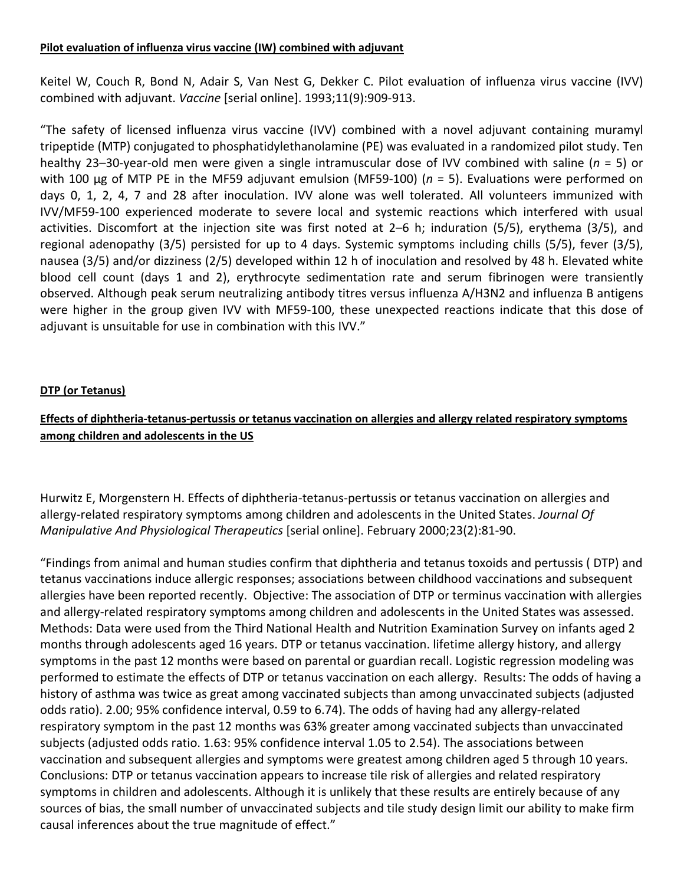**Pilot evaluation of influenza virus vaccine (IW) combined with adjuvant**

Keitel W, Couch R, Bond N, Adair S, Van Nest G, Dekker C. Pilot evaluation of influenza virus vaccine (IVV) combined with adjuvant. *Vaccine* [serial online]. 1993;11(9):909-913.

"The safety of licensed influenza virus vaccine (IVV) combined with a novel adjuvant containing muramyl tripeptide (MTP) conjugated to phosphatidylethanolamine (PE) was evaluated in a randomized pilot study. Ten healthy 23–30-year-old men were given a single intramuscular dose of IVV combined with saline ($n$ = 5) or with 100 µg of MTP PE in the MF59 adjuvant emulsion (MF59-100) ($n$ = 5). Evaluations were performed on days 0, 1, 2, 4, 7 and 28 after inoculation. IVV alone was well tolerated. All volunteers immunized with IVV/MF59-100 experienced moderate to severe local and systemic reactions which interfered with usual activities. Discomfort at the injection site was first noted at 2–6 h; induration (5/5), erythema (3/5), and regional adenopathy (3/5) persisted for up to 4 days. Systemic symptoms including chills (5/5), fever (3/5), nausea (3/5) and/or dizziness (2/5) developed within 12 h of inoculation and resolved by 48 h. Elevated white blood cell count (days 1 and 2), erythrocyte sedimentation rate and serum fibrinogen were transiently observed. Although peak serum neutralizing antibody titres versus influenza A/H3N2 and influenza B antigens were higher in the group given IVV with MF59-100, these unexpected reactions indicate that this dose of adjuvant is unsuitable for use in combination with this IVV."

**DTP (or Tetanus)**

**Effects of diphtheria-tetanus-pertussis or tetanus vaccination on allergies and allergy related respiratory symptoms among children and adolescents in the US**

Hurwitz E, Morgenstern H. Effects of diphtheria-tetanus-pertussis or tetanus vaccination on allergies and allergy-related respiratory symptoms among children and adolescents in the United States. *Journal Of Manipulative And Physiological Therapeutics* [serial online]. February 2000;23(2):81-90.

"Findings from animal and human studies confirm that diphtheria and tetanus toxoids and pertussis ( DTP) and tetanus vaccinations induce allergic responses; associations between childhood vaccinations and subsequent allergies have been reported recently. Objective: The association of DTP or terminus vaccination with allergies and allergy-related respiratory symptoms among children and adolescents in the United States was assessed. Methods: Data were used from the Third National Health and Nutrition Examination Survey on infants aged 2 months through adolescents aged 16 years. DTP or tetanus vaccination. lifetime allergy history, and allergy symptoms in the past 12 months were based on parental or guardian recall. Logistic regression modeling was performed to estimate the effects of DTP or tetanus vaccination on each allergy. Results: The odds of having a history of asthma was twice as great among vaccinated subjects than among unvaccinated subjects (adjusted odds ratio). 2.00; 95% confidence interval, 0.59 to 6.74). The odds of having had any allergy-related respiratory symptom in the past 12 months was 63% greater among vaccinated subjects than unvaccinated subjects (adjusted odds ratio. 1.63: 95% confidence interval 1.05 to 2.54). The associations between vaccination and subsequent allergies and symptoms were greatest among children aged 5 through 10 years. Conclusions: DTP or tetanus vaccination appears to increase tile risk of allergies and related respiratory symptoms in children and adolescents. Although it is unlikely that these results are entirely because of any sources of bias, the small number of unvaccinated subjects and tile study design limit our ability to make firm causal inferences about the true magnitude of effect."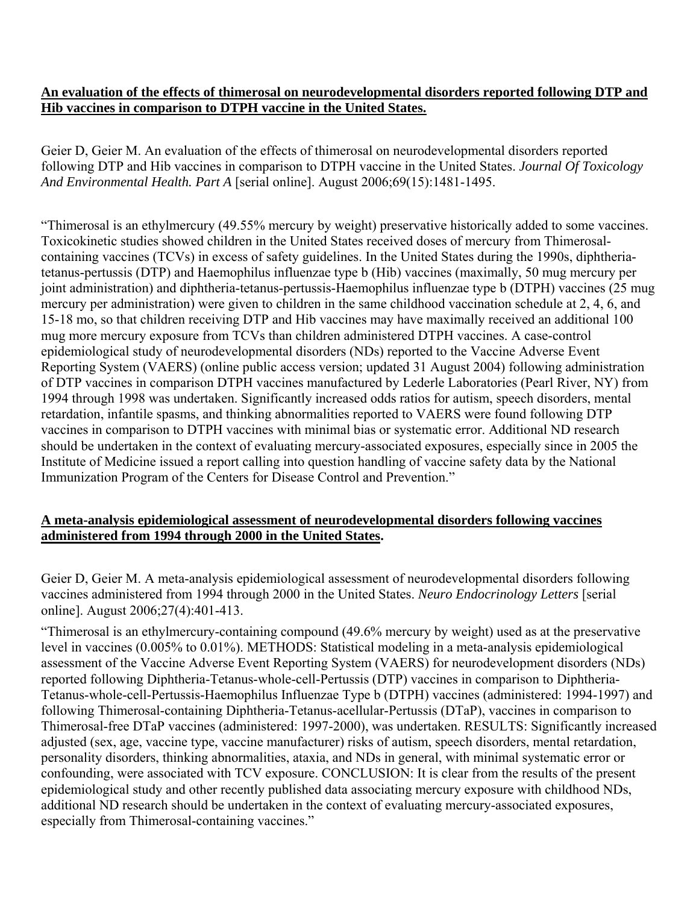**An evaluation of the effects of thimerosal on neurodevelopmental disorders reported following DTP and Hib vaccines in comparison to DTPH vaccine in the United States.**

Geier D, Geier M. An evaluation of the effects of thimerosal on neurodevelopmental disorders reported following DTP and Hib vaccines in comparison to DTPH vaccine in the United States. *Journal Of Toxicology And Environmental Health. Part A* [serial online]. August 2006;69(15):1481-1495.

"Thimerosal is an ethylmercury (49.55% mercury by weight) preservative historically added to some vaccines. Toxicokinetic studies showed children in the United States received doses of mercury from Thimerosal-containing vaccines (TCVs) in excess of safety guidelines. In the United States during the 1990s, diphtheria-tetanus-pertussis (DTP) and Haemophilus influenzae type b (Hib) vaccines (maximally, 50 mug mercury per joint administration) and diphtheria-tetanus-pertussis-Haemophilus influenzae type b (DTPH) vaccines (25 mug mercury per administration) were given to children in the same childhood vaccination schedule at 2, 4, 6, and 15-18 mo, so that children receiving DTP and Hib vaccines may have maximally received an additional 100 mug more mercury exposure from TCVs than children administered DTPH vaccines. A case-control epidemiological study of neurodevelopmental disorders (NDs) reported to the Vaccine Adverse Event Reporting System (VAERS) (online public access version; updated 31 August 2004) following administration of DTP vaccines in comparison DTPH vaccines manufactured by Lederle Laboratories (Pearl River, NY) from 1994 through 1998 was undertaken. Significantly increased odds ratios for autism, speech disorders, mental retardation, infantile spasms, and thinking abnormalities reported to VAERS were found following DTP vaccines in comparison to DTPH vaccines with minimal bias or systematic error. Additional ND research should be undertaken in the context of evaluating mercury-associated exposures, especially since in 2005 the Institute of Medicine issued a report calling into question handling of vaccine safety data by the National Immunization Program of the Centers for Disease Control and Prevention."

**A meta-analysis epidemiological assessment of neurodevelopmental disorders following vaccines administered from 1994 through 2000 in the United States.**

Geier D, Geier M. A meta-analysis epidemiological assessment of neurodevelopmental disorders following vaccines administered from 1994 through 2000 in the United States. *Neuro Endocrinology Letters* [serial online]. August 2006;27(4):401-413.

"Thimerosal is an ethylmercury-containing compound (49.6% mercury by weight) used as at the preservative level in vaccines (0.005% to 0.01%). METHODS: Statistical modeling in a meta-analysis epidemiological assessment of the Vaccine Adverse Event Reporting System (VAERS) for neurodevelopment disorders (NDs) reported following Diphtheria-Tetanus-whole-cell-Pertussis (DTP) vaccines in comparison to Diphtheria-Tetanus-whole-cell-Pertussis-Haemophilus Influenzae Type b (DTPH) vaccines (administered: 1994-1997) and following Thimerosal-containing Diphtheria-Tetanus-acellular-Pertussis (DTaP), vaccines in comparison to Thimerosal-free DTaP vaccines (administered: 1997-2000), was undertaken. RESULTS: Significantly increased adjusted (sex, age, vaccine type, vaccine manufacturer) risks of autism, speech disorders, mental retardation, personality disorders, thinking abnormalities, ataxia, and NDs in general, with minimal systematic error or confounding, were associated with TCV exposure. CONCLUSION: It is clear from the results of the present epidemiological study and other recently published data associating mercury exposure with childhood NDs, additional ND research should be undertaken in the context of evaluating mercury-associated exposures, especially from Thimerosal-containing vaccines."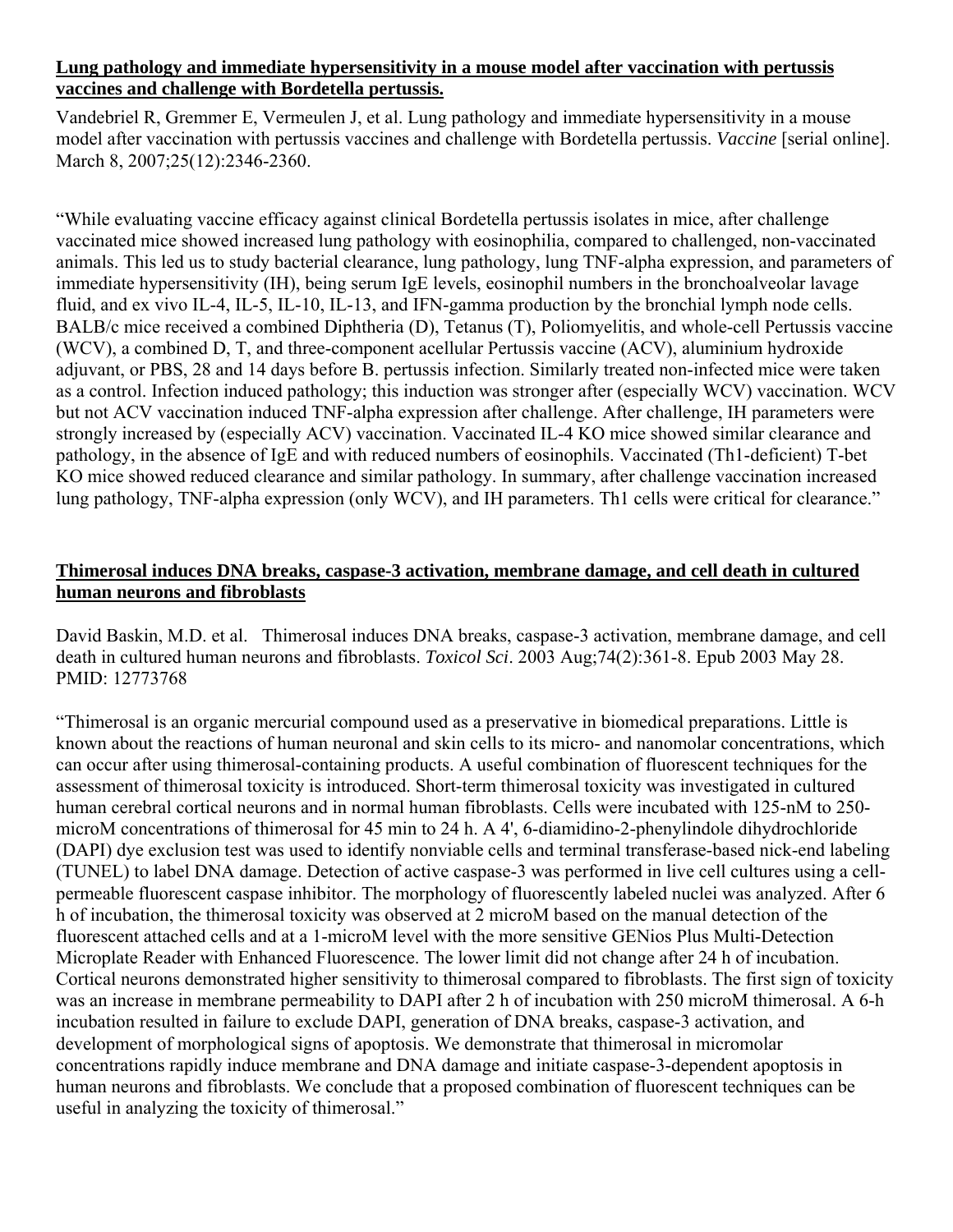**Lung pathology and immediate hypersensitivity in a mouse model after vaccination with pertussis vaccines and challenge with Bordetella pertussis.**

Vandebriel R, Gremmer E, Vermeulen J, et al. Lung pathology and immediate hypersensitivity in a mouse model after vaccination with pertussis vaccines and challenge with Bordetella pertussis. *Vaccine* [serial online]. March 8, 2007;25(12):2346-2360.

"While evaluating vaccine efficacy against clinical Bordetella pertussis isolates in mice, after challenge vaccinated mice showed increased lung pathology with eosinophilia, compared to challenged, non-vaccinated animals. This led us to study bacterial clearance, lung pathology, lung TNF-alpha expression, and parameters of immediate hypersensitivity (IH), being serum IgE levels, eosinophil numbers in the bronchoalveolar lavage fluid, and ex vivo IL-4, IL-5, IL-10, IL-13, and IFN-gamma production by the bronchial lymph node cells. BALB/c mice received a combined Diphtheria (D), Tetanus (T), Poliomyelitis, and whole-cell Pertussis vaccine (WCV), a combined D, T, and three-component acellular Pertussis vaccine (ACV), aluminium hydroxide adjuvant, or PBS, 28 and 14 days before B. pertussis infection. Similarly treated non-infected mice were taken as a control. Infection induced pathology; this induction was stronger after (especially WCV) vaccination. WCV but not ACV vaccination induced TNF-alpha expression after challenge. After challenge, IH parameters were strongly increased by (especially ACV) vaccination. Vaccinated IL-4 KO mice showed similar clearance and pathology, in the absence of IgE and with reduced numbers of eosinophils. Vaccinated (Th1-deficient) T-bet KO mice showed reduced clearance and similar pathology. In summary, after challenge vaccination increased lung pathology, TNF-alpha expression (only WCV), and IH parameters. Th1 cells were critical for clearance."

**Thimerosal induces DNA breaks, caspase-3 activation, membrane damage, and cell death in cultured human neurons and fibroblasts**

David Baskin, M.D. et al. Thimerosal induces DNA breaks, caspase-3 activation, membrane damage, and cell death in cultured human neurons and fibroblasts. *Toxicol Sci*. 2003 Aug;74(2):361-8. Epub 2003 May 28. PMID: 12773768

"Thimerosal is an organic mercurial compound used as a preservative in biomedical preparations. Little is known about the reactions of human neuronal and skin cells to its micro- and nanomolar concentrations, which can occur after using thimerosal-containing products. A useful combination of fluorescent techniques for the assessment of thimerosal toxicity is introduced. Short-term thimerosal toxicity was investigated in cultured human cerebral cortical neurons and in normal human fibroblasts. Cells were incubated with 125-nM to 250-microM concentrations of thimerosal for 45 min to 24 h. A 4', 6-diamidino-2-phenylindole dihydrochloride (DAPI) dye exclusion test was used to identify nonviable cells and terminal transferase-based nick-end labeling (TUNEL) to label DNA damage. Detection of active caspase-3 was performed in live cell cultures using a cell-permeable fluorescent caspase inhibitor. The morphology of fluorescently labeled nuclei was analyzed. After 6 h of incubation, the thimerosal toxicity was observed at 2 microM based on the manual detection of the fluorescent attached cells and at a 1-microM level with the more sensitive GENios Plus Multi-Detection Microplate Reader with Enhanced Fluorescence. The lower limit did not change after 24 h of incubation. Cortical neurons demonstrated higher sensitivity to thimerosal compared to fibroblasts. The first sign of toxicity was an increase in membrane permeability to DAPI after 2 h of incubation with 250 microM thimerosal. A 6-h incubation resulted in failure to exclude DAPI, generation of DNA breaks, caspase-3 activation, and development of morphological signs of apoptosis. We demonstrate that thimerosal in micromolar concentrations rapidly induce membrane and DNA damage and initiate caspase-3-dependent apoptosis in human neurons and fibroblasts. We conclude that a proposed combination of fluorescent techniques can be useful in analyzing the toxicity of thimerosal."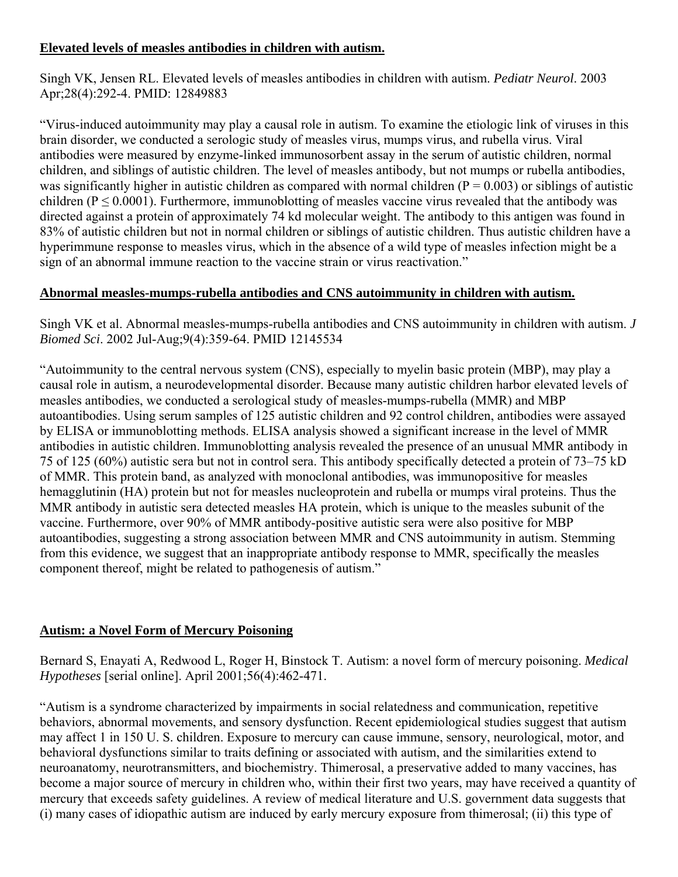**Elevated levels of measles antibodies in children with autism.**

Singh VK, Jensen RL. Elevated levels of measles antibodies in children with autism. *Pediatr Neurol*. 2003 Apr;28(4):292-4. PMID: 12849883

"Virus-induced autoimmunity may play a causal role in autism. To examine the etiologic link of viruses in this brain disorder, we conducted a serologic study of measles virus, mumps virus, and rubella virus. Viral antibodies were measured by enzyme-linked immunosorbent assay in the serum of autistic children, normal children, and siblings of autistic children. The level of measles antibody, but not mumps or rubella antibodies, was significantly higher in autistic children as compared with normal children ($P = 0.003$) or siblings of autistic children ($P \leq 0.0001$). Furthermore, immunoblotting of measles vaccine virus revealed that the antibody was directed against a protein of approximately 74 kd molecular weight. The antibody to this antigen was found in 83% of autistic children but not in normal children or siblings of autistic children. Thus autistic children have a hyperimmune response to measles virus, which in the absence of a wild type of measles infection might be a sign of an abnormal immune reaction to the vaccine strain or virus reactivation."

**Abnormal measles-mumps-rubella antibodies and CNS autoimmunity in children with autism.**

Singh VK et al. Abnormal measles-mumps-rubella antibodies and CNS autoimmunity in children with autism. *J Biomed Sci*. 2002 Jul-Aug;9(4):359-64. PMID 12145534

"Autoimmunity to the central nervous system (CNS), especially to myelin basic protein (MBP), may play a causal role in autism, a neurodevelopmental disorder. Because many autistic children harbor elevated levels of measles antibodies, we conducted a serological study of measles-mumps-rubella (MMR) and MBP autoantibodies. Using serum samples of 125 autistic children and 92 control children, antibodies were assayed by ELISA or immunoblotting methods. ELISA analysis showed a significant increase in the level of MMR antibodies in autistic children. Immunoblotting analysis revealed the presence of an unusual MMR antibody in 75 of 125 (60%) autistic sera but not in control sera. This antibody specifically detected a protein of 73–75 kD of MMR. This protein band, as analyzed with monoclonal antibodies, was immunopositive for measles hemagglutinin (HA) protein but not for measles nucleoprotein and rubella or mumps viral proteins. Thus the MMR antibody in autistic sera detected measles HA protein, which is unique to the measles subunit of the vaccine. Furthermore, over 90% of MMR antibody-positive autistic sera were also positive for MBP autoantibodies, suggesting a strong association between MMR and CNS autoimmunity in autism. Stemming from this evidence, we suggest that an inappropriate antibody response to MMR, specifically the measles component thereof, might be related to pathogenesis of autism."

**Autism: a Novel Form of Mercury Poisoning**

Bernard S, Enayati A, Redwood L, Roger H, Binstock T. Autism: a novel form of mercury poisoning. *Medical Hypotheses* [serial online]. April 2001;56(4):462-471.

"Autism is a syndrome characterized by impairments in social relatedness and communication, repetitive behaviors, abnormal movements, and sensory dysfunction. Recent epidemiological studies suggest that autism may affect 1 in 150 U. S. children. Exposure to mercury can cause immune, sensory, neurological, motor, and behavioral dysfunctions similar to traits defining or associated with autism, and the similarities extend to neuroanatomy, neurotransmitters, and biochemistry. Thimerosal, a preservative added to many vaccines, has become a major source of mercury in children who, within their first two years, may have received a quantity of mercury that exceeds safety guidelines. A review of medical literature and U.S. government data suggests that (i) many cases of idiopathic autism are induced by early mercury exposure from thimerosal; (ii) this type of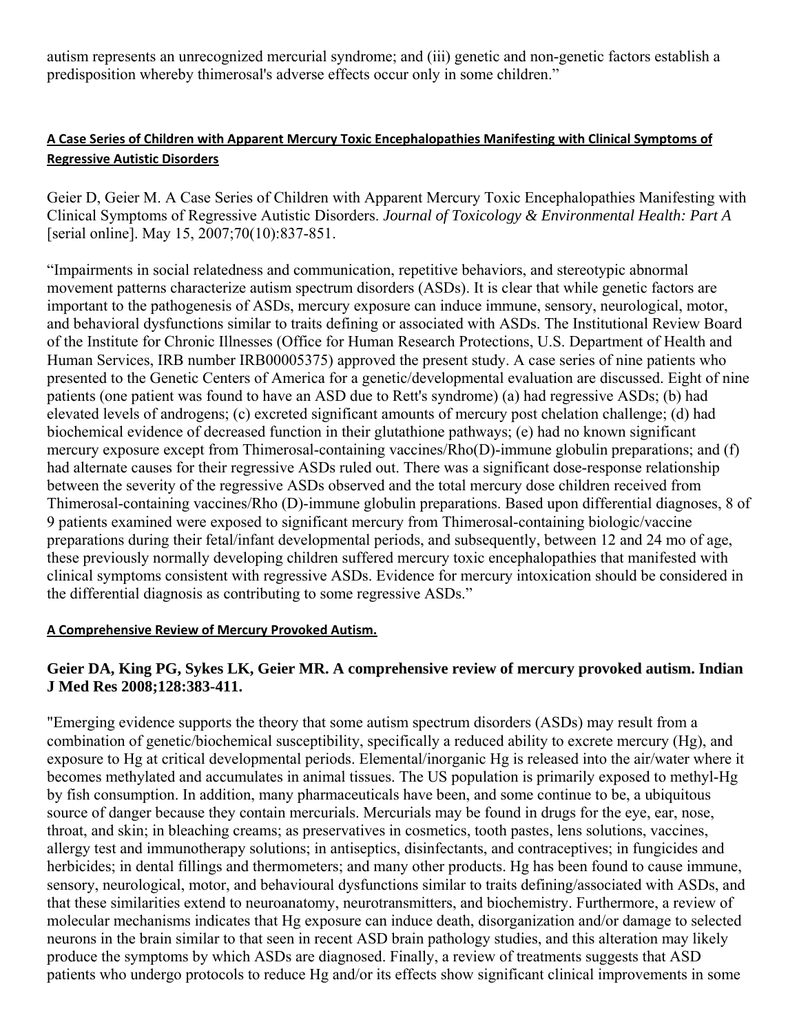autism represents an unrecognized mercurial syndrome; and (iii) genetic and non-genetic factors establish a predisposition whereby thimerosal's adverse effects occur only in some children."

**A Case Series of Children with Apparent Mercury Toxic Encephalopathies Manifesting with Clinical Symptoms of Regressive Autistic Disorders**

Geier D, Geier M. A Case Series of Children with Apparent Mercury Toxic Encephalopathies Manifesting with Clinical Symptoms of Regressive Autistic Disorders. *Journal of Toxicology & Environmental Health: Part A* [serial online]. May 15, 2007;70(10):837-851.

"Impairments in social relatedness and communication, repetitive behaviors, and stereotypic abnormal movement patterns characterize autism spectrum disorders (ASDs). It is clear that while genetic factors are important to the pathogenesis of ASDs, mercury exposure can induce immune, sensory, neurological, motor, and behavioral dysfunctions similar to traits defining or associated with ASDs. The Institutional Review Board of the Institute for Chronic Illnesses (Office for Human Research Protections, U.S. Department of Health and Human Services, IRB number IRB00005375) approved the present study. A case series of nine patients who presented to the Genetic Centers of America for a genetic/developmental evaluation are discussed. Eight of nine patients (one patient was found to have an ASD due to Rett's syndrome) (a) had regressive ASDs; (b) had elevated levels of androgens; (c) excreted significant amounts of mercury post chelation challenge; (d) had biochemical evidence of decreased function in their glutathione pathways; (e) had no known significant mercury exposure except from Thimerosal-containing vaccines/Rho(D)-immune globulin preparations; and (f) had alternate causes for their regressive ASDs ruled out. There was a significant dose-response relationship between the severity of the regressive ASDs observed and the total mercury dose children received from Thimerosal-containing vaccines/Rho (D)-immune globulin preparations. Based upon differential diagnoses, 8 of 9 patients examined were exposed to significant mercury from Thimerosal-containing biologic/vaccine preparations during their fetal/infant developmental periods, and subsequently, between 12 and 24 mo of age, these previously normally developing children suffered mercury toxic encephalopathies that manifested with clinical symptoms consistent with regressive ASDs. Evidence for mercury intoxication should be considered in the differential diagnosis as contributing to some regressive ASDs."

**A Comprehensive Review of Mercury Provoked Autism.**

**Geier DA, King PG, Sykes LK, Geier MR. A comprehensive review of mercury provoked autism. Indian J Med Res 2008;128:383-411.**

"Emerging evidence supports the theory that some autism spectrum disorders (ASDs) may result from a combination of genetic/biochemical susceptibility, specifically a reduced ability to excrete mercury (Hg), and exposure to Hg at critical developmental periods. Elemental/inorganic Hg is released into the air/water where it becomes methylated and accumulates in animal tissues. The US population is primarily exposed to methyl-Hg by fish consumption. In addition, many pharmaceuticals have been, and some continue to be, a ubiquitous source of danger because they contain mercurials. Mercurials may be found in drugs for the eye, ear, nose, throat, and skin; in bleaching creams; as preservatives in cosmetics, tooth pastes, lens solutions, vaccines, allergy test and immunotherapy solutions; in antiseptics, disinfectants, and contraceptives; in fungicides and herbicides; in dental fillings and thermometers; and many other products. Hg has been found to cause immune, sensory, neurological, motor, and behavioural dysfunctions similar to traits defining/associated with ASDs, and that these similarities extend to neuroanatomy, neurotransmitters, and biochemistry. Furthermore, a review of molecular mechanisms indicates that Hg exposure can induce death, disorganization and/or damage to selected neurons in the brain similar to that seen in recent ASD brain pathology studies, and this alteration may likely produce the symptoms by which ASDs are diagnosed. Finally, a review of treatments suggests that ASD patients who undergo protocols to reduce Hg and/or its effects show significant clinical improvements in some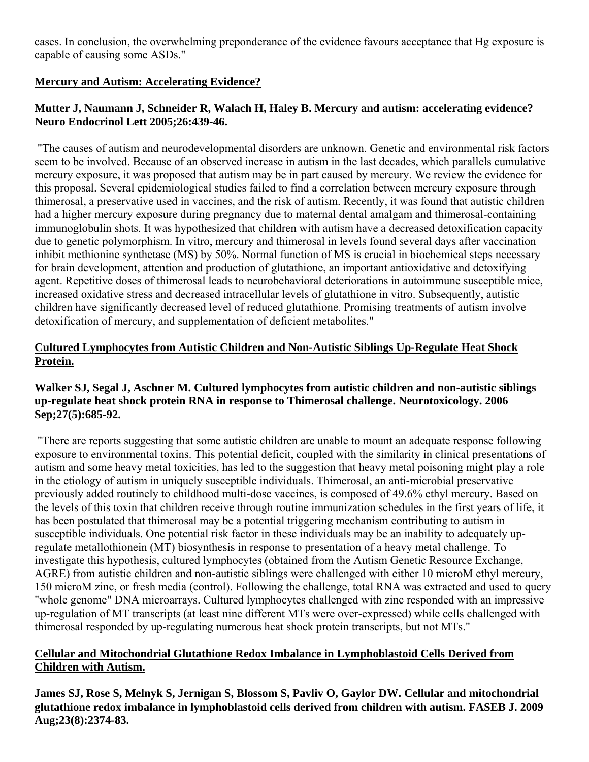cases. In conclusion, the overwhelming preponderance of the evidence favours acceptance that Hg exposure is capable of causing some ASDs."

**Mercury and Autism: Accelerating Evidence?**

**Mutter J, Naumann J, Schneider R, Walach H, Haley B. Mercury and autism: accelerating evidence? Neuro Endocrinol Lett 2005;26:439-46.**

"The causes of autism and neurodevelopmental disorders are unknown. Genetic and environmental risk factors seem to be involved. Because of an observed increase in autism in the last decades, which parallels cumulative mercury exposure, it was proposed that autism may be in part caused by mercury. We review the evidence for this proposal. Several epidemiological studies failed to find a correlation between mercury exposure through thimerosal, a preservative used in vaccines, and the risk of autism. Recently, it was found that autistic children had a higher mercury exposure during pregnancy due to maternal dental amalgam and thimerosal-containing immunoglobulin shots. It was hypothesized that children with autism have a decreased detoxification capacity due to genetic polymorphism. In vitro, mercury and thimerosal in levels found several days after vaccination inhibit methionine synthetase (MS) by 50%. Normal function of MS is crucial in biochemical steps necessary for brain development, attention and production of glutathione, an important antioxidative and detoxifying agent. Repetitive doses of thimerosal leads to neurobehavioral deteriorations in autoimmune susceptible mice, increased oxidative stress and decreased intracellular levels of glutathione in vitro. Subsequently, autistic children have significantly decreased level of reduced glutathione. Promising treatments of autism involve detoxification of mercury, and supplementation of deficient metabolites."

**Cultured Lymphocytes from Autistic Children and Non-Autistic Siblings Up-Regulate Heat Shock Protein.**

**Walker SJ, Segal J, Aschner M. Cultured lymphocytes from autistic children and non-autistic siblings up-regulate heat shock protein RNA in response to Thimerosal challenge. Neurotoxicology. 2006 Sep;27(5):685-92.**

"There are reports suggesting that some autistic children are unable to mount an adequate response following exposure to environmental toxins. This potential deficit, coupled with the similarity in clinical presentations of autism and some heavy metal toxicities, has led to the suggestion that heavy metal poisoning might play a role in the etiology of autism in uniquely susceptible individuals. Thimerosal, an anti-microbial preservative previously added routinely to childhood multi-dose vaccines, is composed of 49.6% ethyl mercury. Based on the levels of this toxin that children receive through routine immunization schedules in the first years of life, it has been postulated that thimerosal may be a potential triggering mechanism contributing to autism in susceptible individuals. One potential risk factor in these individuals may be an inability to adequately up-regulate metallothionein (MT) biosynthesis in response to presentation of a heavy metal challenge. To investigate this hypothesis, cultured lymphocytes (obtained from the Autism Genetic Resource Exchange, AGRE) from autistic children and non-autistic siblings were challenged with either 10 microM ethyl mercury, 150 microM zinc, or fresh media (control). Following the challenge, total RNA was extracted and used to query "whole genome" DNA microarrays. Cultured lymphocytes challenged with zinc responded with an impressive up-regulation of MT transcripts (at least nine different MTs were over-expressed) while cells challenged with thimerosal responded by up-regulating numerous heat shock protein transcripts, but not MTs."

**Cellular and Mitochondrial Glutathione Redox Imbalance in Lymphoblastoid Cells Derived from Children with Autism.**

**James SJ, Rose S, Melnyk S, Jernigan S, Blossom S, Pavliv O, Gaylor DW. Cellular and mitochondrial glutathione redox imbalance in lymphoblastoid cells derived from children with autism. FASEB J. 2009 Aug;23(8):2374-83.**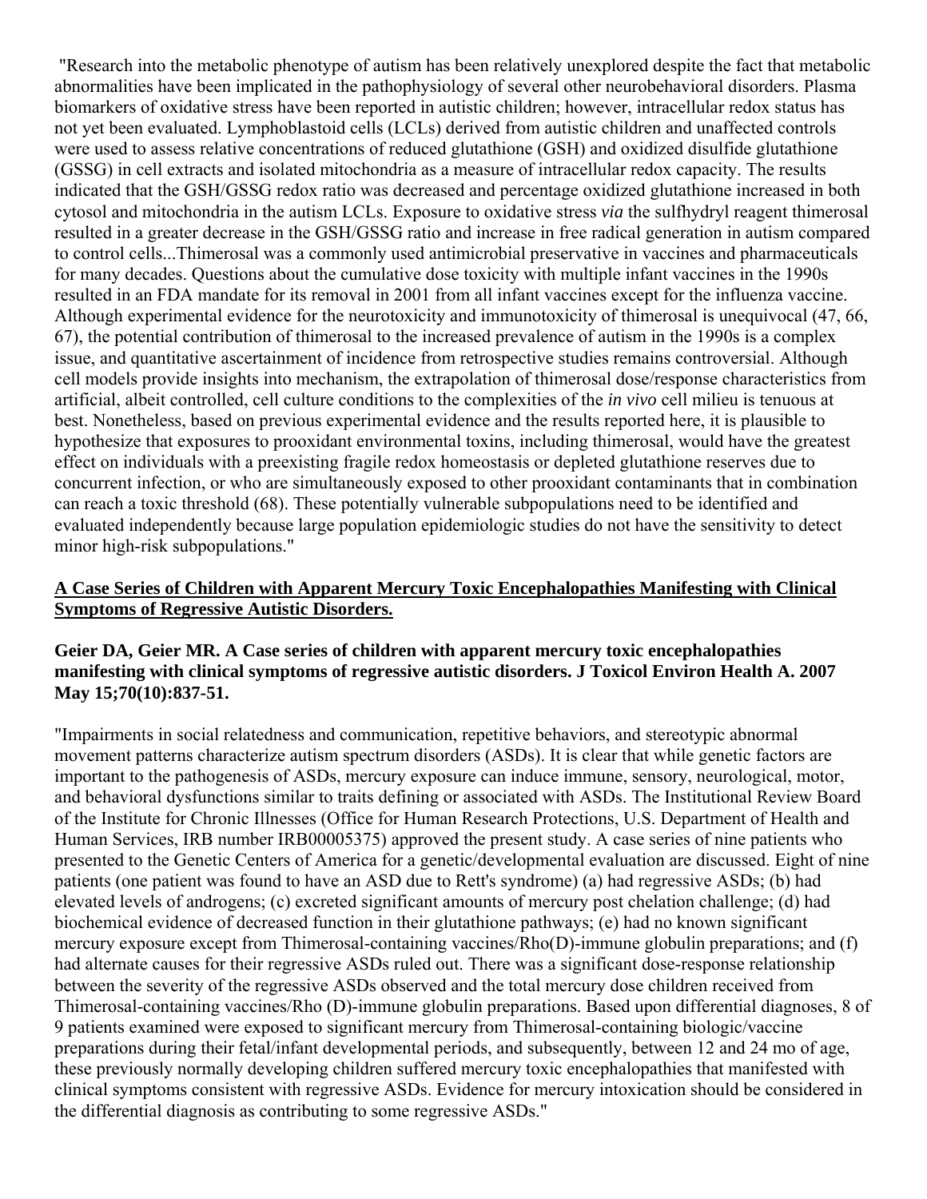"Research into the metabolic phenotype of autism has been relatively unexplored despite the fact that metabolic abnormalities have been implicated in the pathophysiology of several other neurobehavioral disorders. Plasma biomarkers of oxidative stress have been reported in autistic children; however, intracellular redox status has not yet been evaluated. Lymphoblastoid cells (LCLs) derived from autistic children and unaffected controls were used to assess relative concentrations of reduced glutathione (GSH) and oxidized disulfide glutathione (GSSG) in cell extracts and isolated mitochondria as a measure of intracellular redox capacity. The results indicated that the GSH/GSSG redox ratio was decreased and percentage oxidized glutathione increased in both cytosol and mitochondria in the autism LCLs. Exposure to oxidative stress *via* the sulfhydryl reagent thimerosal resulted in a greater decrease in the GSH/GSSG ratio and increase in free radical generation in autism compared to control cells...Thimerosal was a commonly used antimicrobial preservative in vaccines and pharmaceuticals for many decades. Questions about the cumulative dose toxicity with multiple infant vaccines in the 1990s resulted in an FDA mandate for its removal in 2001 from all infant vaccines except for the influenza vaccine. Although experimental evidence for the neurotoxicity and immunotoxicity of thimerosal is unequivocal (47, 66, 67), the potential contribution of thimerosal to the increased prevalence of autism in the 1990s is a complex issue, and quantitative ascertainment of incidence from retrospective studies remains controversial. Although cell models provide insights into mechanism, the extrapolation of thimerosal dose/response characteristics from artificial, albeit controlled, cell culture conditions to the complexities of the *in vivo* cell milieu is tenuous at best. Nonetheless, based on previous experimental evidence and the results reported here, it is plausible to hypothesize that exposures to prooxidant environmental toxins, including thimerosal, would have the greatest effect on individuals with a preexisting fragile redox homeostasis or depleted glutathione reserves due to concurrent infection, or who are simultaneously exposed to other prooxidant contaminants that in combination can reach a toxic threshold (68). These potentially vulnerable subpopulations need to be identified and evaluated independently because large population epidemiologic studies do not have the sensitivity to detect minor high-risk subpopulations."

**A Case Series of Children with Apparent Mercury Toxic Encephalopathies Manifesting with Clinical Symptoms of Regressive Autistic Disorders.**

**Geier DA, Geier MR. A Case series of children with apparent mercury toxic encephalopathies manifesting with clinical symptoms of regressive autistic disorders. J Toxicol Environ Health A. 2007 May 15;70(10):837-51.**

"Impairments in social relatedness and communication, repetitive behaviors, and stereotypic abnormal movement patterns characterize autism spectrum disorders (ASDs). It is clear that while genetic factors are important to the pathogenesis of ASDs, mercury exposure can induce immune, sensory, neurological, motor, and behavioral dysfunctions similar to traits defining or associated with ASDs. The Institutional Review Board of the Institute for Chronic Illnesses (Office for Human Research Protections, U.S. Department of Health and Human Services, IRB number IRB00005375) approved the present study. A case series of nine patients who presented to the Genetic Centers of America for a genetic/developmental evaluation are discussed. Eight of nine patients (one patient was found to have an ASD due to Rett's syndrome) (a) had regressive ASDs; (b) had elevated levels of androgens; (c) excreted significant amounts of mercury post chelation challenge; (d) had biochemical evidence of decreased function in their glutathione pathways; (e) had no known significant mercury exposure except from Thimerosal-containing vaccines/Rho(D)-immune globulin preparations; and (f) had alternate causes for their regressive ASDs ruled out. There was a significant dose-response relationship between the severity of the regressive ASDs observed and the total mercury dose children received from Thimerosal-containing vaccines/Rho (D)-immune globulin preparations. Based upon differential diagnoses, 8 of 9 patients examined were exposed to significant mercury from Thimerosal-containing biologic/vaccine preparations during their fetal/infant developmental periods, and subsequently, between 12 and 24 mo of age, these previously normally developing children suffered mercury toxic encephalopathies that manifested with clinical symptoms consistent with regressive ASDs. Evidence for mercury intoxication should be considered in the differential diagnosis as contributing to some regressive ASDs."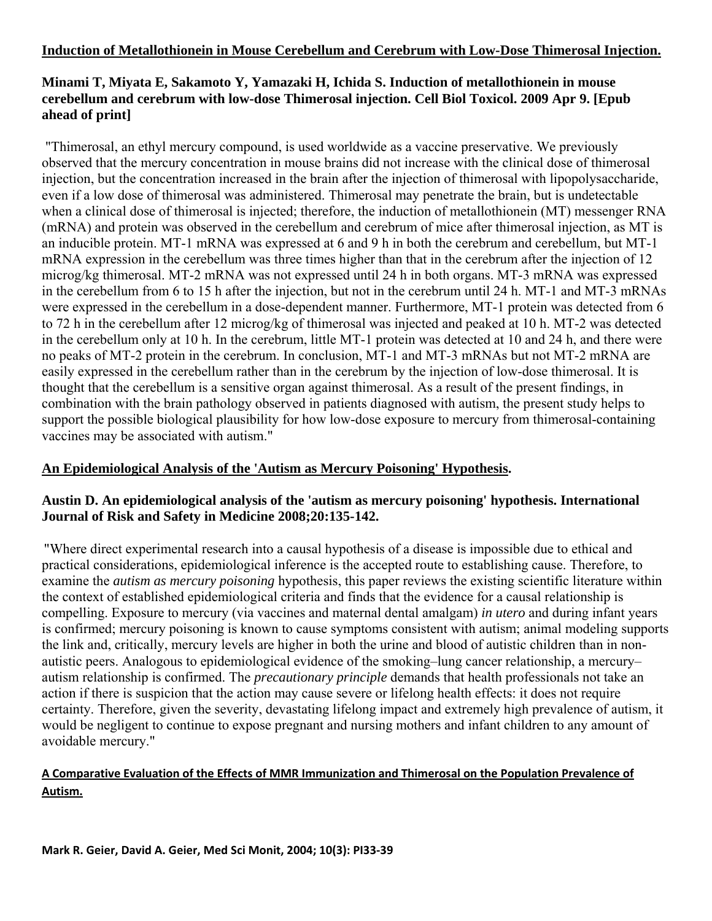**Induction of Metallothionein in Mouse Cerebellum and Cerebrum with Low-Dose Thimerosal Injection.**

**Minami T, Miyata E, Sakamoto Y, Yamazaki H, Ichida S. Induction of metallothionein in mouse cerebellum and cerebrum with low-dose Thimerosal injection. Cell Biol Toxicol. 2009 Apr 9. [Epub ahead of print]**

"Thimerosal, an ethyl mercury compound, is used worldwide as a vaccine preservative. We previously observed that the mercury concentration in mouse brains did not increase with the clinical dose of thimerosal injection, but the concentration increased in the brain after the injection of thimerosal with lipopolysaccharide, even if a low dose of thimerosal was administered. Thimerosal may penetrate the brain, but is undetectable when a clinical dose of thimerosal is injected; therefore, the induction of metallothionein (MT) messenger RNA (mRNA) and protein was observed in the cerebellum and cerebrum of mice after thimerosal injection, as MT is an inducible protein. MT-1 mRNA was expressed at 6 and 9 h in both the cerebrum and cerebellum, but MT-1 mRNA expression in the cerebellum was three times higher than that in the cerebrum after the injection of 12 microg/kg thimerosal. MT-2 mRNA was not expressed until 24 h in both organs. MT-3 mRNA was expressed in the cerebellum from 6 to 15 h after the injection, but not in the cerebrum until 24 h. MT-1 and MT-3 mRNAs were expressed in the cerebellum in a dose-dependent manner. Furthermore, MT-1 protein was detected from 6 to 72 h in the cerebellum after 12 microg/kg of thimerosal was injected and peaked at 10 h. MT-2 was detected in the cerebellum only at 10 h. In the cerebrum, little MT-1 protein was detected at 10 and 24 h, and there were no peaks of MT-2 protein in the cerebrum. In conclusion, MT-1 and MT-3 mRNAs but not MT-2 mRNA are easily expressed in the cerebellum rather than in the cerebrum by the injection of low-dose thimerosal. It is thought that the cerebellum is a sensitive organ against thimerosal. As a result of the present findings, in combination with the brain pathology observed in patients diagnosed with autism, the present study helps to support the possible biological plausibility for how low-dose exposure to mercury from thimerosal-containing vaccines may be associated with autism."

**An Epidemiological Analysis of the 'Autism as Mercury Poisoning' Hypothesis.**

**Austin D. An epidemiological analysis of the 'autism as mercury poisoning' hypothesis. International Journal of Risk and Safety in Medicine 2008;20:135-142.**

"Where direct experimental research into a causal hypothesis of a disease is impossible due to ethical and practical considerations, epidemiological inference is the accepted route to establishing cause. Therefore, to examine the *autism as mercury poisoning* hypothesis, this paper reviews the existing scientific literature within the context of established epidemiological criteria and finds that the evidence for a causal relationship is compelling. Exposure to mercury (via vaccines and maternal dental amalgam) *in utero* and during infant years is confirmed; mercury poisoning is known to cause symptoms consistent with autism; animal modeling supports the link and, critically, mercury levels are higher in both the urine and blood of autistic children than in non-autistic peers. Analogous to epidemiological evidence of the smoking–lung cancer relationship, a mercury–autism relationship is confirmed. The *precautionary principle* demands that health professionals not take an action if there is suspicion that the action may cause severe or lifelong health effects: it does not require certainty. Therefore, given the severity, devastating lifelong impact and extremely high prevalence of autism, it would be negligent to continue to expose pregnant and nursing mothers and infant children to any amount of avoidable mercury."

**A Comparative Evaluation of the Effects of MMR Immunization and Thimerosal on the Population Prevalence of Autism.**

**Mark R. Geier, David A. Geier, Med Sci Monit, 2004; 10(3): PI33-39**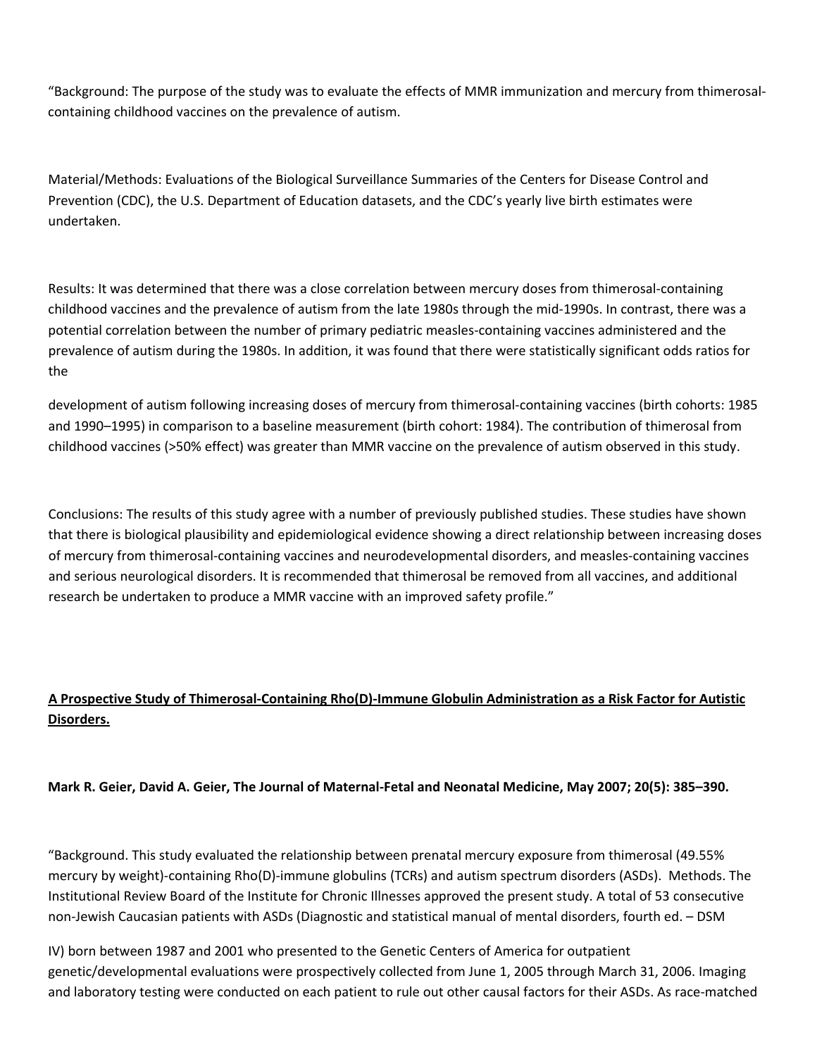"Background: The purpose of the study was to evaluate the effects of MMR immunization and mercury from thimerosal-containing childhood vaccines on the prevalence of autism.

Material/Methods: Evaluations of the Biological Surveillance Summaries of the Centers for Disease Control and Prevention (CDC), the U.S. Department of Education datasets, and the CDC's yearly live birth estimates were undertaken.

Results: It was determined that there was a close correlation between mercury doses from thimerosal-containing childhood vaccines and the prevalence of autism from the late 1980s through the mid-1990s. In contrast, there was a potential correlation between the number of primary pediatric measles-containing vaccines administered and the prevalence of autism during the 1980s. In addition, it was found that there were statistically significant odds ratios for the development of autism following increasing doses of mercury from thimerosal-containing vaccines (birth cohorts: 1985 and 1990–1995) in comparison to a baseline measurement (birth cohort: 1984). The contribution of thimerosal from childhood vaccines (>50% effect) was greater than MMR vaccine on the prevalence of autism observed in this study.

Conclusions: The results of this study agree with a number of previously published studies. These studies have shown that there is biological plausibility and epidemiological evidence showing a direct relationship between increasing doses of mercury from thimerosal-containing vaccines and neurodevelopmental disorders, and measles-containing vaccines and serious neurological disorders. It is recommended that thimerosal be removed from all vaccines, and additional research be undertaken to produce a MMR vaccine with an improved safety profile."

**<u>A Prospective Study of Thimerosal-Containing Rho(D)-Immune Globulin Administration as a Risk Factor for Autistic Disorders.</u>**

**Mark R. Geier, David A. Geier, The Journal of Maternal-Fetal and Neonatal Medicine, May 2007; 20(5): 385–390.**

"Background. This study evaluated the relationship between prenatal mercury exposure from thimerosal (49.55% mercury by weight)-containing Rho(D)-immune globulins (TCRs) and autism spectrum disorders (ASDs). Methods. The Institutional Review Board of the Institute for Chronic Illnesses approved the present study. A total of 53 consecutive non-Jewish Caucasian patients with ASDs (Diagnostic and statistical manual of mental disorders, fourth ed. – DSM IV) born between 1987 and 2001 who presented to the Genetic Centers of America for outpatient genetic/developmental evaluations were prospectively collected from June 1, 2005 through March 31, 2006. Imaging and laboratory testing were conducted on each patient to rule out other causal factors for their ASDs. As race-matched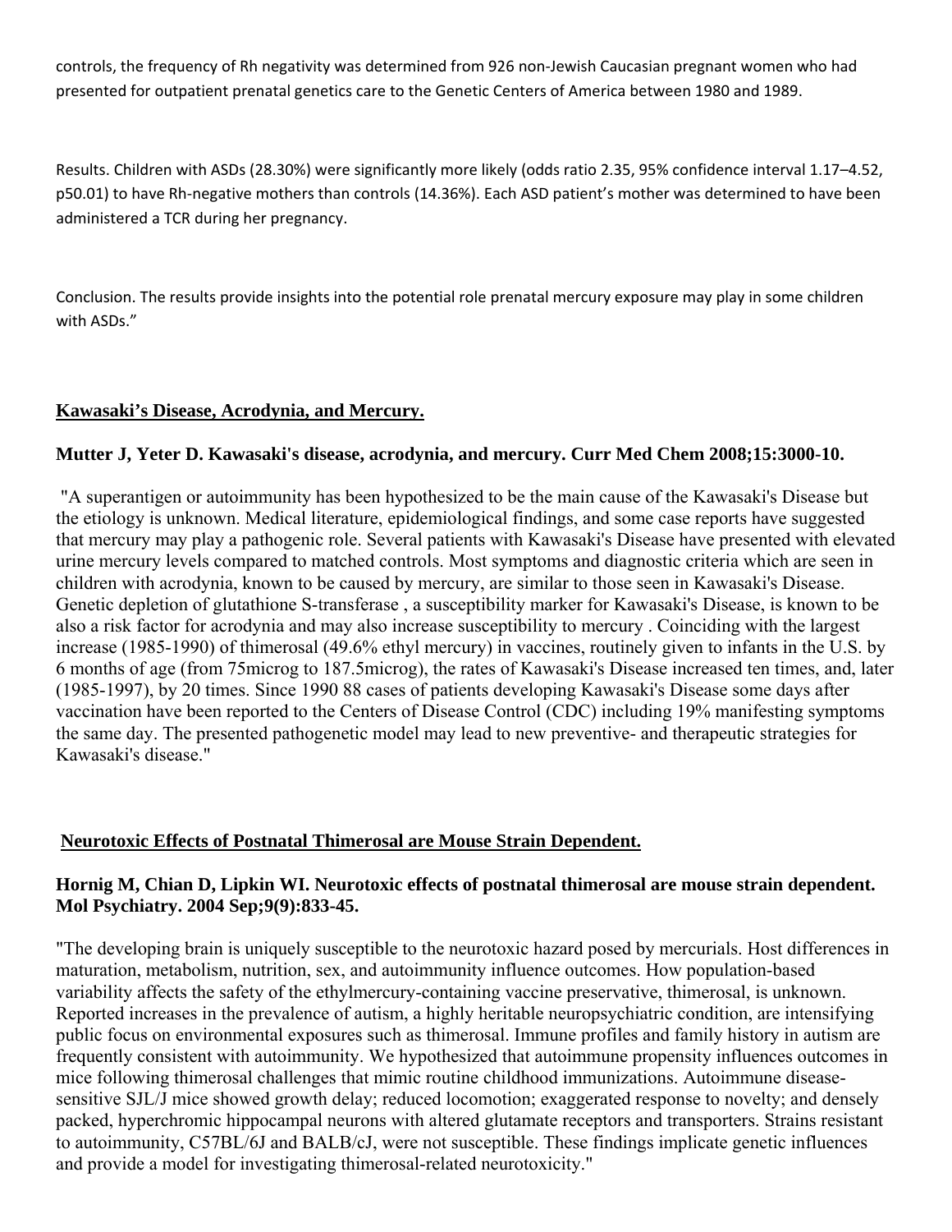controls, the frequency of Rh negativity was determined from 926 non-Jewish Caucasian pregnant women who had presented for outpatient prenatal genetics care to the Genetic Centers of America between 1980 and 1989.

Results. Children with ASDs (28.30%) were significantly more likely (odds ratio 2.35, 95% confidence interval 1.17–4.52, p50.01) to have Rh-negative mothers than controls (14.36%). Each ASD patient's mother was determined to have been administered a TCR during her pregnancy.

Conclusion. The results provide insights into the potential role prenatal mercury exposure may play in some children with ASDs."

## Kawasaki's Disease, Acrodynia, and Mercury.

**Mutter J, Yeter D. Kawasaki's disease, acrodynia, and mercury. Curr Med Chem 2008;15:3000-10.**

"A superantigen or autoimmunity has been hypothesized to be the main cause of the Kawasaki's Disease but the etiology is unknown. Medical literature, epidemiological findings, and some case reports have suggested that mercury may play a pathogenic role. Several patients with Kawasaki's Disease have presented with elevated urine mercury levels compared to matched controls. Most symptoms and diagnostic criteria which are seen in children with acrodynia, known to be caused by mercury, are similar to those seen in Kawasaki's Disease. Genetic depletion of glutathione S-transferase , a susceptibility marker for Kawasaki's Disease, is known to be also a risk factor for acrodynia and may also increase susceptibility to mercury . Coinciding with the largest increase (1985-1990) of thimerosal (49.6% ethyl mercury) in vaccines, routinely given to infants in the U.S. by 6 months of age (from 75microg to 187.5microg), the rates of Kawasaki's Disease increased ten times, and, later (1985-1997), by 20 times. Since 1990 88 cases of patients developing Kawasaki's Disease some days after vaccination have been reported to the Centers of Disease Control (CDC) including 19% manifesting symptoms the same day. The presented pathogenetic model may lead to new preventive- and therapeutic strategies for Kawasaki's disease."

## Neurotoxic Effects of Postnatal Thimerosal are Mouse Strain Dependent.

**Hornig M, Chian D, Lipkin WI. Neurotoxic effects of postnatal thimerosal are mouse strain dependent. Mol Psychiatry. 2004 Sep;9(9):833-45.**

"The developing brain is uniquely susceptible to the neurotoxic hazard posed by mercurials. Host differences in maturation, metabolism, nutrition, sex, and autoimmunity influence outcomes. How population-based variability affects the safety of the ethylmercury-containing vaccine preservative, thimerosal, is unknown. Reported increases in the prevalence of autism, a highly heritable neuropsychiatric condition, are intensifying public focus on environmental exposures such as thimerosal. Immune profiles and family history in autism are frequently consistent with autoimmunity. We hypothesized that autoimmune propensity influences outcomes in mice following thimerosal challenges that mimic routine childhood immunizations. Autoimmune disease-sensitive SJL/J mice showed growth delay; reduced locomotion; exaggerated response to novelty; and densely packed, hyperchromic hippocampal neurons with altered glutamate receptors and transporters. Strains resistant to autoimmunity, C57BL/6J and BALB/cJ, were not susceptible. These findings implicate genetic influences and provide a model for investigating thimerosal-related neurotoxicity."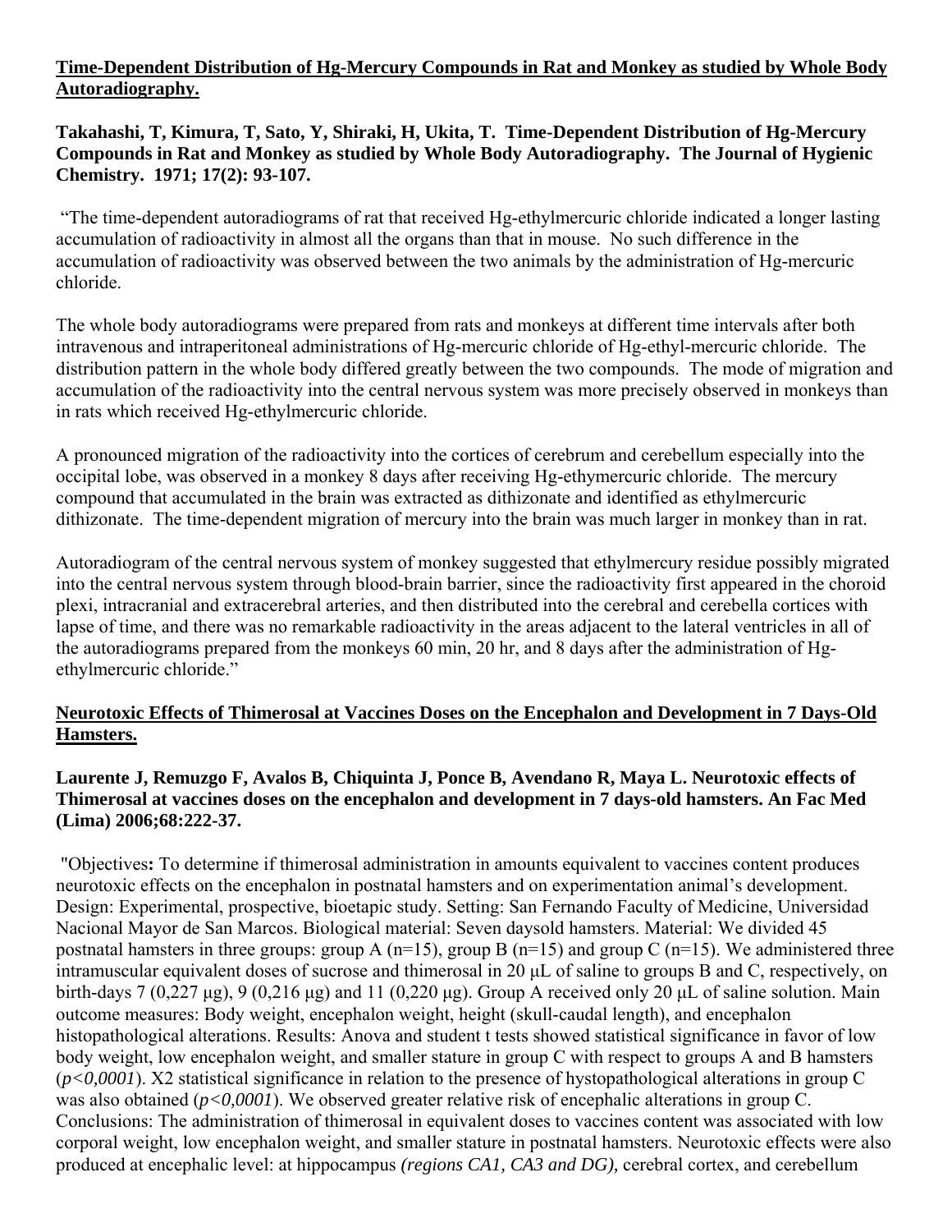**Time-Dependent Distribution of Hg-Mercury Compounds in Rat and Monkey as studied by Whole Body Autoradiography.**

**Takahashi, T, Kimura, T, Sato, Y, Shiraki, H, Ukita, T. Time-Dependent Distribution of Hg-Mercury Compounds in Rat and Monkey as studied by Whole Body Autoradiography. The Journal of Hygienic Chemistry. 1971; 17(2): 93-107.**

"The time-dependent autoradiograms of rat that received Hg-ethylmercuric chloride indicated a longer lasting accumulation of radioactivity in almost all the organs than that in mouse. No such difference in the accumulation of radioactivity was observed between the two animals by the administration of Hg-mercuric chloride.

The whole body autoradiograms were prepared from rats and monkeys at different time intervals after both intravenous and intraperitoneal administrations of Hg-mercuric chloride of Hg-ethyl-mercuric chloride. The distribution pattern in the whole body differed greatly between the two compounds. The mode of migration and accumulation of the radioactivity into the central nervous system was more precisely observed in monkeys than in rats which received Hg-ethylmercuric chloride.

A pronounced migration of the radioactivity into the cortices of cerebrum and cerebellum especially into the occipital lobe, was observed in a monkey 8 days after receiving Hg-ethymercuric chloride. The mercury compound that accumulated in the brain was extracted as dithizonate and identified as ethylmercuric dithizonate. The time-dependent migration of mercury into the brain was much larger in monkey than in rat.

Autoradiogram of the central nervous system of monkey suggested that ethylmercury residue possibly migrated into the central nervous system through blood-brain barrier, since the radioactivity first appeared in the choroid plexi, intracranial and extracerebral arteries, and then distributed into the cerebral and cerebella cortices with lapse of time, and there was no remarkable radioactivity in the areas adjacent to the lateral ventricles in all of the autoradiograms prepared from the monkeys 60 min, 20 hr, and 8 days after the administration of Hg-ethylmercuric chloride."

**Neurotoxic Effects of Thimerosal at Vaccines Doses on the Encephalon and Development in 7 Days-Old Hamsters.**

**Laurente J, Remuzgo F, Avalos B, Chiquinta J, Ponce B, Avendano R, Maya L. Neurotoxic effects of Thimerosal at vaccines doses on the encephalon and development in 7 days-old hamsters. An Fac Med (Lima) 2006;68:222-37.**

"Objectives**:** To determine if thimerosal administration in amounts equivalent to vaccines content produces neurotoxic effects on the encephalon in postnatal hamsters and on experimentation animal's development. Design: Experimental, prospective, bioetapic study. Setting: San Fernando Faculty of Medicine, Universidad Nacional Mayor de San Marcos. Biological material: Seven daysold hamsters. Material: We divided 45 postnatal hamsters in three groups: group A (n=15), group B (n=15) and group C (n=15). We administered three intramuscular equivalent doses of sucrose and thimerosal in 20 μL of saline to groups B and C, respectively, on birth-days 7 (0,227 μg), 9 (0,216 μg) and 11 (0,220 μg). Group A received only 20 μL of saline solution. Main outcome measures: Body weight, encephalon weight, height (skull-caudal length), and encephalon histopathological alterations. Results: Anova and student t tests showed statistical significance in favor of low body weight, low encephalon weight, and smaller stature in group C with respect to groups A and B hamsters (*p<0,0001*). X2 statistical significance in relation to the presence of hystopathological alterations in group C was also obtained (*p<0,0001*). We observed greater relative risk of encephalic alterations in group C. Conclusions: The administration of thimerosal in equivalent doses to vaccines content was associated with low corporal weight, low encephalon weight, and smaller stature in postnatal hamsters. Neurotoxic effects were also produced at encephalic level: at hippocampus *(regions CA1, CA3 and DG),* cerebral cortex, and cerebellum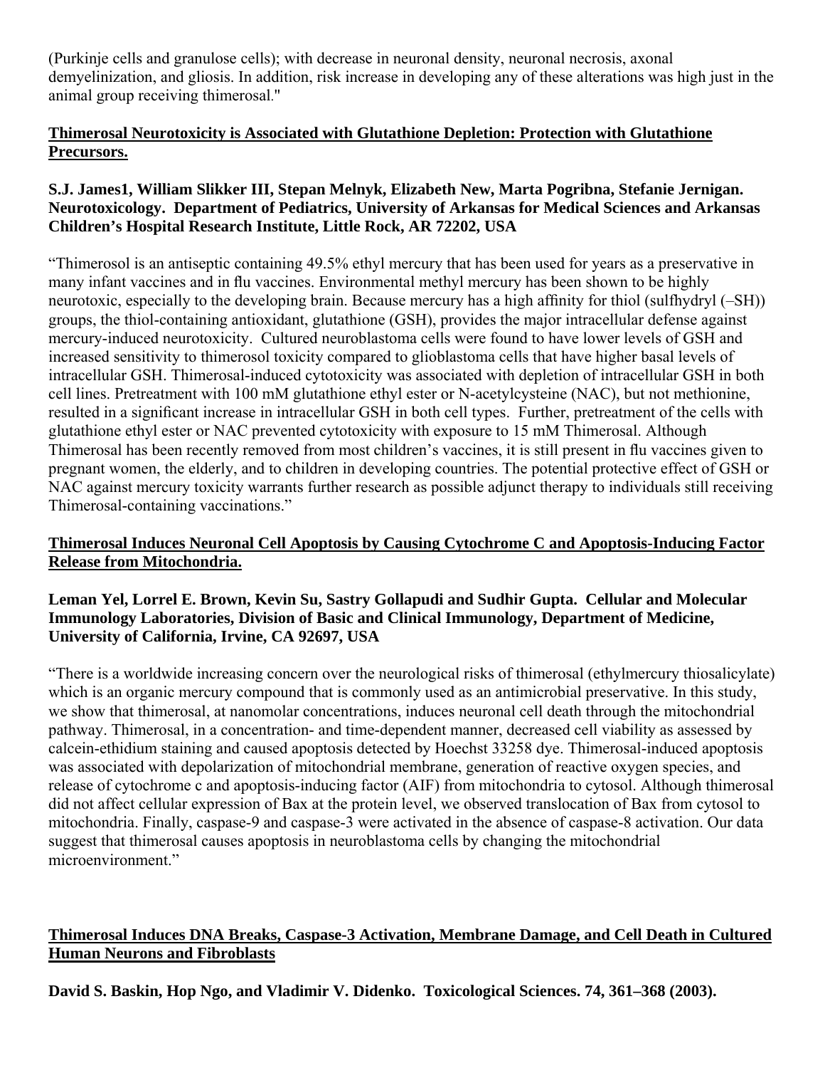(Purkinje cells and granulose cells); with decrease in neuronal density, neuronal necrosis, axonal demyelinization, and gliosis. In addition, risk increase in developing any of these alterations was high just in the animal group receiving thimerosal."

**Thimerosal Neurotoxicity is Associated with Glutathione Depletion: Protection with Glutathione Precursors.**

**S.J. James1, William Slikker III, Stepan Melnyk, Elizabeth New, Marta Pogribna, Stefanie Jernigan. Neurotoxicology. Department of Pediatrics, University of Arkansas for Medical Sciences and Arkansas Children's Hospital Research Institute, Little Rock, AR 72202, USA**

"Thimerosol is an antiseptic containing 49.5% ethyl mercury that has been used for years as a preservative in many infant vaccines and in flu vaccines. Environmental methyl mercury has been shown to be highly neurotoxic, especially to the developing brain. Because mercury has a high affinity for thiol (sulfhydryl (–SH)) groups, the thiol-containing antioxidant, glutathione (GSH), provides the major intracellular defense against mercury-induced neurotoxicity. Cultured neuroblastoma cells were found to have lower levels of GSH and increased sensitivity to thimerosol toxicity compared to glioblastoma cells that have higher basal levels of intracellular GSH. Thimerosal-induced cytotoxicity was associated with depletion of intracellular GSH in both cell lines. Pretreatment with 100 mM glutathione ethyl ester or N-acetylcysteine (NAC), but not methionine, resulted in a significant increase in intracellular GSH in both cell types. Further, pretreatment of the cells with glutathione ethyl ester or NAC prevented cytotoxicity with exposure to 15 mM Thimerosal. Although Thimerosal has been recently removed from most children's vaccines, it is still present in flu vaccines given to pregnant women, the elderly, and to children in developing countries. The potential protective effect of GSH or NAC against mercury toxicity warrants further research as possible adjunct therapy to individuals still receiving Thimerosal-containing vaccinations."

**Thimerosal Induces Neuronal Cell Apoptosis by Causing Cytochrome C and Apoptosis-Inducing Factor Release from Mitochondria.**

**Leman Yel, Lorrel E. Brown, Kevin Su, Sastry Gollapudi and Sudhir Gupta. Cellular and Molecular Immunology Laboratories, Division of Basic and Clinical Immunology, Department of Medicine, University of California, Irvine, CA 92697, USA**

"There is a worldwide increasing concern over the neurological risks of thimerosal (ethylmercury thiosalicylate) which is an organic mercury compound that is commonly used as an antimicrobial preservative. In this study, we show that thimerosal, at nanomolar concentrations, induces neuronal cell death through the mitochondrial pathway. Thimerosal, in a concentration- and time-dependent manner, decreased cell viability as assessed by calcein-ethidium staining and caused apoptosis detected by Hoechst 33258 dye. Thimerosal-induced apoptosis was associated with depolarization of mitochondrial membrane, generation of reactive oxygen species, and release of cytochrome c and apoptosis-inducing factor (AIF) from mitochondria to cytosol. Although thimerosal did not affect cellular expression of Bax at the protein level, we observed translocation of Bax from cytosol to mitochondria. Finally, caspase-9 and caspase-3 were activated in the absence of caspase-8 activation. Our data suggest that thimerosal causes apoptosis in neuroblastoma cells by changing the mitochondrial microenvironment."

**Thimerosal Induces DNA Breaks, Caspase-3 Activation, Membrane Damage, and Cell Death in Cultured Human Neurons and Fibroblasts**

**David S. Baskin, Hop Ngo, and Vladimir V. Didenko. Toxicological Sciences. 74, 361–368 (2003).**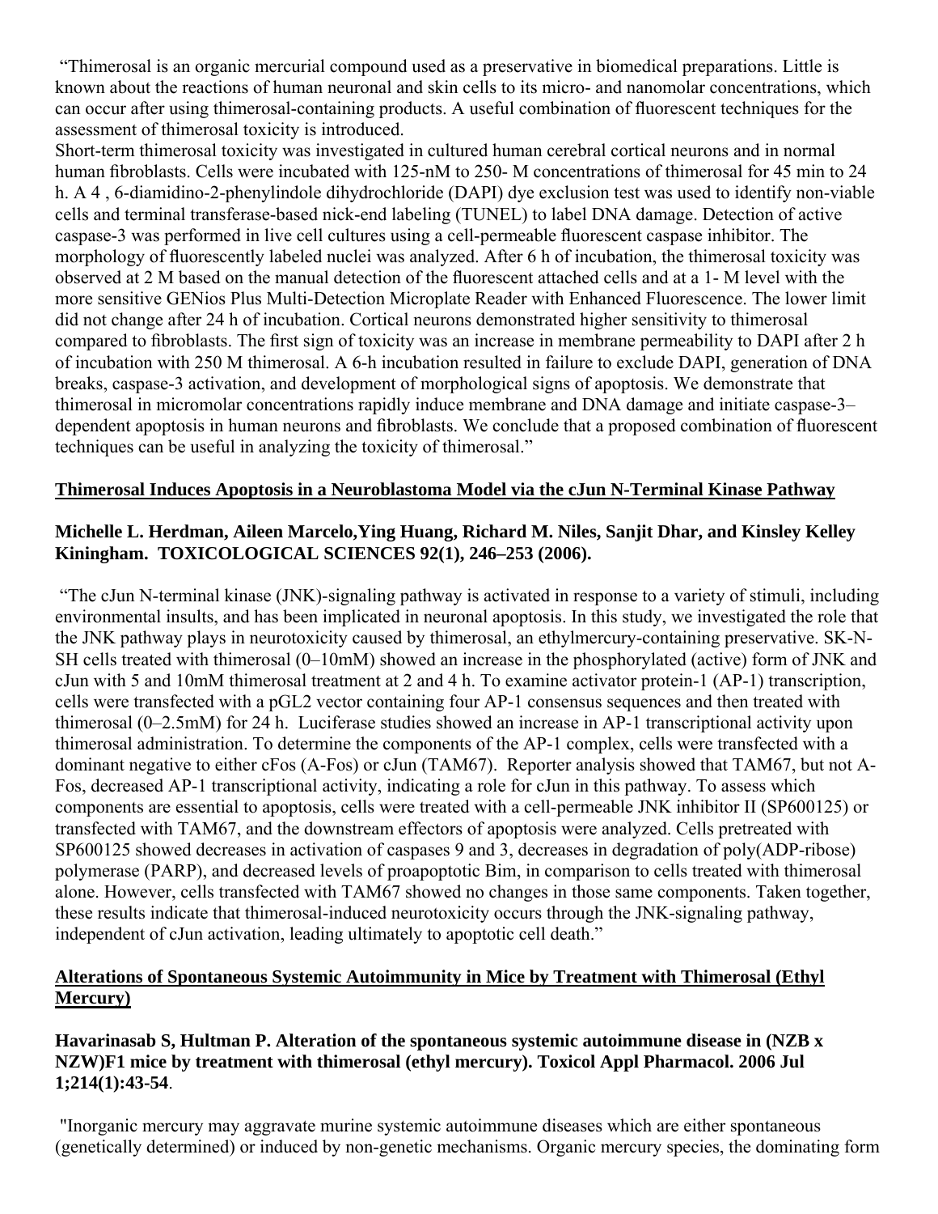"Thimerosal is an organic mercurial compound used as a preservative in biomedical preparations. Little is known about the reactions of human neuronal and skin cells to its micro- and nanomolar concentrations, which can occur after using thimerosal-containing products. A useful combination of fluorescent techniques for the assessment of thimerosal toxicity is introduced.
Short-term thimerosal toxicity was investigated in cultured human cerebral cortical neurons and in normal human fibroblasts. Cells were incubated with 125-nM to 250- M concentrations of thimerosal for 45 min to 24 h. A 4 , 6-diamidino-2-phenylindole dihydrochloride (DAPI) dye exclusion test was used to identify non-viable cells and terminal transferase-based nick-end labeling (TUNEL) to label DNA damage. Detection of active caspase-3 was performed in live cell cultures using a cell-permeable fluorescent caspase inhibitor. The morphology of fluorescently labeled nuclei was analyzed. After 6 h of incubation, the thimerosal toxicity was observed at 2 M based on the manual detection of the fluorescent attached cells and at a 1- M level with the more sensitive GENios Plus Multi-Detection Microplate Reader with Enhanced Fluorescence. The lower limit did not change after 24 h of incubation. Cortical neurons demonstrated higher sensitivity to thimerosal compared to fibroblasts. The first sign of toxicity was an increase in membrane permeability to DAPI after 2 h of incubation with 250 M thimerosal. A 6-h incubation resulted in failure to exclude DAPI, generation of DNA breaks, caspase-3 activation, and development of morphological signs of apoptosis. We demonstrate that thimerosal in micromolar concentrations rapidly induce membrane and DNA damage and initiate caspase-3–dependent apoptosis in human neurons and fibroblasts. We conclude that a proposed combination of fluorescent techniques can be useful in analyzing the toxicity of thimerosal."

## Thimerosal Induces Apoptosis in a Neuroblastoma Model via the cJun N-Terminal Kinase Pathway

**Michelle L. Herdman, Aileen Marcelo,Ying Huang, Richard M. Niles, Sanjit Dhar, and Kinsley Kelley Kiningham. TOXICOLOGICAL SCIENCES 92(1), 246–253 (2006).**

"The cJun N-terminal kinase (JNK)-signaling pathway is activated in response to a variety of stimuli, including environmental insults, and has been implicated in neuronal apoptosis. In this study, we investigated the role that the JNK pathway plays in neurotoxicity caused by thimerosal, an ethylmercury-containing preservative. SK-N-SH cells treated with thimerosal (0–10mM) showed an increase in the phosphorylated (active) form of JNK and cJun with 5 and 10mM thimerosal treatment at 2 and 4 h. To examine activator protein-1 (AP-1) transcription, cells were transfected with a pGL2 vector containing four AP-1 consensus sequences and then treated with thimerosal (0–2.5mM) for 24 h. Luciferase studies showed an increase in AP-1 transcriptional activity upon thimerosal administration. To determine the components of the AP-1 complex, cells were transfected with a dominant negative to either cFos (A-Fos) or cJun (TAM67). Reporter analysis showed that TAM67, but not A-Fos, decreased AP-1 transcriptional activity, indicating a role for cJun in this pathway. To assess which components are essential to apoptosis, cells were treated with a cell-permeable JNK inhibitor II (SP600125) or transfected with TAM67, and the downstream effectors of apoptosis were analyzed. Cells pretreated with SP600125 showed decreases in activation of caspases 9 and 3, decreases in degradation of poly(ADP-ribose) polymerase (PARP), and decreased levels of proapoptotic Bim, in comparison to cells treated with thimerosal alone. However, cells transfected with TAM67 showed no changes in those same components. Taken together, these results indicate that thimerosal-induced neurotoxicity occurs through the JNK-signaling pathway, independent of cJun activation, leading ultimately to apoptotic cell death."

## Alterations of Spontaneous Systemic Autoimmunity in Mice by Treatment with Thimerosal (Ethyl Mercury)

**Havarinasab S, Hultman P. Alteration of the spontaneous systemic autoimmune disease in (NZB x NZW)F1 mice by treatment with thimerosal (ethyl mercury). Toxicol Appl Pharmacol. 2006 Jul 1;214(1):43-54**.

"Inorganic mercury may aggravate murine systemic autoimmune diseases which are either spontaneous (genetically determined) or induced by non-genetic mechanisms. Organic mercury species, the dominating form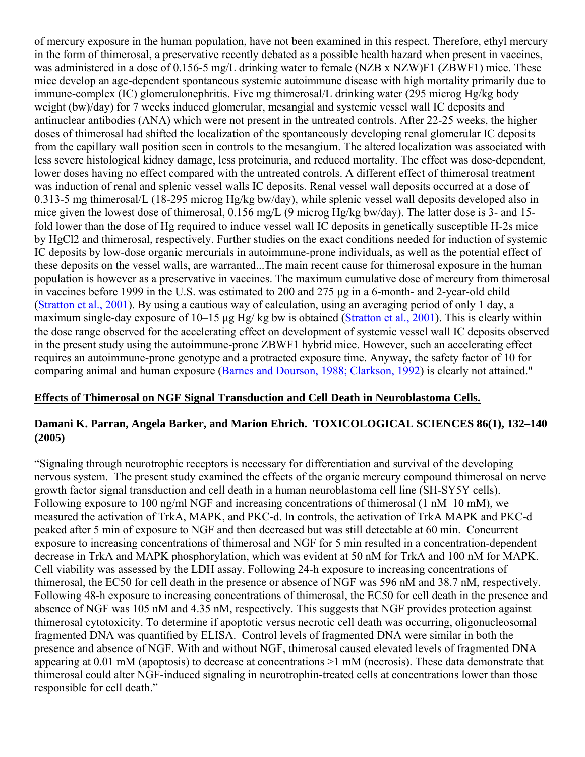of mercury exposure in the human population, have not been examined in this respect. Therefore, ethyl mercury in the form of thimerosal, a preservative recently debated as a possible health hazard when present in vaccines, was administered in a dose of 0.156-5 mg/L drinking water to female (NZB x NZW)F1 (ZBWF1) mice. These mice develop an age-dependent spontaneous systemic autoimmune disease with high mortality primarily due to immune-complex (IC) glomerulonephritis. Five mg thimerosal/L drinking water (295 microg Hg/kg body weight (bw)/day) for 7 weeks induced glomerular, mesangial and systemic vessel wall IC deposits and antinuclear antibodies (ANA) which were not present in the untreated controls. After 22-25 weeks, the higher doses of thimerosal had shifted the localization of the spontaneously developing renal glomerular IC deposits from the capillary wall position seen in controls to the mesangium. The altered localization was associated with less severe histological kidney damage, less proteinuria, and reduced mortality. The effect was dose-dependent, lower doses having no effect compared with the untreated controls. A different effect of thimerosal treatment was induction of renal and splenic vessel walls IC deposits. Renal vessel wall deposits occurred at a dose of 0.313-5 mg thimerosal/L (18-295 microg Hg/kg bw/day), while splenic vessel wall deposits developed also in mice given the lowest dose of thimerosal, 0.156 mg/L (9 microg Hg/kg bw/day). The latter dose is 3- and 15-fold lower than the dose of Hg required to induce vessel wall IC deposits in genetically susceptible H-2s mice by $HgCl_2$ and thimerosal, respectively. Further studies on the exact conditions needed for induction of systemic IC deposits by low-dose organic mercurials in autoimmune-prone individuals, as well as the potential effect of these deposits on the vessel walls, are warranted...The main recent cause for thimerosal exposure in the human population is however as a preservative in vaccines. The maximum cumulative dose of mercury from thimerosal in vaccines before 1999 in the U.S. was estimated to 200 and 275 μg in a 6-month- and 2-year-old child (Stratton et al., 2001). By using a cautious way of calculation, using an averaging period of only 1 day, a maximum single-day exposure of 10–15 μg Hg/ kg bw is obtained (Stratton et al., 2001). This is clearly within the dose range observed for the accelerating effect on development of systemic vessel wall IC deposits observed in the present study using the autoimmune-prone ZBWF1 hybrid mice. However, such an accelerating effect requires an autoimmune-prone genotype and a protracted exposure time. Anyway, the safety factor of 10 for comparing animal and human exposure (Barnes and Dourson, 1988; Clarkson, 1992) is clearly not attained."

**Effects of Thimerosal on NGF Signal Transduction and Cell Death in Neuroblastoma Cells.**

**Damani K. Parran, Angela Barker, and Marion Ehrich. TOXICOLOGICAL SCIENCES 86(1), 132–140 (2005)**

"Signaling through neurotrophic receptors is necessary for differentiation and survival of the developing nervous system. The present study examined the effects of the organic mercury compound thimerosal on nerve growth factor signal transduction and cell death in a human neuroblastoma cell line (SH-SY5Y cells). Following exposure to 100 ng/ml NGF and increasing concentrations of thimerosal (1 nM–10 mM), we measured the activation of TrkA, MAPK, and PKC-d. In controls, the activation of TrkA MAPK and PKC-d peaked after 5 min of exposure to NGF and then decreased but was still detectable at 60 min. Concurrent exposure to increasing concentrations of thimerosal and NGF for 5 min resulted in a concentration-dependent decrease in TrkA and MAPK phosphorylation, which was evident at 50 nM for TrkA and 100 nM for MAPK. Cell viability was assessed by the LDH assay. Following 24-h exposure to increasing concentrations of thimerosal, the $EC_{50}$ for cell death in the presence or absence of NGF was 596 nM and 38.7 nM, respectively. Following 48-h exposure to increasing concentrations of thimerosal, the $EC_{50}$ for cell death in the presence and absence of NGF was 105 nM and 4.35 nM, respectively. This suggests that NGF provides protection against thimerosal cytotoxicity. To determine if apoptotic versus necrotic cell death was occurring, oligonucleosomal fragmented DNA was quantified by ELISA. Control levels of fragmented DNA were similar in both the presence and absence of NGF. With and without NGF, thimerosal caused elevated levels of fragmented DNA appearing at 0.01 mM (apoptosis) to decrease at concentrations >1 mM (necrosis). These data demonstrate that thimerosal could alter NGF-induced signaling in neurotrophin-treated cells at concentrations lower than those responsible for cell death."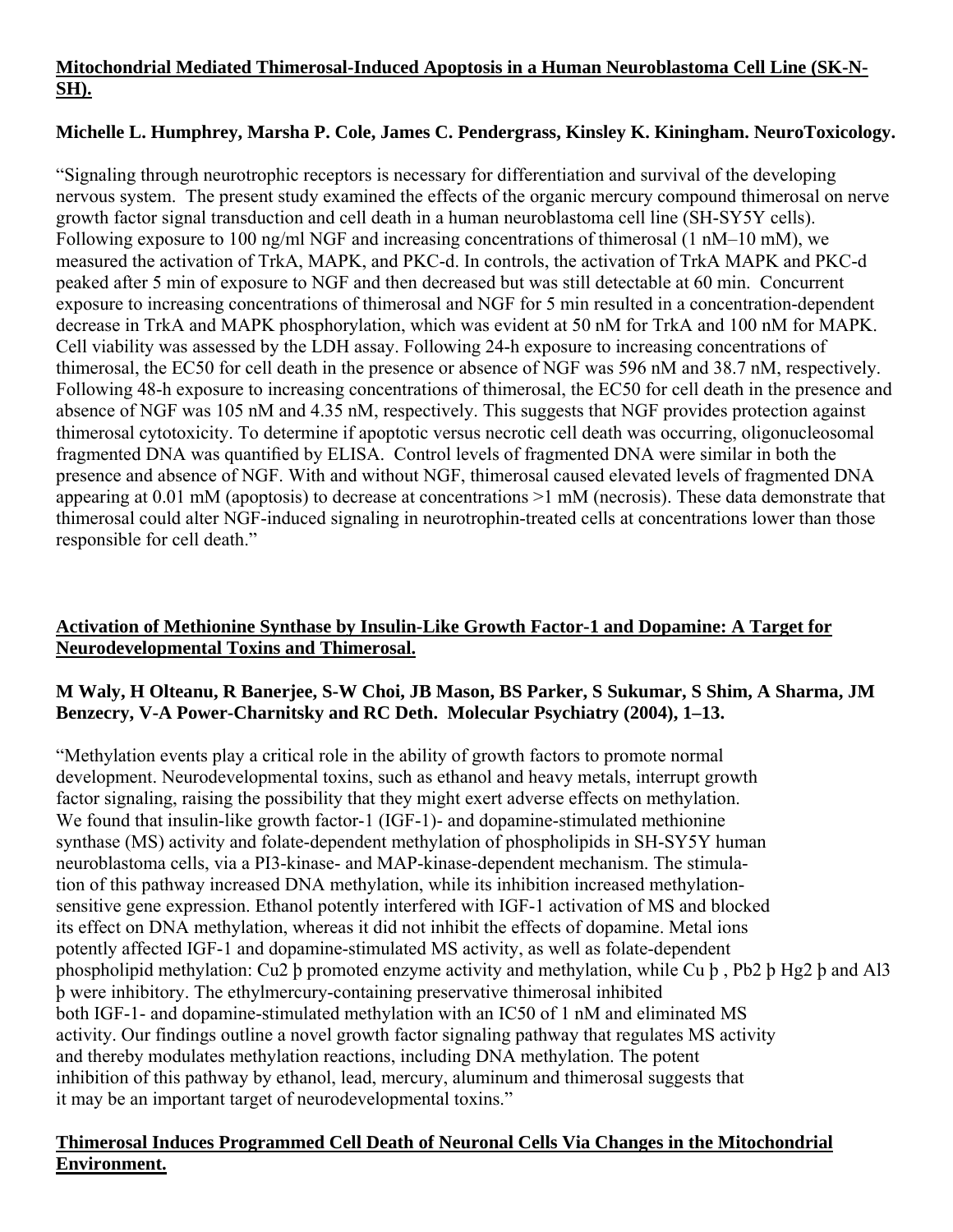**<u>Mitochondrial Mediated Thimerosal-Induced Apoptosis in a Human Neuroblastoma Cell Line (SK-N-SH).</u>**

**Michelle L. Humphrey, Marsha P. Cole, James C. Pendergrass, Kinsley K. Kiningham. NeuroToxicology.**

"Signaling through neurotrophic receptors is necessary for differentiation and survival of the developing nervous system. The present study examined the effects of the organic mercury compound thimerosal on nerve growth factor signal transduction and cell death in a human neuroblastoma cell line (SH-SY5Y cells). Following exposure to 100 ng/ml NGF and increasing concentrations of thimerosal (1 nM–10 mM), we measured the activation of TrkA, MAPK, and PKC-d. In controls, the activation of TrkA MAPK and PKC-d peaked after 5 min of exposure to NGF and then decreased but was still detectable at 60 min. Concurrent exposure to increasing concentrations of thimerosal and NGF for 5 min resulted in a concentration-dependent decrease in TrkA and MAPK phosphorylation, which was evident at 50 nM for TrkA and 100 nM for MAPK. Cell viability was assessed by the LDH assay. Following 24-h exposure to increasing concentrations of thimerosal, the EC50 for cell death in the presence or absence of NGF was 596 nM and 38.7 nM, respectively. Following 48-h exposure to increasing concentrations of thimerosal, the EC50 for cell death in the presence and absence of NGF was 105 nM and 4.35 nM, respectively. This suggests that NGF provides protection against thimerosal cytotoxicity. To determine if apoptotic versus necrotic cell death was occurring, oligonucleosomal fragmented DNA was quantified by ELISA. Control levels of fragmented DNA were similar in both the presence and absence of NGF. With and without NGF, thimerosal caused elevated levels of fragmented DNA appearing at 0.01 mM (apoptosis) to decrease at concentrations >1 mM (necrosis). These data demonstrate that thimerosal could alter NGF-induced signaling in neurotrophin-treated cells at concentrations lower than those responsible for cell death."

**<u>Activation of Methionine Synthase by Insulin-Like Growth Factor-1 and Dopamine: A Target for Neurodevelopmental Toxins and Thimerosal.</u>**

**M Waly, H Olteanu, R Banerjee, S-W Choi, JB Mason, BS Parker, S Sukumar, S Shim, A Sharma, JM Benzecry, V-A Power-Charnitsky and RC Deth. Molecular Psychiatry (2004), 1–13.**

"Methylation events play a critical role in the ability of growth factors to promote normal development. Neurodevelopmental toxins, such as ethanol and heavy metals, interrupt growth factor signaling, raising the possibility that they might exert adverse effects on methylation. We found that insulin-like growth factor-1 (IGF-1)- and dopamine-stimulated methionine synthase (MS) activity and folate-dependent methylation of phospholipids in SH-SY5Y human neuroblastoma cells, via a PI3-kinase- and MAP-kinase-dependent mechanism. The stimulation of this pathway increased DNA methylation, while its inhibition increased methylation-sensitive gene expression. Ethanol potently interfered with IGF-1 activation of MS and blocked its effect on DNA methylation, whereas it did not inhibit the effects of dopamine. Metal ions potently affected IGF-1 and dopamine-stimulated MS activity, as well as folate-dependent phospholipid methylation: Cu2 þ promoted enzyme activity and methylation, while Cu þ , Pb2 þ Hg2 þ and Al3 þ were inhibitory. The ethylmercury-containing preservative thimerosal inhibited both IGF-1- and dopamine-stimulated methylation with an IC50 of 1 nM and eliminated MS activity. Our findings outline a novel growth factor signaling pathway that regulates MS activity and thereby modulates methylation reactions, including DNA methylation. The potent inhibition of this pathway by ethanol, lead, mercury, aluminum and thimerosal suggests that it may be an important target of neurodevelopmental toxins."

**<u>Thimerosal Induces Programmed Cell Death of Neuronal Cells Via Changes in the Mitochondrial Environment.</u>**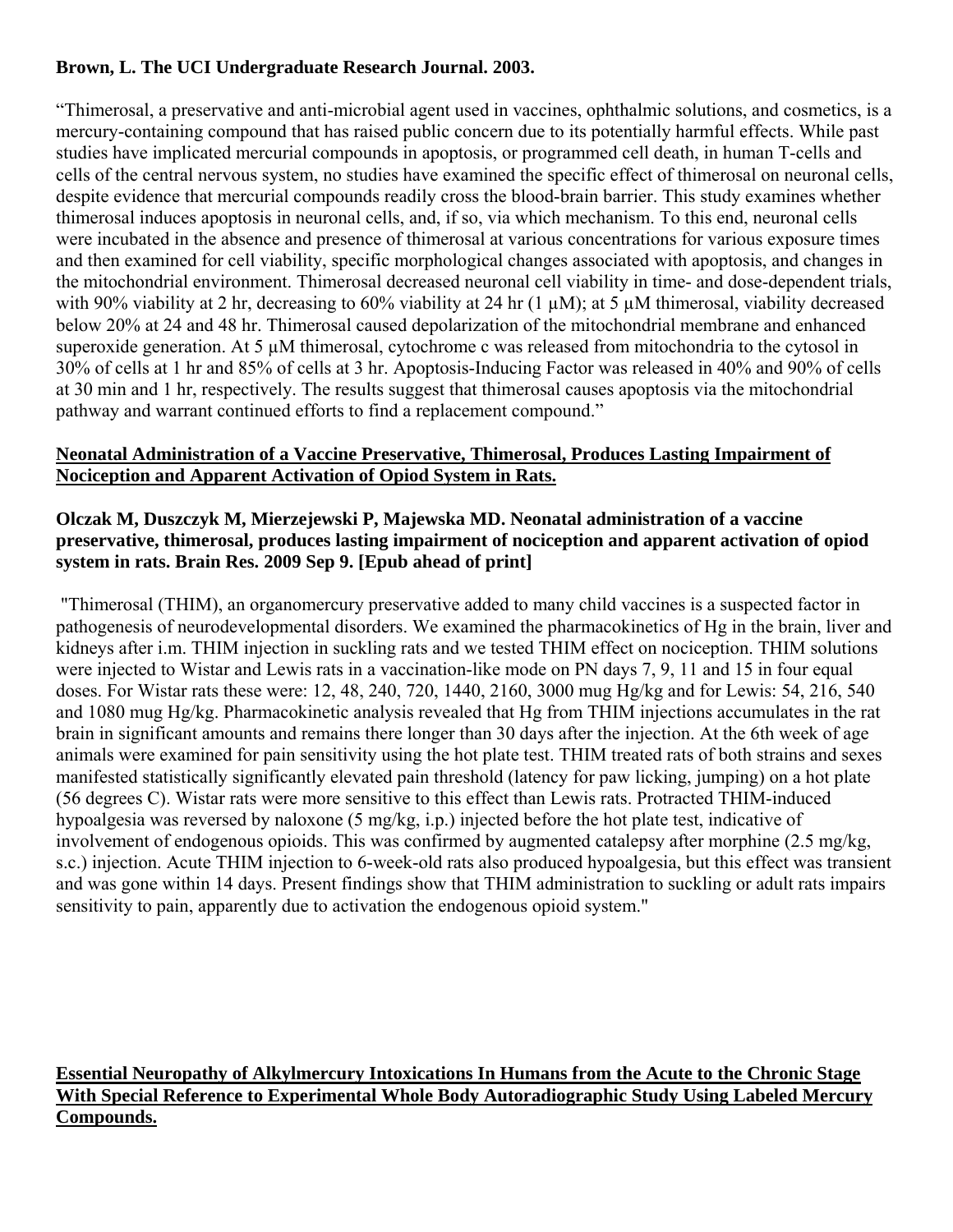**Brown, L. The UCI Undergraduate Research Journal. 2003.**

“Thimerosal, a preservative and anti-microbial agent used in vaccines, ophthalmic solutions, and cosmetics, is a mercury-containing compound that has raised public concern due to its potentially harmful effects. While past studies have implicated mercurial compounds in apoptosis, or programmed cell death, in human T-cells and cells of the central nervous system, no studies have examined the specific effect of thimerosal on neuronal cells, despite evidence that mercurial compounds readily cross the blood-brain barrier. This study examines whether thimerosal induces apoptosis in neuronal cells, and, if so, via which mechanism. To this end, neuronal cells were incubated in the absence and presence of thimerosal at various concentrations for various exposure times and then examined for cell viability, specific morphological changes associated with apoptosis, and changes in the mitochondrial environment. Thimerosal decreased neuronal cell viability in time- and dose-dependent trials, with 90% viability at 2 hr, decreasing to 60% viability at 24 hr (1 µM); at 5 µM thimerosal, viability decreased below 20% at 24 and 48 hr. Thimerosal caused depolarization of the mitochondrial membrane and enhanced superoxide generation. At 5 µM thimerosal, cytochrome c was released from mitochondria to the cytosol in 30% of cells at 1 hr and 85% of cells at 3 hr. Apoptosis-Inducing Factor was released in 40% and 90% of cells at 30 min and 1 hr, respectively. The results suggest that thimerosal causes apoptosis via the mitochondrial pathway and warrant continued efforts to find a replacement compound.”

**Neonatal Administration of a Vaccine Preservative, Thimerosal, Produces Lasting Impairment of Nociception and Apparent Activation of Opiod System in Rats.**

**Olczak M, Duszczyk M, Mierzejewski P, Majewska MD. Neonatal administration of a vaccine preservative, thimerosal, produces lasting impairment of nociception and apparent activation of opiod system in rats. Brain Res. 2009 Sep 9. [Epub ahead of print]**

"Thimerosal (THIM), an organomercury preservative added to many child vaccines is a suspected factor in pathogenesis of neurodevelopmental disorders. We examined the pharmacokinetics of Hg in the brain, liver and kidneys after i.m. THIM injection in suckling rats and we tested THIM effect on nociception. THIM solutions were injected to Wistar and Lewis rats in a vaccination-like mode on PN days 7, 9, 11 and 15 in four equal doses. For Wistar rats these were: 12, 48, 240, 720, 1440, 2160, 3000 mug Hg/kg and for Lewis: 54, 216, 540 and 1080 mug Hg/kg. Pharmacokinetic analysis revealed that Hg from THIM injections accumulates in the rat brain in significant amounts and remains there longer than 30 days after the injection. At the 6th week of age animals were examined for pain sensitivity using the hot plate test. THIM treated rats of both strains and sexes manifested statistically significantly elevated pain threshold (latency for paw licking, jumping) on a hot plate (56 degrees C). Wistar rats were more sensitive to this effect than Lewis rats. Protracted THIM-induced hypoalgesia was reversed by naloxone (5 mg/kg, i.p.) injected before the hot plate test, indicative of involvement of endogenous opioids. This was confirmed by augmented catalepsy after morphine (2.5 mg/kg, s.c.) injection. Acute THIM injection to 6-week-old rats also produced hypoalgesia, but this effect was transient and was gone within 14 days. Present findings show that THIM administration to suckling or adult rats impairs sensitivity to pain, apparently due to activation the endogenous opioid system."

**Essential Neuropathy of Alkylmercury Intoxications In Humans from the Acute to the Chronic Stage With Special Reference to Experimental Whole Body Autoradiographic Study Using Labeled Mercury Compounds.**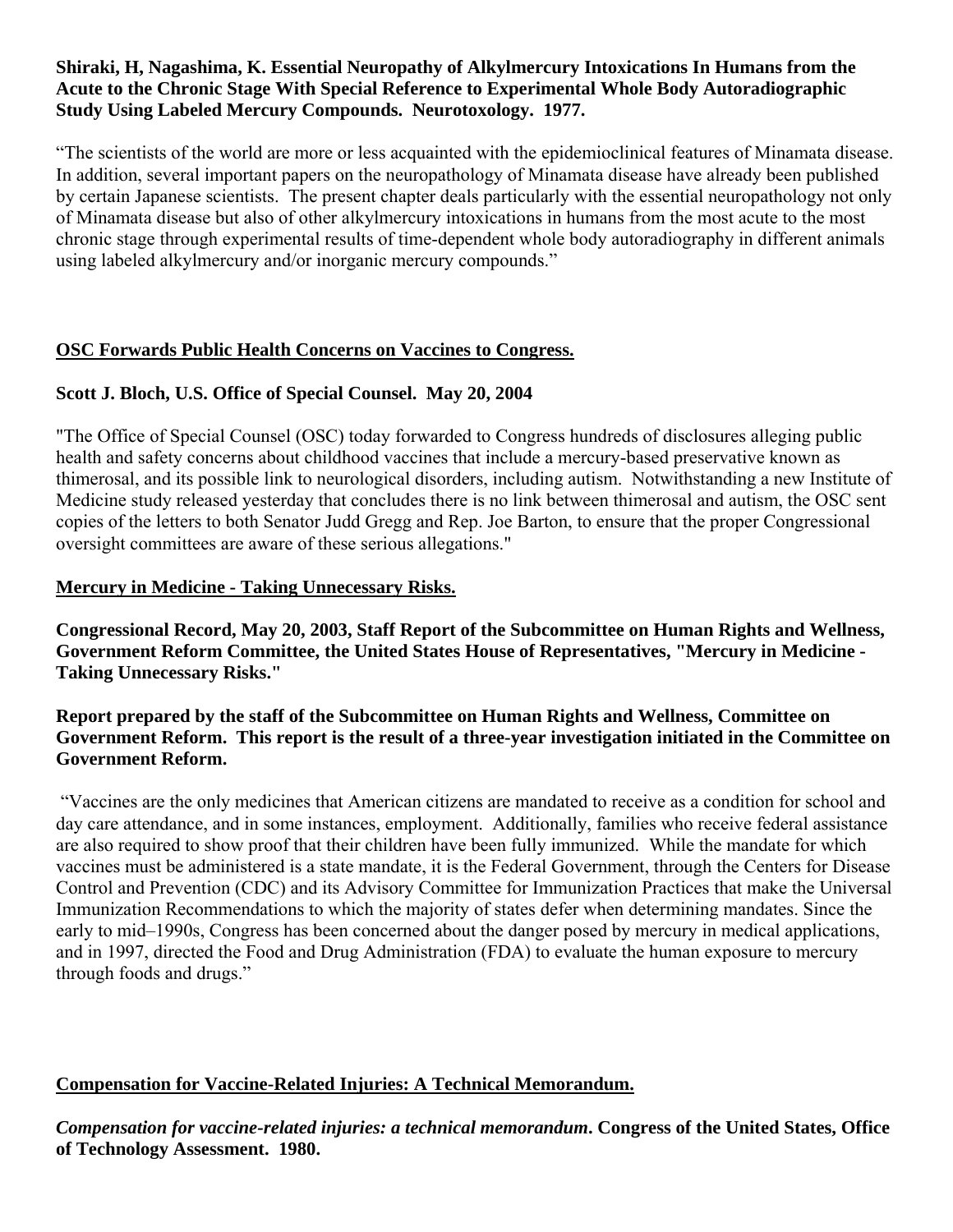**Shiraki, H, Nagashima, K. Essential Neuropathy of Alkylmercury Intoxications In Humans from the Acute to the Chronic Stage With Special Reference to Experimental Whole Body Autoradiographic Study Using Labeled Mercury Compounds. Neurotoxology. 1977.**

"The scientists of the world are more or less acquainted with the epidemioclinical features of Minamata disease. In addition, several important papers on the neuropathology of Minamata disease have already been published by certain Japanese scientists. The present chapter deals particularly with the essential neuropathology not only of Minamata disease but also of other alkylmercury intoxications in humans from the most acute to the most chronic stage through experimental results of time-dependent whole body autoradiography in different animals using labeled alkylmercury and/or inorganic mercury compounds."

**OSC Forwards Public Health Concerns on Vaccines to Congress.**

**Scott J. Bloch, U.S. Office of Special Counsel. May 20, 2004**

"The Office of Special Counsel (OSC) today forwarded to Congress hundreds of disclosures alleging public health and safety concerns about childhood vaccines that include a mercury-based preservative known as thimerosal, and its possible link to neurological disorders, including autism. Notwithstanding a new Institute of Medicine study released yesterday that concludes there is no link between thimerosal and autism, the OSC sent copies of the letters to both Senator Judd Gregg and Rep. Joe Barton, to ensure that the proper Congressional oversight committees are aware of these serious allegations."

**Mercury in Medicine - Taking Unnecessary Risks.**

**Congressional Record, May 20, 2003, Staff Report of the Subcommittee on Human Rights and Wellness, Government Reform Committee, the United States House of Representatives, "Mercury in Medicine - Taking Unnecessary Risks."**

**Report prepared by the staff of the Subcommittee on Human Rights and Wellness, Committee on Government Reform. This report is the result of a three-year investigation initiated in the Committee on Government Reform.**

"Vaccines are the only medicines that American citizens are mandated to receive as a condition for school and day care attendance, and in some instances, employment. Additionally, families who receive federal assistance are also required to show proof that their children have been fully immunized. While the mandate for which vaccines must be administered is a state mandate, it is the Federal Government, through the Centers for Disease Control and Prevention (CDC) and its Advisory Committee for Immunization Practices that make the Universal Immunization Recommendations to which the majority of states defer when determining mandates. Since the early to mid–1990s, Congress has been concerned about the danger posed by mercury in medical applications, and in 1997, directed the Food and Drug Administration (FDA) to evaluate the human exposure to mercury through foods and drugs."

**Compensation for Vaccine-Related Injuries: A Technical Memorandum.**

***Compensation for vaccine-related injuries: a technical memorandum*. Congress of the United States, Office of Technology Assessment. 1980.**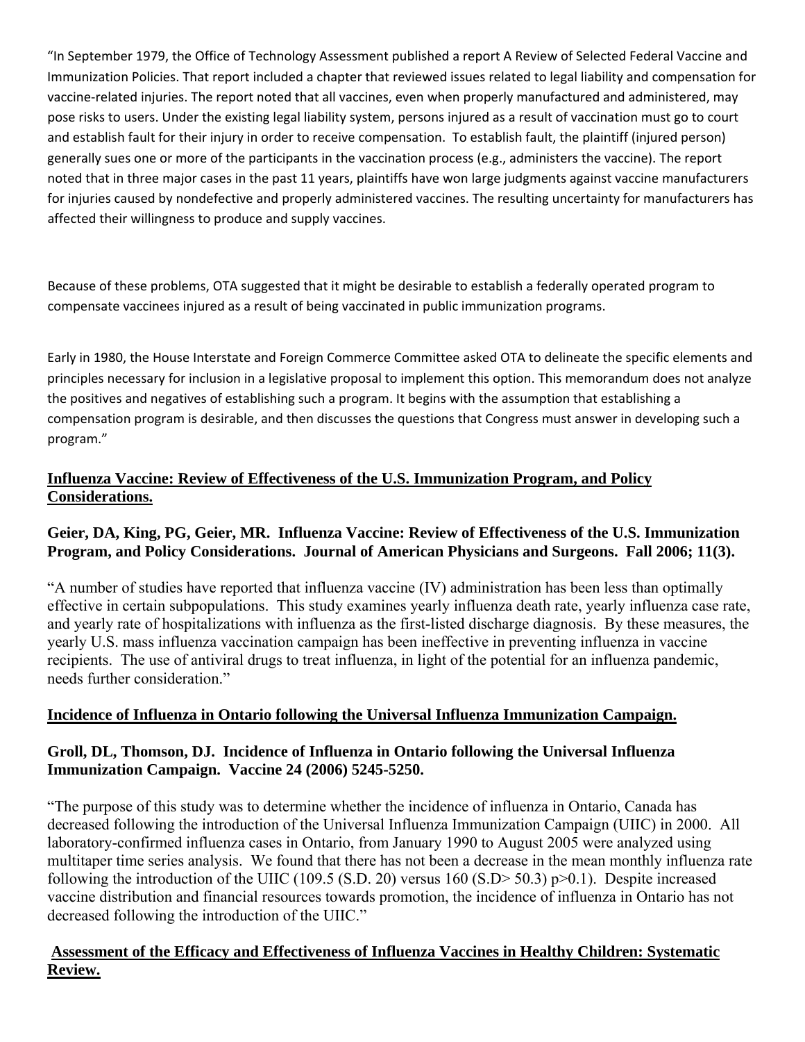"In September 1979, the Office of Technology Assessment published a report A Review of Selected Federal Vaccine and Immunization Policies. That report included a chapter that reviewed issues related to legal liability and compensation for vaccine-related injuries. The report noted that all vaccines, even when properly manufactured and administered, may pose risks to users. Under the existing legal liability system, persons injured as a result of vaccination must go to court and establish fault for their injury in order to receive compensation. To establish fault, the plaintiff (injured person) generally sues one or more of the participants in the vaccination process (e.g., administers the vaccine). The report noted that in three major cases in the past 11 years, plaintiffs have won large judgments against vaccine manufacturers for injuries caused by nondefective and properly administered vaccines. The resulting uncertainty for manufacturers has affected their willingness to produce and supply vaccines.

Because of these problems, OTA suggested that it might be desirable to establish a federally operated program to compensate vaccinees injured as a result of being vaccinated in public immunization programs.

Early in 1980, the House Interstate and Foreign Commerce Committee asked OTA to delineate the specific elements and principles necessary for inclusion in a legislative proposal to implement this option. This memorandum does not analyze the positives and negatives of establishing such a program. It begins with the assumption that establishing a compensation program is desirable, and then discusses the questions that Congress must answer in developing such a program."

**Influenza Vaccine: Review of Effectiveness of the U.S. Immunization Program, and Policy Considerations.**

**Geier, DA, King, PG, Geier, MR. Influenza Vaccine: Review of Effectiveness of the U.S. Immunization Program, and Policy Considerations. Journal of American Physicians and Surgeons. Fall 2006; 11(3).**

"A number of studies have reported that influenza vaccine (IV) administration has been less than optimally effective in certain subpopulations. This study examines yearly influenza death rate, yearly influenza case rate, and yearly rate of hospitalizations with influenza as the first-listed discharge diagnosis. By these measures, the yearly U.S. mass influenza vaccination campaign has been ineffective in preventing influenza in vaccine recipients. The use of antiviral drugs to treat influenza, in light of the potential for an influenza pandemic, needs further consideration."

**Incidence of Influenza in Ontario following the Universal Influenza Immunization Campaign.**

**Groll, DL, Thomson, DJ. Incidence of Influenza in Ontario following the Universal Influenza Immunization Campaign. Vaccine 24 (2006) 5245-5250.**

"The purpose of this study was to determine whether the incidence of influenza in Ontario, Canada has decreased following the introduction of the Universal Influenza Immunization Campaign (UIIC) in 2000. All laboratory-confirmed influenza cases in Ontario, from January 1990 to August 2005 were analyzed using multitaper time series analysis. We found that there has not been a decrease in the mean monthly influenza rate following the introduction of the UIIC (109.5 (S.D. 20) versus 160 (S.D> 50.3) p>0.1). Despite increased vaccine distribution and financial resources towards promotion, the incidence of influenza in Ontario has not decreased following the introduction of the UIIC."

**Assessment of the Efficacy and Effectiveness of Influenza Vaccines in Healthy Children: Systematic Review.**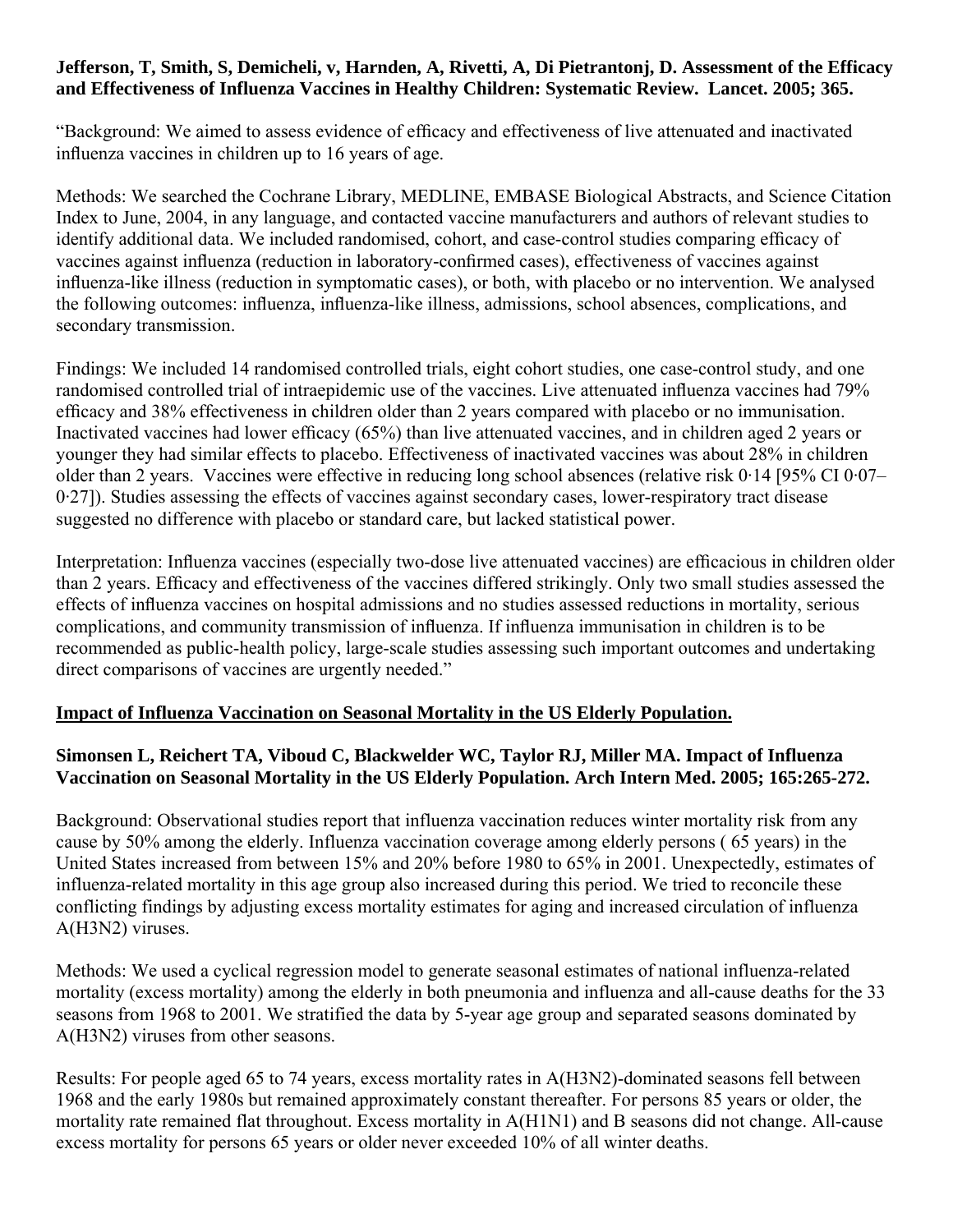**Jefferson, T, Smith, S, Demicheli, v, Harnden, A, Rivetti, A, Di Pietrantonj, D. Assessment of the Efficacy and Effectiveness of Influenza Vaccines in Healthy Children: Systematic Review. Lancet. 2005; 365.**

"Background: We aimed to assess evidence of efficacy and effectiveness of live attenuated and inactivated influenza vaccines in children up to 16 years of age.

Methods: We searched the Cochrane Library, MEDLINE, EMBASE Biological Abstracts, and Science Citation Index to June, 2004, in any language, and contacted vaccine manufacturers and authors of relevant studies to identify additional data. We included randomised, cohort, and case-control studies comparing efficacy of vaccines against influenza (reduction in laboratory-confirmed cases), effectiveness of vaccines against influenza-like illness (reduction in symptomatic cases), or both, with placebo or no intervention. We analysed the following outcomes: influenza, influenza-like illness, admissions, school absences, complications, and secondary transmission.

Findings: We included 14 randomised controlled trials, eight cohort studies, one case-control study, and one randomised controlled trial of intraepidemic use of the vaccines. Live attenuated influenza vaccines had 79% efficacy and 38% effectiveness in children older than 2 years compared with placebo or no immunisation. Inactivated vaccines had lower efficacy (65%) than live attenuated vaccines, and in children aged 2 years or younger they had similar effects to placebo. Effectiveness of inactivated vaccines was about 28% in children older than 2 years. Vaccines were effective in reducing long school absences (relative risk 0·14 [95% CI 0·07–0·27]). Studies assessing the effects of vaccines against secondary cases, lower-respiratory tract disease suggested no difference with placebo or standard care, but lacked statistical power.

Interpretation: Influenza vaccines (especially two-dose live attenuated vaccines) are efficacious in children older than 2 years. Efficacy and effectiveness of the vaccines differed strikingly. Only two small studies assessed the effects of influenza vaccines on hospital admissions and no studies assessed reductions in mortality, serious complications, and community transmission of influenza. If influenza immunisation in children is to be recommended as public-health policy, large-scale studies assessing such important outcomes and undertaking direct comparisons of vaccines are urgently needed."

## Impact of Influenza Vaccination on Seasonal Mortality in the US Elderly Population.

**Simonsen L, Reichert TA, Viboud C, Blackwelder WC, Taylor RJ, Miller MA. Impact of Influenza Vaccination on Seasonal Mortality in the US Elderly Population. Arch Intern Med. 2005; 165:265-272.**

Background: Observational studies report that influenza vaccination reduces winter mortality risk from any cause by 50% among the elderly. Influenza vaccination coverage among elderly persons ( 65 years) in the United States increased from between 15% and 20% before 1980 to 65% in 2001. Unexpectedly, estimates of influenza-related mortality in this age group also increased during this period. We tried to reconcile these conflicting findings by adjusting excess mortality estimates for aging and increased circulation of influenza A(H3N2) viruses.

Methods: We used a cyclical regression model to generate seasonal estimates of national influenza-related mortality (excess mortality) among the elderly in both pneumonia and influenza and all-cause deaths for the 33 seasons from 1968 to 2001. We stratified the data by 5-year age group and separated seasons dominated by A(H3N2) viruses from other seasons.

Results: For people aged 65 to 74 years, excess mortality rates in A(H3N2)-dominated seasons fell between 1968 and the early 1980s but remained approximately constant thereafter. For persons 85 years or older, the mortality rate remained flat throughout. Excess mortality in A(H1N1) and B seasons did not change. All-cause excess mortality for persons 65 years or older never exceeded 10% of all winter deaths.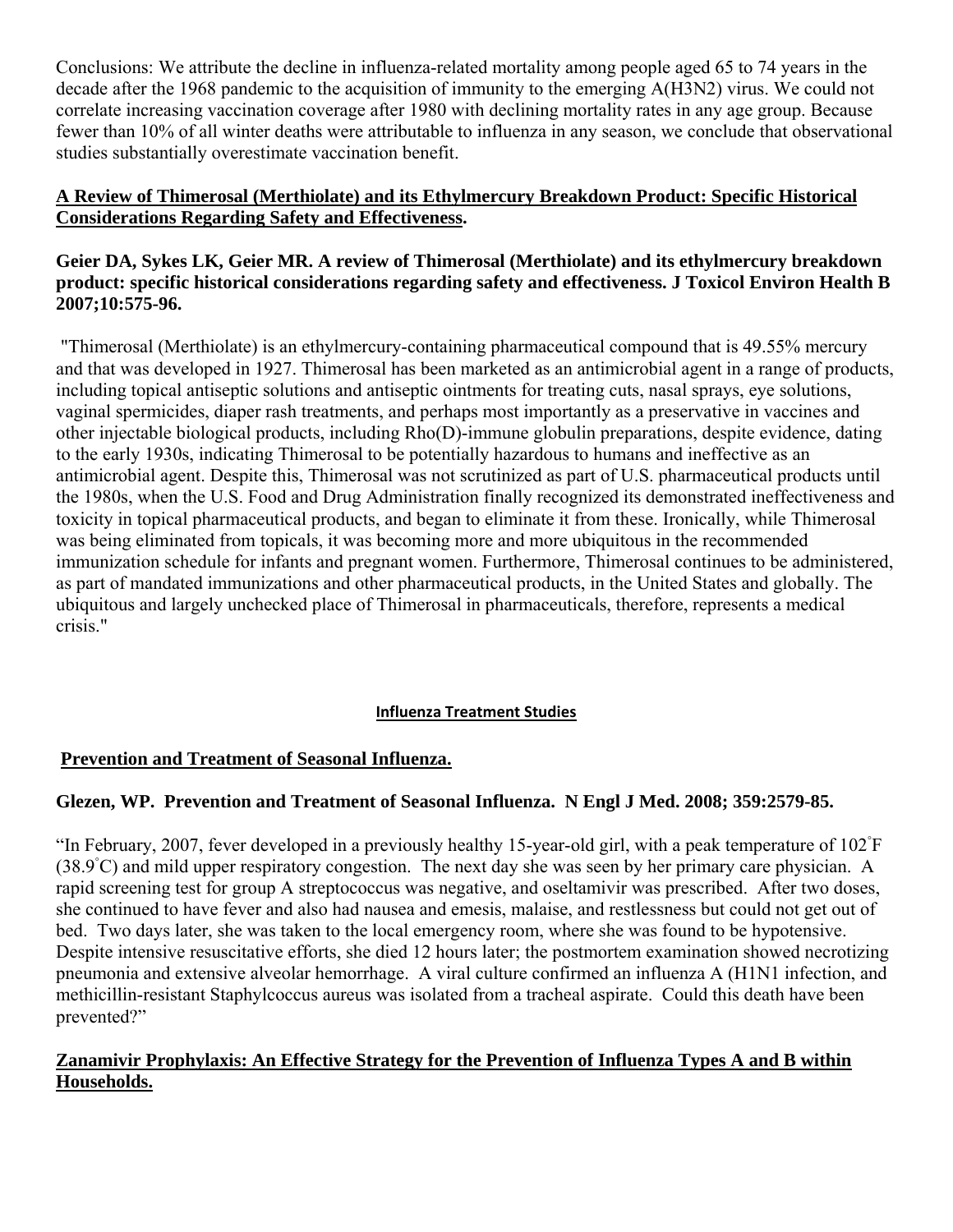Conclusions: We attribute the decline in influenza-related mortality among people aged 65 to 74 years in the decade after the 1968 pandemic to the acquisition of immunity to the emerging A(H3N2) virus. We could not correlate increasing vaccination coverage after 1980 with declining mortality rates in any age group. Because fewer than 10% of all winter deaths were attributable to influenza in any season, we conclude that observational studies substantially overestimate vaccination benefit.

**A Review of Thimerosal (Merthiolate) and its Ethylmercury Breakdown Product: Specific Historical Considerations Regarding Safety and Effectiveness.**

**Geier DA, Sykes LK, Geier MR. A review of Thimerosal (Merthiolate) and its ethylmercury breakdown product: specific historical considerations regarding safety and effectiveness. J Toxicol Environ Health B 2007;10:575-96.**

"Thimerosal (Merthiolate) is an ethylmercury-containing pharmaceutical compound that is 49.55% mercury and that was developed in 1927. Thimerosal has been marketed as an antimicrobial agent in a range of products, including topical antiseptic solutions and antiseptic ointments for treating cuts, nasal sprays, eye solutions, vaginal spermicides, diaper rash treatments, and perhaps most importantly as a preservative in vaccines and other injectable biological products, including Rho(D)-immune globulin preparations, despite evidence, dating to the early 1930s, indicating Thimerosal to be potentially hazardous to humans and ineffective as an antimicrobial agent. Despite this, Thimerosal was not scrutinized as part of U.S. pharmaceutical products until the 1980s, when the U.S. Food and Drug Administration finally recognized its demonstrated ineffectiveness and toxicity in topical pharmaceutical products, and began to eliminate it from these. Ironically, while Thimerosal was being eliminated from topicals, it was becoming more and more ubiquitous in the recommended immunization schedule for infants and pregnant women. Furthermore, Thimerosal continues to be administered, as part of mandated immunizations and other pharmaceutical products, in the United States and globally. The ubiquitous and largely unchecked place of Thimerosal in pharmaceuticals, therefore, represents a medical crisis."

## Influenza Treatment Studies

**Prevention and Treatment of Seasonal Influenza.**

**Glezen, WP. Prevention and Treatment of Seasonal Influenza. N Engl J Med. 2008; 359:2579-85.**

"In February, 2007, fever developed in a previously healthy 15-year-old girl, with a peak temperature of 102°F (38.9°C) and mild upper respiratory congestion. The next day she was seen by her primary care physician. A rapid screening test for group A streptococcus was negative, and oseltamivir was prescribed. After two doses, she continued to have fever and also had nausea and emesis, malaise, and restlessness but could not get out of bed. Two days later, she was taken to the local emergency room, where she was found to be hypotensive. Despite intensive resuscitative efforts, she died 12 hours later; the postmortem examination showed necrotizing pneumonia and extensive alveolar hemorrhage. A viral culture confirmed an influenza A (H1N1 infection, and methicillin-resistant Staphylcoccus aureus was isolated from a tracheal aspirate. Could this death have been prevented?"

**Zanamivir Prophylaxis: An Effective Strategy for the Prevention of Influenza Types A and B within Households.**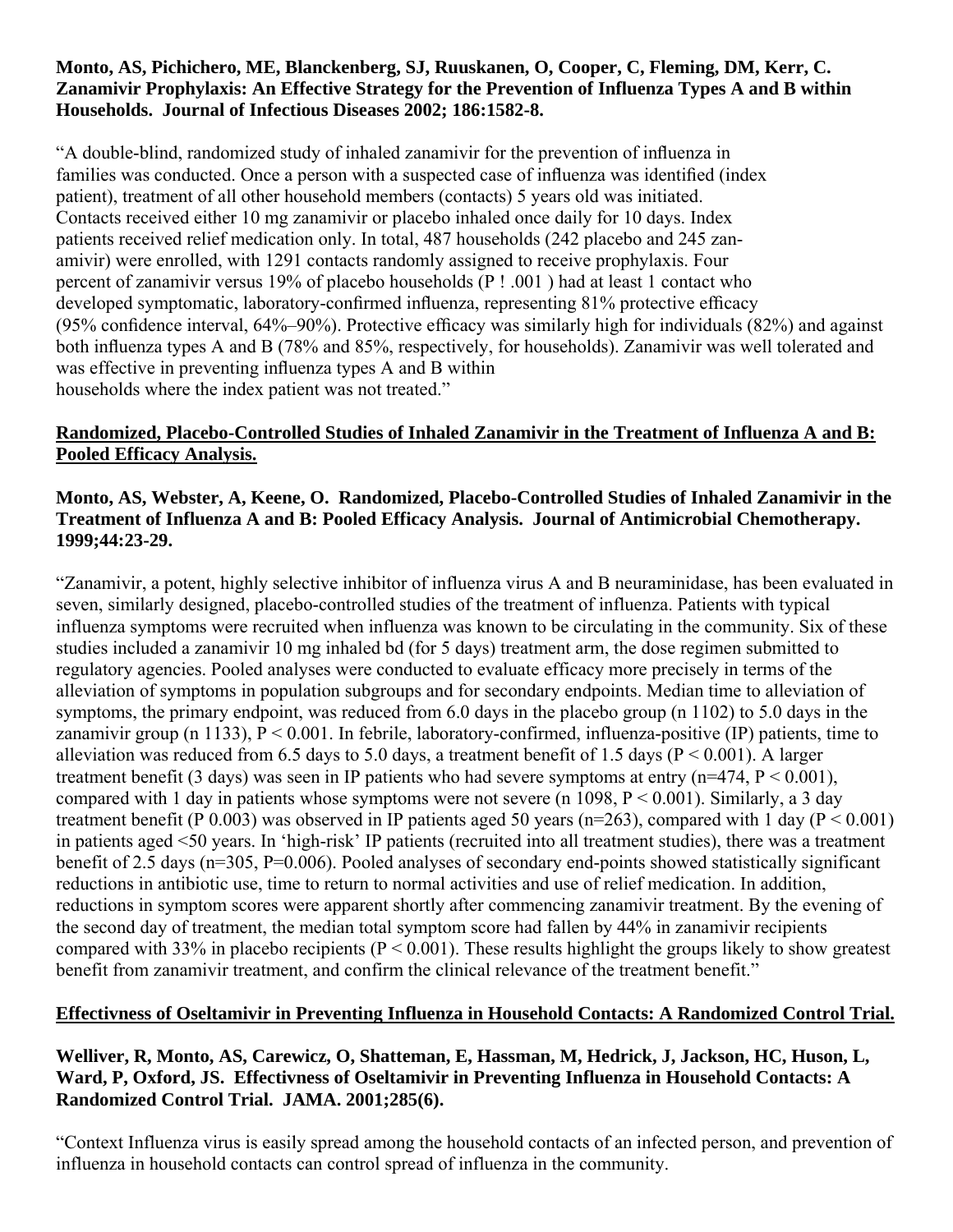**Monto, AS, Pichichero, ME, Blanckenberg, SJ, Ruuskanen, O, Cooper, C, Fleming, DM, Kerr, C. Zanamivir Prophylaxis: An Effective Strategy for the Prevention of Influenza Types A and B within Households. Journal of Infectious Diseases 2002; 186:1582-8.**

"A double-blind, randomized study of inhaled zanamivir for the prevention of influenza in families was conducted. Once a person with a suspected case of influenza was identified (index patient), treatment of all other household members (contacts) 5 years old was initiated. Contacts received either 10 mg zanamivir or placebo inhaled once daily for 10 days. Index patients received relief medication only. In total, 487 households (242 placebo and 245 zan-amivir) were enrolled, with 1291 contacts randomly assigned to receive prophylaxis. Four percent of zanamivir versus 19% of placebo households (P ! .001 ) had at least 1 contact who developed symptomatic, laboratory-confirmed influenza, representing 81% protective efficacy (95% confidence interval, 64%–90%). Protective efficacy was similarly high for individuals (82%) and against both influenza types A and B (78% and 85%, respectively, for households). Zanamivir was well tolerated and was effective in preventing influenza types A and B within households where the index patient was not treated."

**Randomized, Placebo-Controlled Studies of Inhaled Zanamivir in the Treatment of Influenza A and B: Pooled Efficacy Analysis.**

**Monto, AS, Webster, A, Keene, O. Randomized, Placebo-Controlled Studies of Inhaled Zanamivir in the Treatment of Influenza A and B: Pooled Efficacy Analysis. Journal of Antimicrobial Chemotherapy. 1999;44:23-29.**

"Zanamivir, a potent, highly selective inhibitor of influenza virus A and B neuraminidase, has been evaluated in seven, similarly designed, placebo-controlled studies of the treatment of influenza. Patients with typical influenza symptoms were recruited when influenza was known to be circulating in the community. Six of these studies included a zanamivir 10 mg inhaled bd (for 5 days) treatment arm, the dose regimen submitted to regulatory agencies. Pooled analyses were conducted to evaluate efficacy more precisely in terms of the alleviation of symptoms in population subgroups and for secondary endpoints. Median time to alleviation of symptoms, the primary endpoint, was reduced from 6.0 days in the placebo group (n 1102) to 5.0 days in the zanamivir group (n 1133), P < 0.001. In febrile, laboratory-confirmed, influenza-positive (IP) patients, time to alleviation was reduced from 6.5 days to 5.0 days, a treatment benefit of 1.5 days (P < 0.001). A larger treatment benefit (3 days) was seen in IP patients who had severe symptoms at entry (n=474, P < 0.001), compared with 1 day in patients whose symptoms were not severe (n 1098, P < 0.001). Similarly, a 3 day treatment benefit (P 0.003) was observed in IP patients aged 50 years (n=263), compared with 1 day (P < 0.001) in patients aged <50 years. In 'high-risk' IP patients (recruited into all treatment studies), there was a treatment benefit of 2.5 days (n=305, P=0.006). Pooled analyses of secondary end-points showed statistically significant reductions in antibiotic use, time to return to normal activities and use of relief medication. In addition, reductions in symptom scores were apparent shortly after commencing zanamivir treatment. By the evening of the second day of treatment, the median total symptom score had fallen by 44% in zanamivir recipients compared with 33% in placebo recipients (P < 0.001). These results highlight the groups likely to show greatest benefit from zanamivir treatment, and confirm the clinical relevance of the treatment benefit."

**Effectivness of Oseltamivir in Preventing Influenza in Household Contacts: A Randomized Control Trial.**

**Welliver, R, Monto, AS, Carewicz, O, Shatteman, E, Hassman, M, Hedrick, J, Jackson, HC, Huson, L, Ward, P, Oxford, JS. Effectivness of Oseltamivir in Preventing Influenza in Household Contacts: A Randomized Control Trial. JAMA. 2001;285(6).**

"Context Influenza virus is easily spread among the household contacts of an infected person, and prevention of influenza in household contacts can control spread of influenza in the community.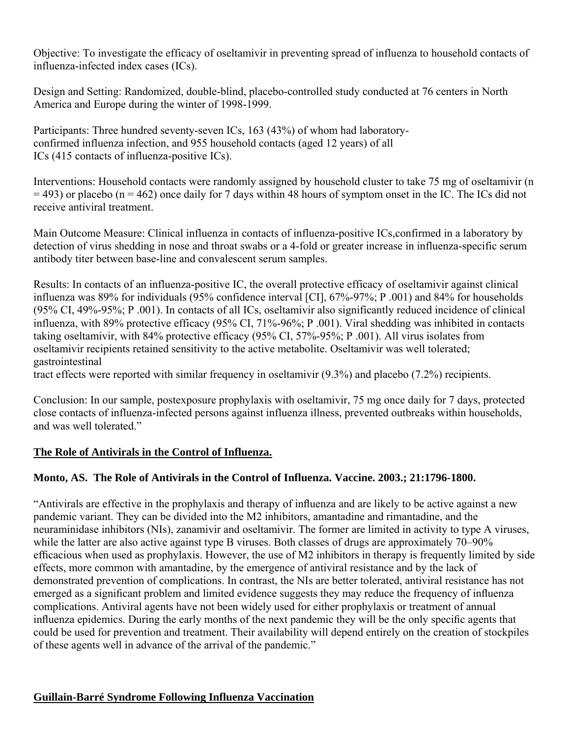Objective: To investigate the efficacy of oseltamivir in preventing spread of influenza to household contacts of influenza-infected index cases (ICs).

Design and Setting: Randomized, double-blind, placebo-controlled study conducted at 76 centers in North America and Europe during the winter of 1998-1999.

Participants: Three hundred seventy-seven ICs, 163 (43%) of whom had laboratory-confirmed influenza infection, and 955 household contacts (aged 12 years) of all ICs (415 contacts of influenza-positive ICs).

Interventions: Household contacts were randomly assigned by household cluster to take 75 mg of oseltamivir (n = 493) or placebo (n = 462) once daily for 7 days within 48 hours of symptom onset in the IC. The ICs did not receive antiviral treatment.

Main Outcome Measure: Clinical influenza in contacts of influenza-positive ICs,confirmed in a laboratory by detection of virus shedding in nose and throat swabs or a 4-fold or greater increase in influenza-specific serum antibody titer between base-line and convalescent serum samples.

Results: In contacts of an influenza-positive IC, the overall protective efficacy of oseltamivir against clinical influenza was 89% for individuals (95% confidence interval [CI], 67%-97%; P .001) and 84% for households (95% CI, 49%-95%; P .001). In contacts of all ICs, oseltamivir also significantly reduced incidence of clinical influenza, with 89% protective efficacy (95% CI, 71%-96%; P .001). Viral shedding was inhibited in contacts taking oseltamivir, with 84% protective efficacy (95% CI, 57%-95%; P .001). All virus isolates from oseltamivir recipients retained sensitivity to the active metabolite. Oseltamivir was well tolerated; gastrointestinal tract effects were reported with similar frequency in oseltamivir (9.3%) and placebo (7.2%) recipients.

Conclusion: In our sample, postexposure prophylaxis with oseltamivir, 75 mg once daily for 7 days, protected close contacts of influenza-infected persons against influenza illness, prevented outbreaks within households, and was well tolerated."

## The Role of Antivirals in the Control of Influenza.

**Monto, AS. The Role of Antivirals in the Control of Influenza. Vaccine. 2003.; 21:1796-1800.**

"Antivirals are effective in the prophylaxis and therapy of influenza and are likely to be active against a new pandemic variant. They can be divided into the M2 inhibitors, amantadine and rimantadine, and the neuraminidase inhibitors (NIs), zanamivir and oseltamivir. The former are limited in activity to type A viruses, while the latter are also active against type B viruses. Both classes of drugs are approximately 70–90% efficacious when used as prophylaxis. However, the use of M2 inhibitors in therapy is frequently limited by side effects, more common with amantadine, by the emergence of antiviral resistance and by the lack of demonstrated prevention of complications. In contrast, the NIs are better tolerated, antiviral resistance has not emerged as a significant problem and limited evidence suggests they may reduce the frequency of influenza complications. Antiviral agents have not been widely used for either prophylaxis or treatment of annual influenza epidemics. During the early months of the next pandemic they will be the only specific agents that could be used for prevention and treatment. Their availability will depend entirely on the creation of stockpiles of these agents well in advance of the arrival of the pandemic."

## Guillain-Barré Syndrome Following Influenza Vaccination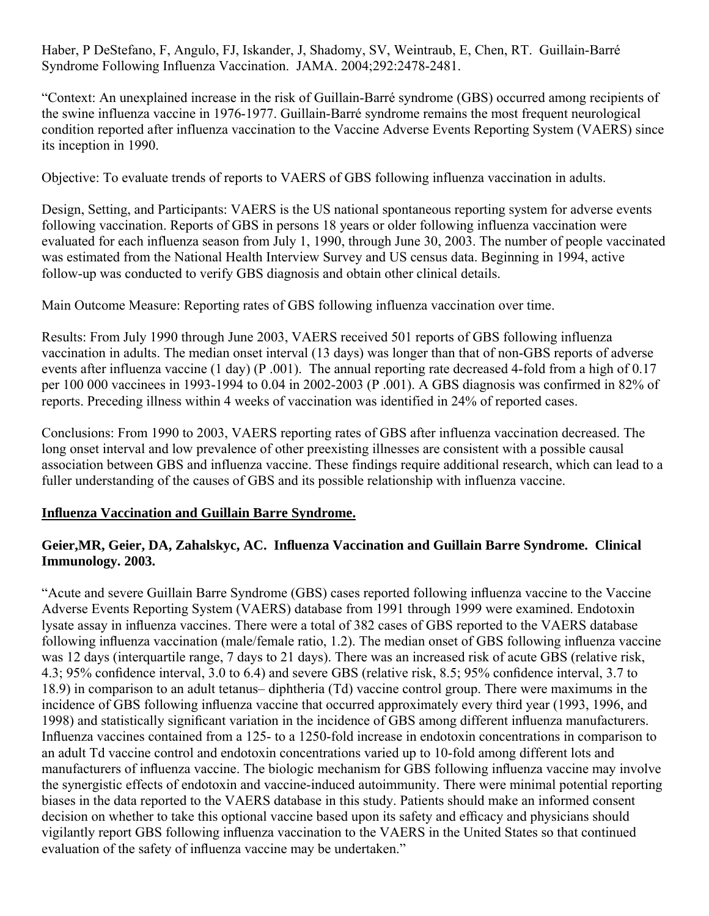Haber, P DeStefano, F, Angulo, FJ, Iskander, J, Shadomy, SV, Weintraub, E, Chen, RT. Guillain-Barré Syndrome Following Influenza Vaccination. JAMA. 2004;292:2478-2481.

"Context: An unexplained increase in the risk of Guillain-Barré syndrome (GBS) occurred among recipients of the swine influenza vaccine in 1976-1977. Guillain-Barré syndrome remains the most frequent neurological condition reported after influenza vaccination to the Vaccine Adverse Events Reporting System (VAERS) since its inception in 1990.

Objective: To evaluate trends of reports to VAERS of GBS following influenza vaccination in adults.

Design, Setting, and Participants: VAERS is the US national spontaneous reporting system for adverse events following vaccination. Reports of GBS in persons 18 years or older following influenza vaccination were evaluated for each influenza season from July 1, 1990, through June 30, 2003. The number of people vaccinated was estimated from the National Health Interview Survey and US census data. Beginning in 1994, active follow-up was conducted to verify GBS diagnosis and obtain other clinical details.

Main Outcome Measure: Reporting rates of GBS following influenza vaccination over time.

Results: From July 1990 through June 2003, VAERS received 501 reports of GBS following influenza vaccination in adults. The median onset interval (13 days) was longer than that of non-GBS reports of adverse events after influenza vaccine (1 day) (P .001). The annual reporting rate decreased 4-fold from a high of 0.17 per 100 000 vaccinees in 1993-1994 to 0.04 in 2002-2003 (P .001). A GBS diagnosis was confirmed in 82% of reports. Preceding illness within 4 weeks of vaccination was identified in 24% of reported cases.

Conclusions: From 1990 to 2003, VAERS reporting rates of GBS after influenza vaccination decreased. The long onset interval and low prevalence of other preexisting illnesses are consistent with a possible causal association between GBS and influenza vaccine. These findings require additional research, which can lead to a fuller understanding of the causes of GBS and its possible relationship with influenza vaccine.

**Influenza Vaccination and Guillain Barre Syndrome.**

**Geier,MR, Geier, DA, Zahalskyc, AC. Influenza Vaccination and Guillain Barre Syndrome. Clinical Immunology. 2003.**

"Acute and severe Guillain Barre Syndrome (GBS) cases reported following influenza vaccine to the Vaccine Adverse Events Reporting System (VAERS) database from 1991 through 1999 were examined. Endotoxin lysate assay in influenza vaccines. There were a total of 382 cases of GBS reported to the VAERS database following influenza vaccination (male/female ratio, 1.2). The median onset of GBS following influenza vaccine was 12 days (interquartile range, 7 days to 21 days). There was an increased risk of acute GBS (relative risk, 4.3; 95% confidence interval, 3.0 to 6.4) and severe GBS (relative risk, 8.5; 95% confidence interval, 3.7 to 18.9) in comparison to an adult tetanus– diphtheria (Td) vaccine control group. There were maximums in the incidence of GBS following influenza vaccine that occurred approximately every third year (1993, 1996, and 1998) and statistically significant variation in the incidence of GBS among different influenza manufacturers. Influenza vaccines contained from a 125- to a 1250-fold increase in endotoxin concentrations in comparison to an adult Td vaccine control and endotoxin concentrations varied up to 10-fold among different lots and manufacturers of influenza vaccine. The biologic mechanism for GBS following influenza vaccine may involve the synergistic effects of endotoxin and vaccine-induced autoimmunity. There were minimal potential reporting biases in the data reported to the VAERS database in this study. Patients should make an informed consent decision on whether to take this optional vaccine based upon its safety and efficacy and physicians should vigilantly report GBS following influenza vaccination to the VAERS in the United States so that continued evaluation of the safety of influenza vaccine may be undertaken."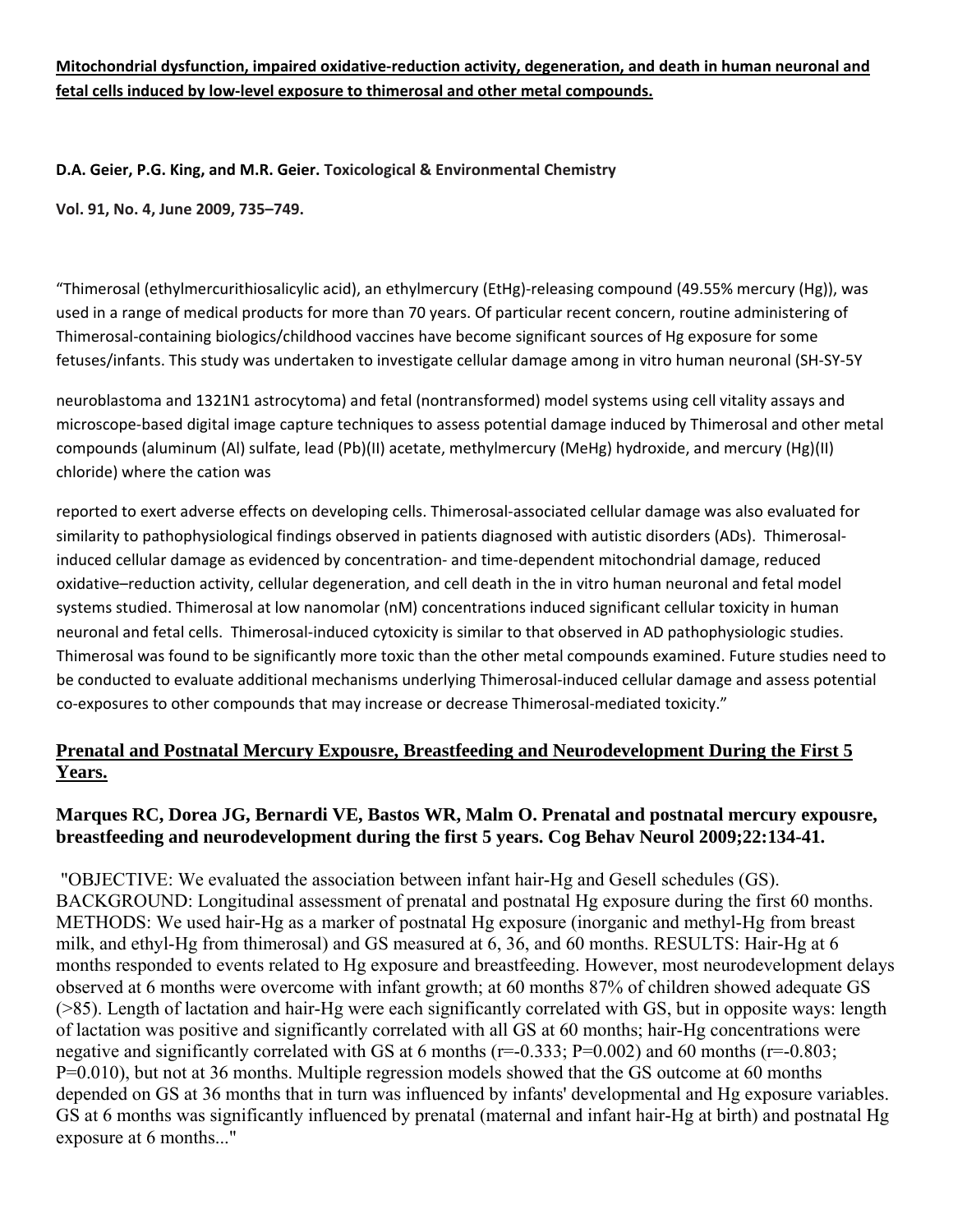**Mitochondrial dysfunction, impaired oxidative-reduction activity, degeneration, and death in human neuronal and fetal cells induced by low-level exposure to thimerosal and other metal compounds.**

**D.A. Geier, P.G. King, and M.R. Geier. Toxicological & Environmental Chemistry**

**Vol. 91, No. 4, June 2009, 735–749.**

"Thimerosal (ethylmercurithiosalicylic acid), an ethylmercury (EtHg)-releasing compound (49.55% mercury (Hg)), was used in a range of medical products for more than 70 years. Of particular recent concern, routine administering of Thimerosal-containing biologics/childhood vaccines have become significant sources of Hg exposure for some fetuses/infants. This study was undertaken to investigate cellular damage among in vitro human neuronal (SH-SY-5Y neuroblastoma and 1321N1 astrocytoma) and fetal (nontransformed) model systems using cell vitality assays and microscope-based digital image capture techniques to assess potential damage induced by Thimerosal and other metal compounds (aluminum (Al) sulfate, lead (Pb)(II) acetate, methylmercury (MeHg) hydroxide, and mercury (Hg)(II) chloride) where the cation was reported to exert adverse effects on developing cells. Thimerosal-associated cellular damage was also evaluated for similarity to pathophysiological findings observed in patients diagnosed with autistic disorders (ADs). Thimerosal-induced cellular damage as evidenced by concentration- and time-dependent mitochondrial damage, reduced oxidative–reduction activity, cellular degeneration, and cell death in the in vitro human neuronal and fetal model systems studied. Thimerosal at low nanomolar (nM) concentrations induced significant cellular toxicity in human neuronal and fetal cells. Thimerosal-induced cytoxicity is similar to that observed in AD pathophysiologic studies. Thimerosal was found to be significantly more toxic than the other metal compounds examined. Future studies need to be conducted to evaluate additional mechanisms underlying Thimerosal-induced cellular damage and assess potential co-exposures to other compounds that may increase or decrease Thimerosal-mediated toxicity."

**Prenatal and Postnatal Mercury Expousre, Breastfeeding and Neurodevelopment During the First 5 Years.**

**Marques RC, Dorea JG, Bernardi VE, Bastos WR, Malm O. Prenatal and postnatal mercury expousre, breastfeeding and neurodevelopment during the first 5 years. Cog Behav Neurol 2009;22:134-41.**

"OBJECTIVE: We evaluated the association between infant hair-Hg and Gesell schedules (GS). BACKGROUND: Longitudinal assessment of prenatal and postnatal Hg exposure during the first 60 months. METHODS: We used hair-Hg as a marker of postnatal Hg exposure (inorganic and methyl-Hg from breast milk, and ethyl-Hg from thimerosal) and GS measured at 6, 36, and 60 months. RESULTS: Hair-Hg at 6 months responded to events related to Hg exposure and breastfeeding. However, most neurodevelopment delays observed at 6 months were overcome with infant growth; at 60 months 87% of children showed adequate GS (>85). Length of lactation and hair-Hg were each significantly correlated with GS, but in opposite ways: length of lactation was positive and significantly correlated with all GS at 60 months; hair-Hg concentrations were negative and significantly correlated with GS at 6 months ($r=-0.333$; $P=0.002$) and 60 months ($r=-0.803$; $P=0.010$), but not at 36 months. Multiple regression models showed that the GS outcome at 60 months depended on GS at 36 months that in turn was influenced by infants' developmental and Hg exposure variables. GS at 6 months was significantly influenced by prenatal (maternal and infant hair-Hg at birth) and postnatal Hg exposure at 6 months..."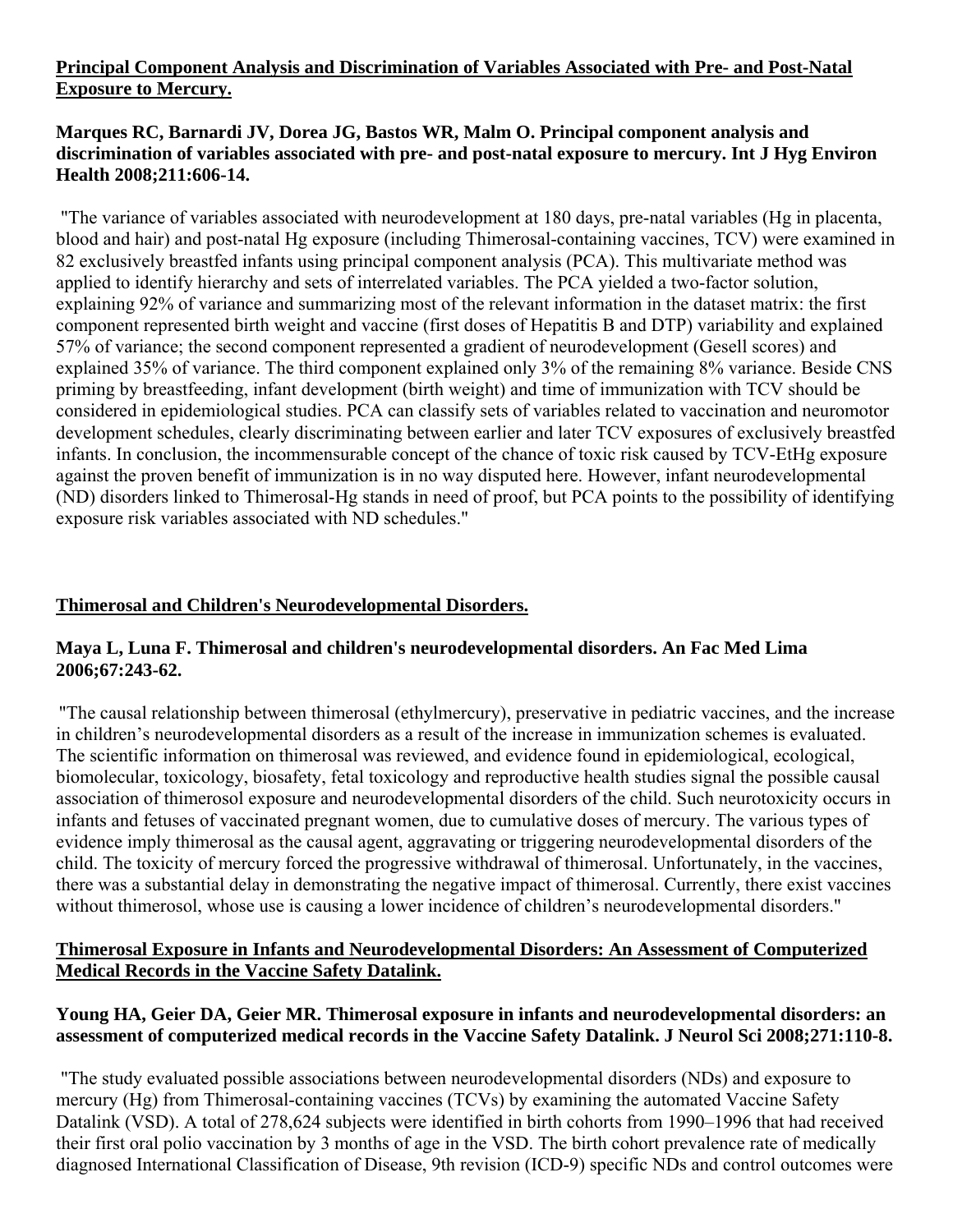**Principal Component Analysis and Discrimination of Variables Associated with Pre- and Post-Natal Exposure to Mercury.**

**Marques RC, Barnardi JV, Dorea JG, Bastos WR, Malm O. Principal component analysis and discrimination of variables associated with pre- and post-natal exposure to mercury. Int J Hyg Environ Health 2008;211:606-14.**

"The variance of variables associated with neurodevelopment at 180 days, pre-natal variables (Hg in placenta, blood and hair) and post-natal Hg exposure (including Thimerosal-containing vaccines, TCV) were examined in 82 exclusively breastfed infants using principal component analysis (PCA). This multivariate method was applied to identify hierarchy and sets of interrelated variables. The PCA yielded a two-factor solution, explaining 92% of variance and summarizing most of the relevant information in the dataset matrix: the first component represented birth weight and vaccine (first doses of Hepatitis B and DTP) variability and explained 57% of variance; the second component represented a gradient of neurodevelopment (Gesell scores) and explained 35% of variance. The third component explained only 3% of the remaining 8% variance. Beside CNS priming by breastfeeding, infant development (birth weight) and time of immunization with TCV should be considered in epidemiological studies. PCA can classify sets of variables related to vaccination and neuromotor development schedules, clearly discriminating between earlier and later TCV exposures of exclusively breastfed infants. In conclusion, the incommensurable concept of the chance of toxic risk caused by TCV-EtHg exposure against the proven benefit of immunization is in no way disputed here. However, infant neurodevelopmental (ND) disorders linked to Thimerosal-Hg stands in need of proof, but PCA points to the possibility of identifying exposure risk variables associated with ND schedules."

**Thimerosal and Children's Neurodevelopmental Disorders.**

**Maya L, Luna F. Thimerosal and children's neurodevelopmental disorders. An Fac Med Lima 2006;67:243-62.**

"The causal relationship between thimerosal (ethylmercury), preservative in pediatric vaccines, and the increase in children's neurodevelopmental disorders as a result of the increase in immunization schemes is evaluated. The scientific information on thimerosal was reviewed, and evidence found in epidemiological, ecological, biomolecular, toxicology, biosafety, fetal toxicology and reproductive health studies signal the possible causal association of thimerosol exposure and neurodevelopmental disorders of the child. Such neurotoxicity occurs in infants and fetuses of vaccinated pregnant women, due to cumulative doses of mercury. The various types of evidence imply thimerosal as the causal agent, aggravating or triggering neurodevelopmental disorders of the child. The toxicity of mercury forced the progressive withdrawal of thimerosal. Unfortunately, in the vaccines, there was a substantial delay in demonstrating the negative impact of thimerosal. Currently, there exist vaccines without thimerosol, whose use is causing a lower incidence of children's neurodevelopmental disorders."

**Thimerosal Exposure in Infants and Neurodevelopmental Disorders: An Assessment of Computerized Medical Records in the Vaccine Safety Datalink.**

**Young HA, Geier DA, Geier MR. Thimerosal exposure in infants and neurodevelopmental disorders: an assessment of computerized medical records in the Vaccine Safety Datalink. J Neurol Sci 2008;271:110-8.**

"The study evaluated possible associations between neurodevelopmental disorders (NDs) and exposure to mercury (Hg) from Thimerosal-containing vaccines (TCVs) by examining the automated Vaccine Safety Datalink (VSD). A total of 278,624 subjects were identified in birth cohorts from 1990–1996 that had received their first oral polio vaccination by 3 months of age in the VSD. The birth cohort prevalence rate of medically diagnosed International Classification of Disease, 9th revision (ICD-9) specific NDs and control outcomes were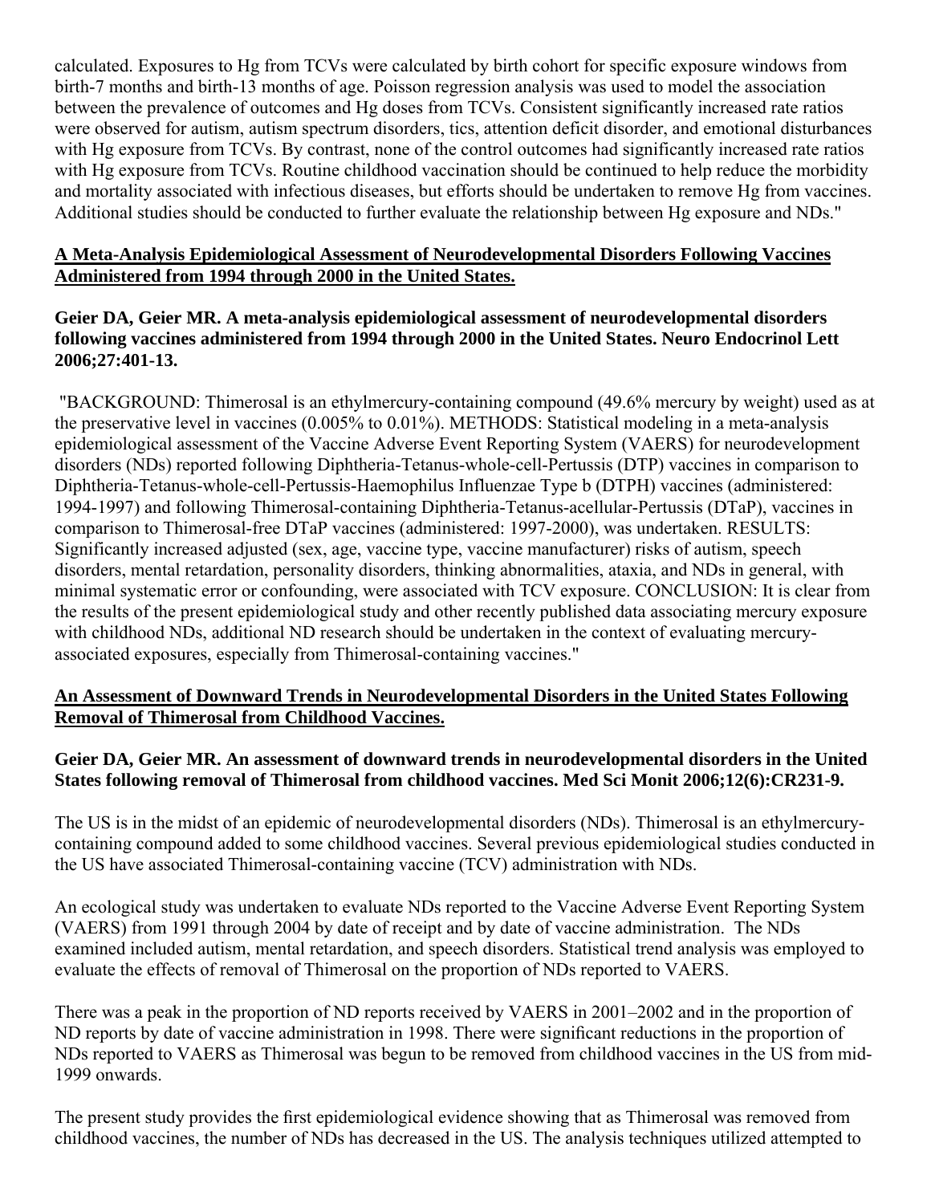calculated. Exposures to Hg from TCVs were calculated by birth cohort for specific exposure windows from birth-7 months and birth-13 months of age. Poisson regression analysis was used to model the association between the prevalence of outcomes and Hg doses from TCVs. Consistent significantly increased rate ratios were observed for autism, autism spectrum disorders, tics, attention deficit disorder, and emotional disturbances with Hg exposure from TCVs. By contrast, none of the control outcomes had significantly increased rate ratios with Hg exposure from TCVs. Routine childhood vaccination should be continued to help reduce the morbidity and mortality associated with infectious diseases, but efforts should be undertaken to remove Hg from vaccines. Additional studies should be conducted to further evaluate the relationship between Hg exposure and NDs."

**A Meta-Analysis Epidemiological Assessment of Neurodevelopmental Disorders Following Vaccines Administered from 1994 through 2000 in the United States.**

**Geier DA, Geier MR. A meta-analysis epidemiological assessment of neurodevelopmental disorders following vaccines administered from 1994 through 2000 in the United States. Neuro Endocrinol Lett 2006;27:401-13.**

"BACKGROUND: Thimerosal is an ethylmercury-containing compound (49.6% mercury by weight) used as at the preservative level in vaccines (0.005% to 0.01%). METHODS: Statistical modeling in a meta-analysis epidemiological assessment of the Vaccine Adverse Event Reporting System (VAERS) for neurodevelopment disorders (NDs) reported following Diphtheria-Tetanus-whole-cell-Pertussis (DTP) vaccines in comparison to Diphtheria-Tetanus-whole-cell-Pertussis-Haemophilus Influenzae Type b (DTPH) vaccines (administered: 1994-1997) and following Thimerosal-containing Diphtheria-Tetanus-acellular-Pertussis (DTaP), vaccines in comparison to Thimerosal-free DTaP vaccines (administered: 1997-2000), was undertaken. RESULTS: Significantly increased adjusted (sex, age, vaccine type, vaccine manufacturer) risks of autism, speech disorders, mental retardation, personality disorders, thinking abnormalities, ataxia, and NDs in general, with minimal systematic error or confounding, were associated with TCV exposure. CONCLUSION: It is clear from the results of the present epidemiological study and other recently published data associating mercury exposure with childhood NDs, additional ND research should be undertaken in the context of evaluating mercury-associated exposures, especially from Thimerosal-containing vaccines."

**An Assessment of Downward Trends in Neurodevelopmental Disorders in the United States Following Removal of Thimerosal from Childhood Vaccines.**

**Geier DA, Geier MR. An assessment of downward trends in neurodevelopmental disorders in the United States following removal of Thimerosal from childhood vaccines. Med Sci Monit 2006;12(6):CR231-9.**

The US is in the midst of an epidemic of neurodevelopmental disorders (NDs). Thimerosal is an ethylmercury-containing compound added to some childhood vaccines. Several previous epidemiological studies conducted in the US have associated Thimerosal-containing vaccine (TCV) administration with NDs.

An ecological study was undertaken to evaluate NDs reported to the Vaccine Adverse Event Reporting System (VAERS) from 1991 through 2004 by date of receipt and by date of vaccine administration. The NDs examined included autism, mental retardation, and speech disorders. Statistical trend analysis was employed to evaluate the effects of removal of Thimerosal on the proportion of NDs reported to VAERS.

There was a peak in the proportion of ND reports received by VAERS in 2001–2002 and in the proportion of ND reports by date of vaccine administration in 1998. There were significant reductions in the proportion of NDs reported to VAERS as Thimerosal was begun to be removed from childhood vaccines in the US from mid-1999 onwards.

The present study provides the first epidemiological evidence showing that as Thimerosal was removed from childhood vaccines, the number of NDs has decreased in the US. The analysis techniques utilized attempted to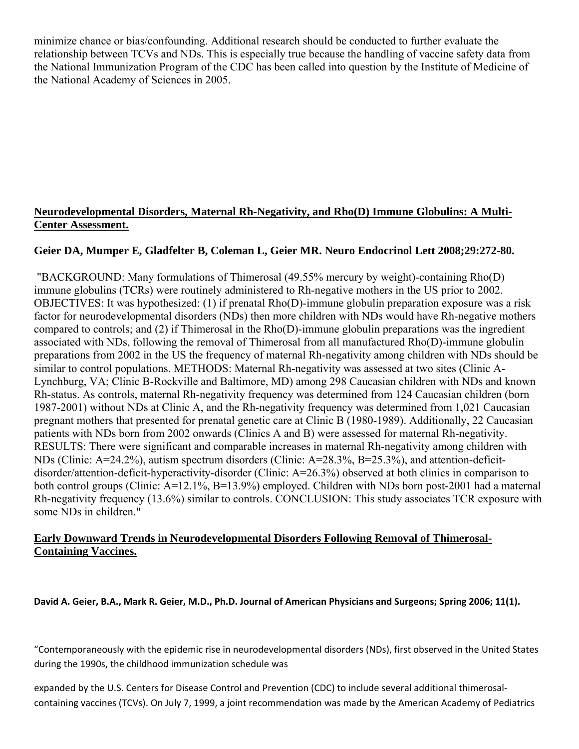minimize chance or bias/confounding. Additional research should be conducted to further evaluate the relationship between TCVs and NDs. This is especially true because the handling of vaccine safety data from the National Immunization Program of the CDC has been called into question by the Institute of Medicine of the National Academy of Sciences in 2005.

**Neurodevelopmental Disorders, Maternal Rh-Negativity, and Rho(D) Immune Globulins: A Multi-Center Assessment.**

**Geier DA, Mumper E, Gladfelter B, Coleman L, Geier MR. Neuro Endocrinol Lett 2008;29:272-80.**

"BACKGROUND: Many formulations of Thimerosal (49.55% mercury by weight)-containing Rho(D) immune globulins (TCRs) were routinely administered to Rh-negative mothers in the US prior to 2002. OBJECTIVES: It was hypothesized: (1) if prenatal Rho(D)-immune globulin preparation exposure was a risk factor for neurodevelopmental disorders (NDs) then more children with NDs would have Rh-negative mothers compared to controls; and (2) if Thimerosal in the Rho(D)-immune globulin preparations was the ingredient associated with NDs, following the removal of Thimerosal from all manufactured Rho(D)-immune globulin preparations from 2002 in the US the frequency of maternal Rh-negativity among children with NDs should be similar to control populations. METHODS: Maternal Rh-negativity was assessed at two sites (Clinic A-Lynchburg, VA; Clinic B-Rockville and Baltimore, MD) among 298 Caucasian children with NDs and known Rh-status. As controls, maternal Rh-negativity frequency was determined from 124 Caucasian children (born 1987-2001) without NDs at Clinic A, and the Rh-negativity frequency was determined from 1,021 Caucasian pregnant mothers that presented for prenatal genetic care at Clinic B (1980-1989). Additionally, 22 Caucasian patients with NDs born from 2002 onwards (Clinics A and B) were assessed for maternal Rh-negativity. RESULTS: There were significant and comparable increases in maternal Rh-negativity among children with NDs (Clinic: A=24.2%), autism spectrum disorders (Clinic: A=28.3%, B=25.3%), and attention-deficit-disorder/attention-deficit-hyperactivity-disorder (Clinic: A=26.3%) observed at both clinics in comparison to both control groups (Clinic: A=12.1%, B=13.9%) employed. Children with NDs born post-2001 had a maternal Rh-negativity frequency (13.6%) similar to controls. CONCLUSION: This study associates TCR exposure with some NDs in children."

**Early Downward Trends in Neurodevelopmental Disorders Following Removal of Thimerosal-Containing Vaccines.**

**David A. Geier, B.A., Mark R. Geier, M.D., Ph.D. Journal of American Physicians and Surgeons; Spring 2006; 11(1).**

"Contemporaneously with the epidemic rise in neurodevelopmental disorders (NDs), first observed in the United States during the 1990s, the childhood immunization schedule was

expanded by the U.S. Centers for Disease Control and Prevention (CDC) to include several additional thimerosal-containing vaccines (TCVs). On July 7, 1999, a joint recommendation was made by the American Academy of Pediatrics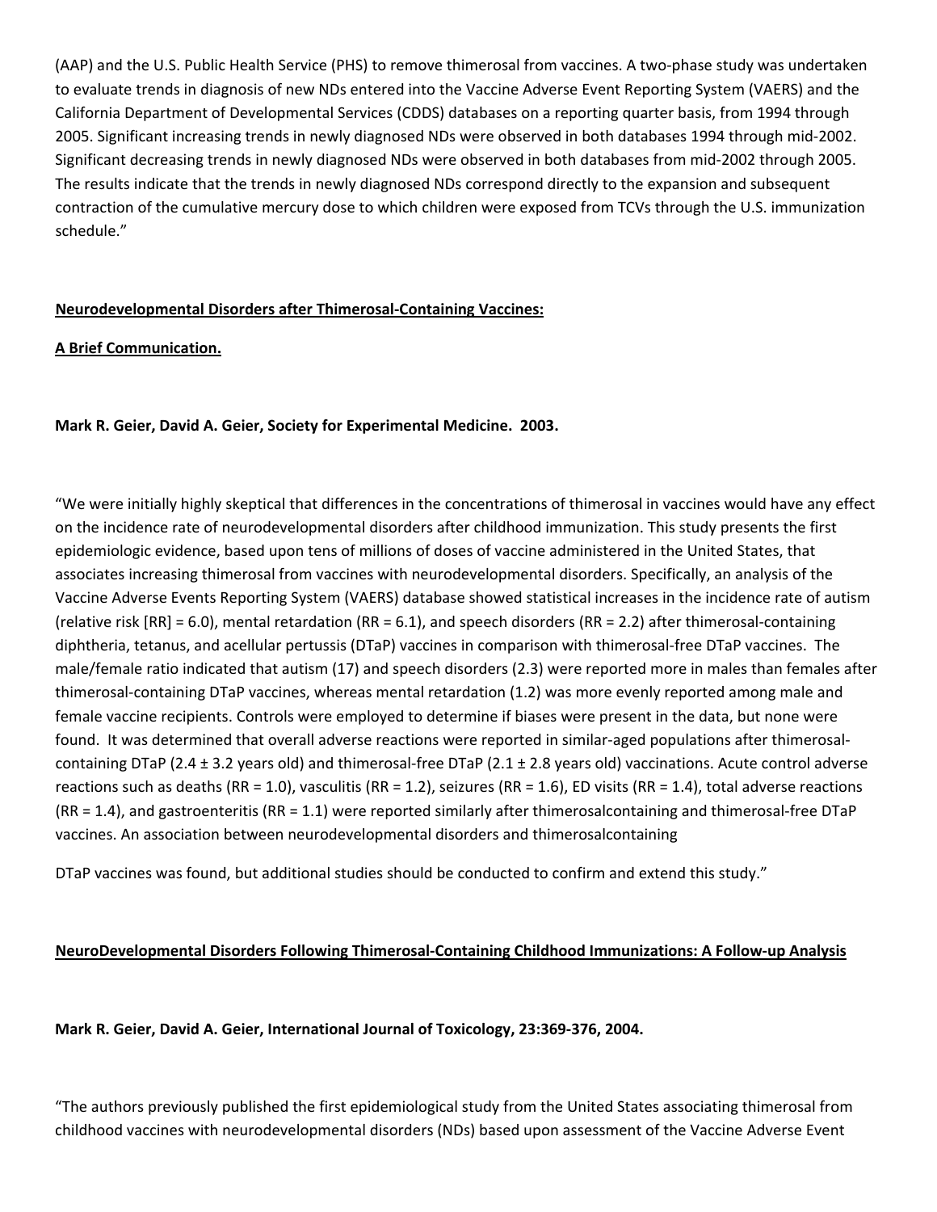(AAP) and the U.S. Public Health Service (PHS) to remove thimerosal from vaccines. A two-phase study was undertaken to evaluate trends in diagnosis of new NDs entered into the Vaccine Adverse Event Reporting System (VAERS) and the California Department of Developmental Services (CDDS) databases on a reporting quarter basis, from 1994 through 2005. Significant increasing trends in newly diagnosed NDs were observed in both databases 1994 through mid-2002. Significant decreasing trends in newly diagnosed NDs were observed in both databases from mid-2002 through 2005. The results indicate that the trends in newly diagnosed NDs correspond directly to the expansion and subsequent contraction of the cumulative mercury dose to which children were exposed from TCVs through the U.S. immunization schedule."

**Neurodevelopmental Disorders after Thimerosal-Containing Vaccines:**

**A Brief Communication.**

**Mark R. Geier, David A. Geier, Society for Experimental Medicine. 2003.**

"We were initially highly skeptical that differences in the concentrations of thimerosal in vaccines would have any effect on the incidence rate of neurodevelopmental disorders after childhood immunization. This study presents the first epidemiologic evidence, based upon tens of millions of doses of vaccine administered in the United States, that associates increasing thimerosal from vaccines with neurodevelopmental disorders. Specifically, an analysis of the Vaccine Adverse Events Reporting System (VAERS) database showed statistical increases in the incidence rate of autism (relative risk [RR] = 6.0), mental retardation (RR = 6.1), and speech disorders (RR = 2.2) after thimerosal-containing diphtheria, tetanus, and acellular pertussis (DTaP) vaccines in comparison with thimerosal-free DTaP vaccines. The male/female ratio indicated that autism (17) and speech disorders (2.3) were reported more in males than females after thimerosal-containing DTaP vaccines, whereas mental retardation (1.2) was more evenly reported among male and female vaccine recipients. Controls were employed to determine if biases were present in the data, but none were found. It was determined that overall adverse reactions were reported in similar-aged populations after thimerosal-containing DTaP (2.4 ± 3.2 years old) and thimerosal-free DTaP (2.1 ± 2.8 years old) vaccinations. Acute control adverse reactions such as deaths (RR = 1.0), vasculitis (RR = 1.2), seizures (RR = 1.6), ED visits (RR = 1.4), total adverse reactions (RR = 1.4), and gastroenteritis (RR = 1.1) were reported similarly after thimerosalcontaining and thimerosal-free DTaP vaccines. An association between neurodevelopmental disorders and thimerosalcontaining

DTaP vaccines was found, but additional studies should be conducted to confirm and extend this study."

**NeuroDevelopmental Disorders Following Thimerosal-Containing Childhood Immunizations: A Follow-up Analysis**

**Mark R. Geier, David A. Geier, International Journal of Toxicology, 23:369-376, 2004.**

"The authors previously published the first epidemiological study from the United States associating thimerosal from childhood vaccines with neurodevelopmental disorders (NDs) based upon assessment of the Vaccine Adverse Event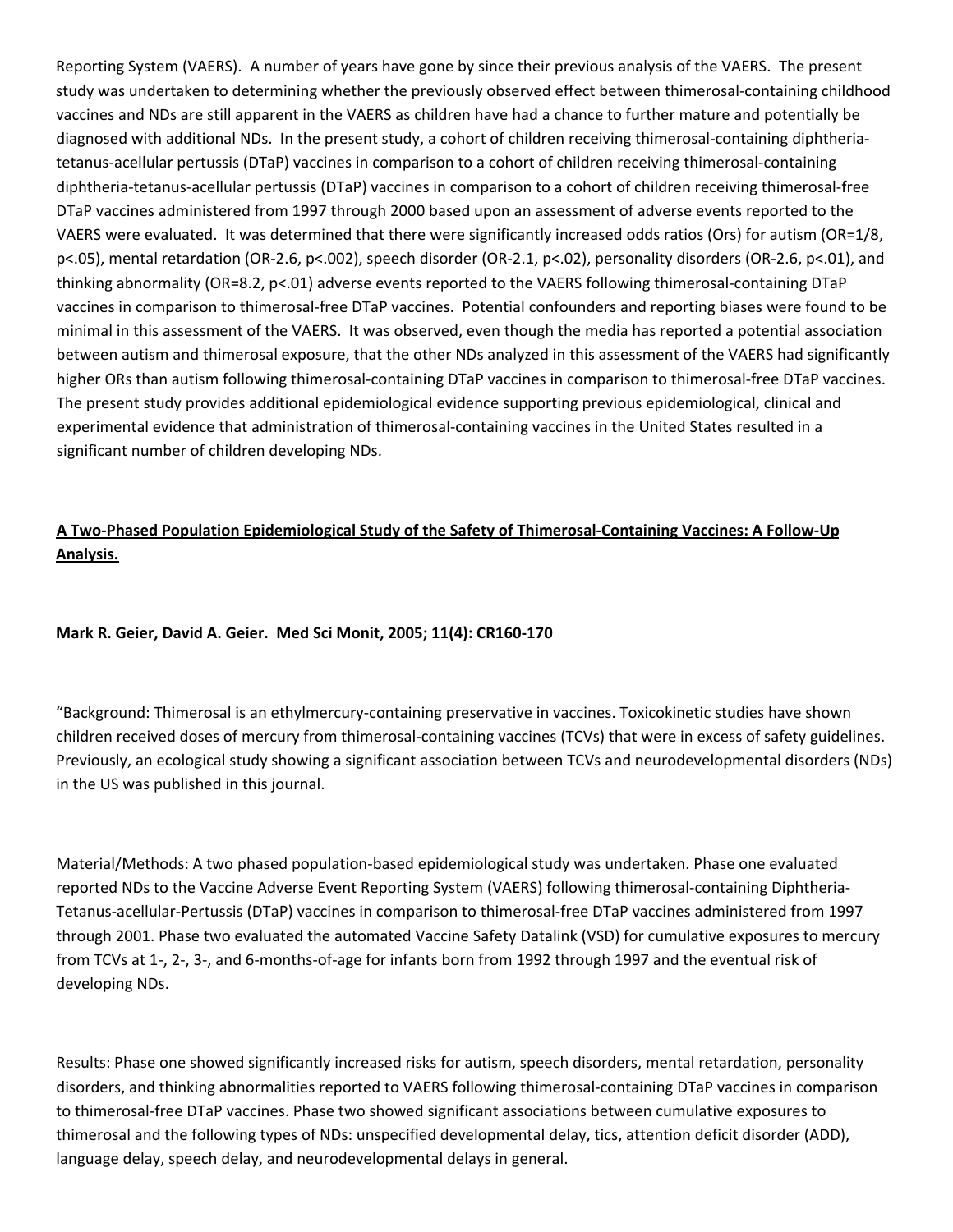Reporting System (VAERS). A number of years have gone by since their previous analysis of the VAERS. The present study was undertaken to determining whether the previously observed effect between thimerosal-containing childhood vaccines and NDs are still apparent in the VAERS as children have had a chance to further mature and potentially be diagnosed with additional NDs. In the present study, a cohort of children receiving thimerosal-containing diphtheria-tetanus-acellular pertussis (DTaP) vaccines in comparison to a cohort of children receiving thimerosal-containing diphtheria-tetanus-acellular pertussis (DTaP) vaccines in comparison to a cohort of children receiving thimerosal-free DTaP vaccines administered from 1997 through 2000 based upon an assessment of adverse events reported to the VAERS were evaluated. It was determined that there were significantly increased odds ratios (Ors) for autism (OR=1/8, p<.05), mental retardation (OR-2.6, p<.002), speech disorder (OR-2.1, p<.02), personality disorders (OR-2.6, p<.01), and thinking abnormality (OR=8.2, p<.01) adverse events reported to the VAERS following thimerosal-containing DTaP vaccines in comparison to thimerosal-free DTaP vaccines. Potential confounders and reporting biases were found to be minimal in this assessment of the VAERS. It was observed, even though the media has reported a potential association between autism and thimerosal exposure, that the other NDs analyzed in this assessment of the VAERS had significantly higher ORs than autism following thimerosal-containing DTaP vaccines in comparison to thimerosal-free DTaP vaccines. The present study provides additional epidemiological evidence supporting previous epidemiological, clinical and experimental evidence that administration of thimerosal-containing vaccines in the United States resulted in a significant number of children developing NDs.

**A Two-Phased Population Epidemiological Study of the Safety of Thimerosal-Containing Vaccines: A Follow-Up Analysis.**

**Mark R. Geier, David A. Geier. Med Sci Monit, 2005; 11(4): CR160-170**

"Background: Thimerosal is an ethylmercury-containing preservative in vaccines. Toxicokinetic studies have shown children received doses of mercury from thimerosal-containing vaccines (TCVs) that were in excess of safety guidelines. Previously, an ecological study showing a significant association between TCVs and neurodevelopmental disorders (NDs) in the US was published in this journal.

Material/Methods: A two phased population-based epidemiological study was undertaken. Phase one evaluated reported NDs to the Vaccine Adverse Event Reporting System (VAERS) following thimerosal-containing Diphtheria-Tetanus-acellular-Pertussis (DTaP) vaccines in comparison to thimerosal-free DTaP vaccines administered from 1997 through 2001. Phase two evaluated the automated Vaccine Safety Datalink (VSD) for cumulative exposures to mercury from TCVs at 1-, 2-, 3-, and 6-months-of-age for infants born from 1992 through 1997 and the eventual risk of developing NDs.

Results: Phase one showed significantly increased risks for autism, speech disorders, mental retardation, personality disorders, and thinking abnormalities reported to VAERS following thimerosal-containing DTaP vaccines in comparison to thimerosal-free DTaP vaccines. Phase two showed significant associations between cumulative exposures to thimerosal and the following types of NDs: unspecified developmental delay, tics, attention deficit disorder (ADD), language delay, speech delay, and neurodevelopmental delays in general.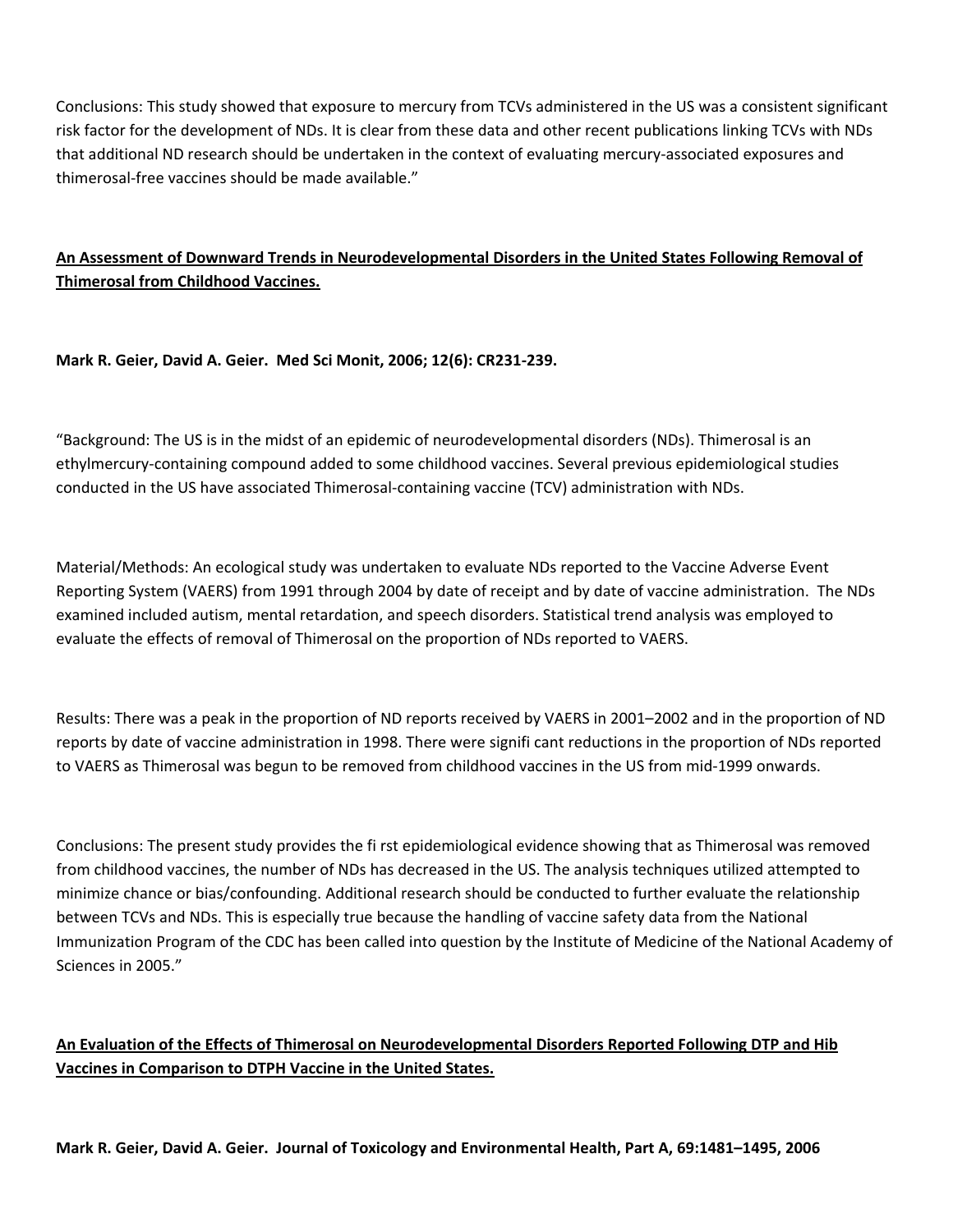Conclusions: This study showed that exposure to mercury from TCVs administered in the US was a consistent significant risk factor for the development of NDs. It is clear from these data and other recent publications linking TCVs with NDs that additional ND research should be undertaken in the context of evaluating mercury-associated exposures and thimerosal-free vaccines should be made available."

**<u>An Assessment of Downward Trends in Neurodevelopmental Disorders in the United States Following Removal of Thimerosal from Childhood Vaccines.</u>**

**Mark R. Geier, David A. Geier. Med Sci Monit, 2006; 12(6): CR231-239.**

"Background: The US is in the midst of an epidemic of neurodevelopmental disorders (NDs). Thimerosal is an ethylmercury-containing compound added to some childhood vaccines. Several previous epidemiological studies conducted in the US have associated Thimerosal-containing vaccine (TCV) administration with NDs.

Material/Methods: An ecological study was undertaken to evaluate NDs reported to the Vaccine Adverse Event Reporting System (VAERS) from 1991 through 2004 by date of receipt and by date of vaccine administration. The NDs examined included autism, mental retardation, and speech disorders. Statistical trend analysis was employed to evaluate the effects of removal of Thimerosal on the proportion of NDs reported to VAERS.

Results: There was a peak in the proportion of ND reports received by VAERS in 2001–2002 and in the proportion of ND reports by date of vaccine administration in 1998. There were signifi cant reductions in the proportion of NDs reported to VAERS as Thimerosal was begun to be removed from childhood vaccines in the US from mid-1999 onwards.

Conclusions: The present study provides the fi rst epidemiological evidence showing that as Thimerosal was removed from childhood vaccines, the number of NDs has decreased in the US. The analysis techniques utilized attempted to minimize chance or bias/confounding. Additional research should be conducted to further evaluate the relationship between TCVs and NDs. This is especially true because the handling of vaccine safety data from the National Immunization Program of the CDC has been called into question by the Institute of Medicine of the National Academy of Sciences in 2005."

**<u>An Evaluation of the Effects of Thimerosal on Neurodevelopmental Disorders Reported Following DTP and Hib Vaccines in Comparison to DTPH Vaccine in the United States.</u>**

**Mark R. Geier, David A. Geier. Journal of Toxicology and Environmental Health, Part A, 69:1481–1495, 2006**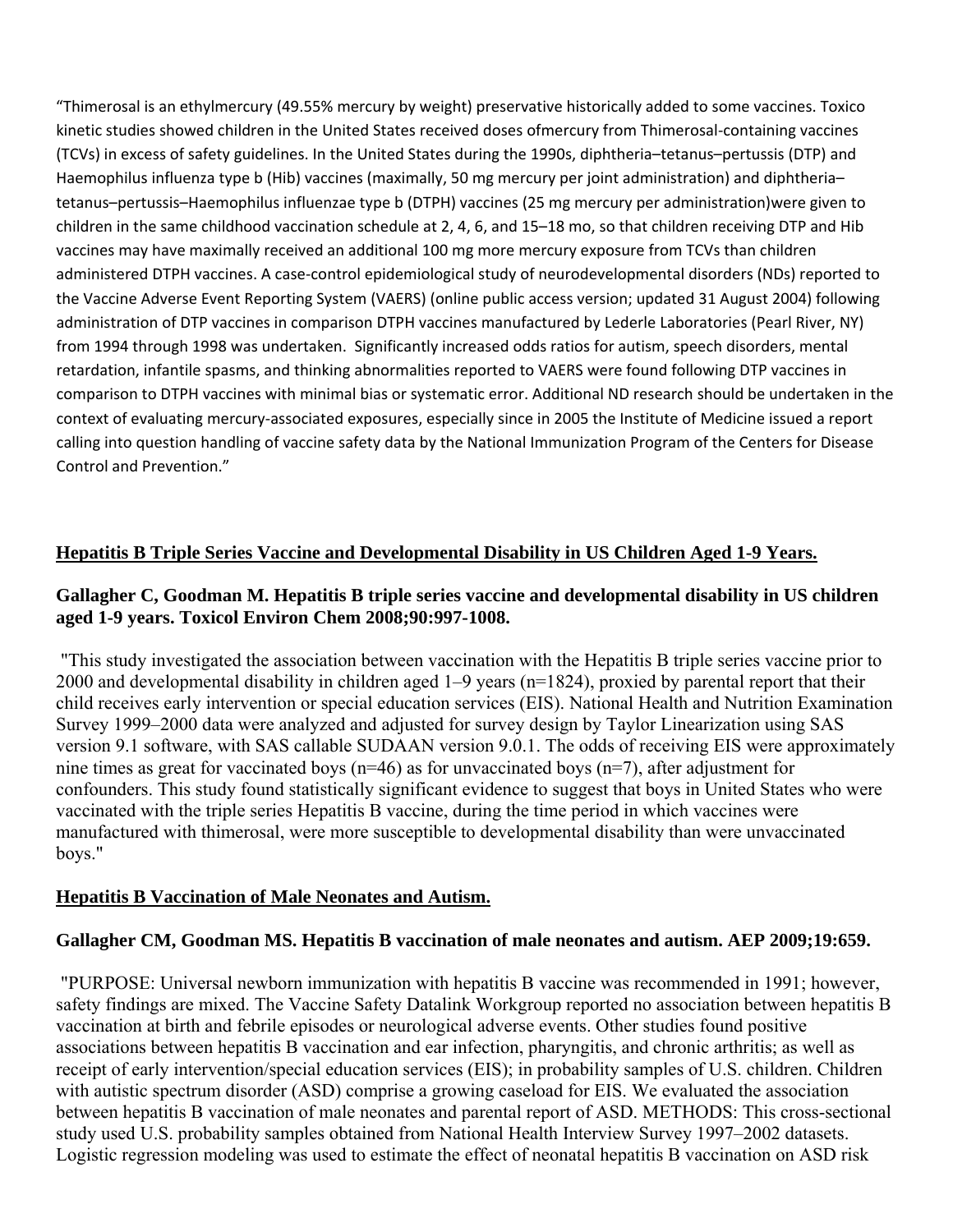"Thimerosal is an ethylmercury (49.55% mercury by weight) preservative historically added to some vaccines. Toxico kinetic studies showed children in the United States received doses ofmercury from Thimerosal-containing vaccines (TCVs) in excess of safety guidelines. In the United States during the 1990s, diphtheria–tetanus–pertussis (DTP) and Haemophilus influenza type b (Hib) vaccines (maximally, 50 mg mercury per joint administration) and diphtheria–tetanus–pertussis–Haemophilus influenzae type b (DTPH) vaccines (25 mg mercury per administration)were given to children in the same childhood vaccination schedule at 2, 4, 6, and 15–18 mo, so that children receiving DTP and Hib vaccines may have maximally received an additional 100 mg more mercury exposure from TCVs than children administered DTPH vaccines. A case-control epidemiological study of neurodevelopmental disorders (NDs) reported to the Vaccine Adverse Event Reporting System (VAERS) (online public access version; updated 31 August 2004) following administration of DTP vaccines in comparison DTPH vaccines manufactured by Lederle Laboratories (Pearl River, NY) from 1994 through 1998 was undertaken. Significantly increased odds ratios for autism, speech disorders, mental retardation, infantile spasms, and thinking abnormalities reported to VAERS were found following DTP vaccines in comparison to DTPH vaccines with minimal bias or systematic error. Additional ND research should be undertaken in the context of evaluating mercury-associated exposures, especially since in 2005 the Institute of Medicine issued a report calling into question handling of vaccine safety data by the National Immunization Program of the Centers for Disease Control and Prevention."

## Hepatitis B Triple Series Vaccine and Developmental Disability in US Children Aged 1-9 Years.

**Gallagher C, Goodman M. Hepatitis B triple series vaccine and developmental disability in US children aged 1-9 years. Toxicol Environ Chem 2008;90:997-1008.**

"This study investigated the association between vaccination with the Hepatitis B triple series vaccine prior to 2000 and developmental disability in children aged 1–9 years (n=1824), proxied by parental report that their child receives early intervention or special education services (EIS). National Health and Nutrition Examination Survey 1999–2000 data were analyzed and adjusted for survey design by Taylor Linearization using SAS version 9.1 software, with SAS callable SUDAAN version 9.0.1. The odds of receiving EIS were approximately nine times as great for vaccinated boys (n=46) as for unvaccinated boys (n=7), after adjustment for confounders. This study found statistically significant evidence to suggest that boys in United States who were vaccinated with the triple series Hepatitis B vaccine, during the time period in which vaccines were manufactured with thimerosal, were more susceptible to developmental disability than were unvaccinated boys."

## Hepatitis B Vaccination of Male Neonates and Autism.

**Gallagher CM, Goodman MS. Hepatitis B vaccination of male neonates and autism. AEP 2009;19:659.**

"PURPOSE: Universal newborn immunization with hepatitis B vaccine was recommended in 1991; however, safety findings are mixed. The Vaccine Safety Datalink Workgroup reported no association between hepatitis B vaccination at birth and febrile episodes or neurological adverse events. Other studies found positive associations between hepatitis B vaccination and ear infection, pharyngitis, and chronic arthritis; as well as receipt of early intervention/special education services (EIS); in probability samples of U.S. children. Children with autistic spectrum disorder (ASD) comprise a growing caseload for EIS. We evaluated the association between hepatitis B vaccination of male neonates and parental report of ASD. METHODS: This cross-sectional study used U.S. probability samples obtained from National Health Interview Survey 1997–2002 datasets. Logistic regression modeling was used to estimate the effect of neonatal hepatitis B vaccination on ASD risk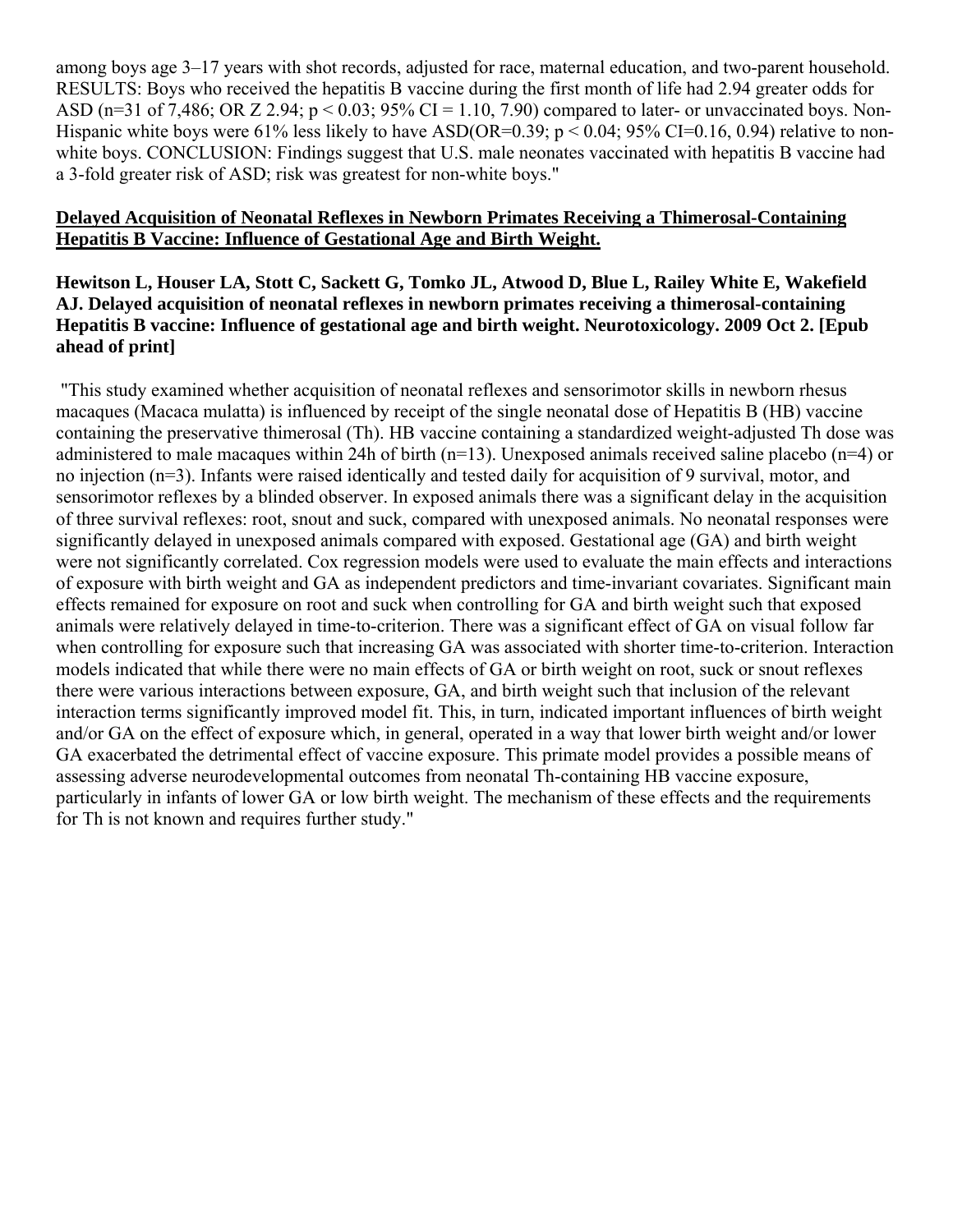among boys age 3–17 years with shot records, adjusted for race, maternal education, and two-parent household. RESULTS: Boys who received the hepatitis B vaccine during the first month of life had 2.94 greater odds for ASD (n=31 of 7,486; OR Z 2.94; $p < 0.03$; 95% CI = 1.10, 7.90) compared to later- or unvaccinated boys. Non-Hispanic white boys were 61% less likely to have ASD(OR=0.39; $p < 0.04$; 95% CI=0.16, 0.94) relative to non-white boys. CONCLUSION: Findings suggest that U.S. male neonates vaccinated with hepatitis B vaccine had a 3-fold greater risk of ASD; risk was greatest for non-white boys."

**Delayed Acquisition of Neonatal Reflexes in Newborn Primates Receiving a Thimerosal-Containing Hepatitis B Vaccine: Influence of Gestational Age and Birth Weight.**

**Hewitson L, Houser LA, Stott C, Sackett G, Tomko JL, Atwood D, Blue L, Railey White E, Wakefield AJ. Delayed acquisition of neonatal reflexes in newborn primates receiving a thimerosal-containing Hepatitis B vaccine: Influence of gestational age and birth weight. Neurotoxicology. 2009 Oct 2. [Epub ahead of print]**

"This study examined whether acquisition of neonatal reflexes and sensorimotor skills in newborn rhesus macaques (Macaca mulatta) is influenced by receipt of the single neonatal dose of Hepatitis B (HB) vaccine containing the preservative thimerosal (Th). HB vaccine containing a standardized weight-adjusted Th dose was administered to male macaques within 24h of birth (n=13). Unexposed animals received saline placebo (n=4) or no injection (n=3). Infants were raised identically and tested daily for acquisition of 9 survival, motor, and sensorimotor reflexes by a blinded observer. In exposed animals there was a significant delay in the acquisition of three survival reflexes: root, snout and suck, compared with unexposed animals. No neonatal responses were significantly delayed in unexposed animals compared with exposed. Gestational age (GA) and birth weight were not significantly correlated. Cox regression models were used to evaluate the main effects and interactions of exposure with birth weight and GA as independent predictors and time-invariant covariates. Significant main effects remained for exposure on root and suck when controlling for GA and birth weight such that exposed animals were relatively delayed in time-to-criterion. There was a significant effect of GA on visual follow far when controlling for exposure such that increasing GA was associated with shorter time-to-criterion. Interaction models indicated that while there were no main effects of GA or birth weight on root, suck or snout reflexes there were various interactions between exposure, GA, and birth weight such that inclusion of the relevant interaction terms significantly improved model fit. This, in turn, indicated important influences of birth weight and/or GA on the effect of exposure which, in general, operated in a way that lower birth weight and/or lower GA exacerbated the detrimental effect of vaccine exposure. This primate model provides a possible means of assessing adverse neurodevelopmental outcomes from neonatal Th-containing HB vaccine exposure, particularly in infants of lower GA or low birth weight. The mechanism of these effects and the requirements for Th is not known and requires further study."